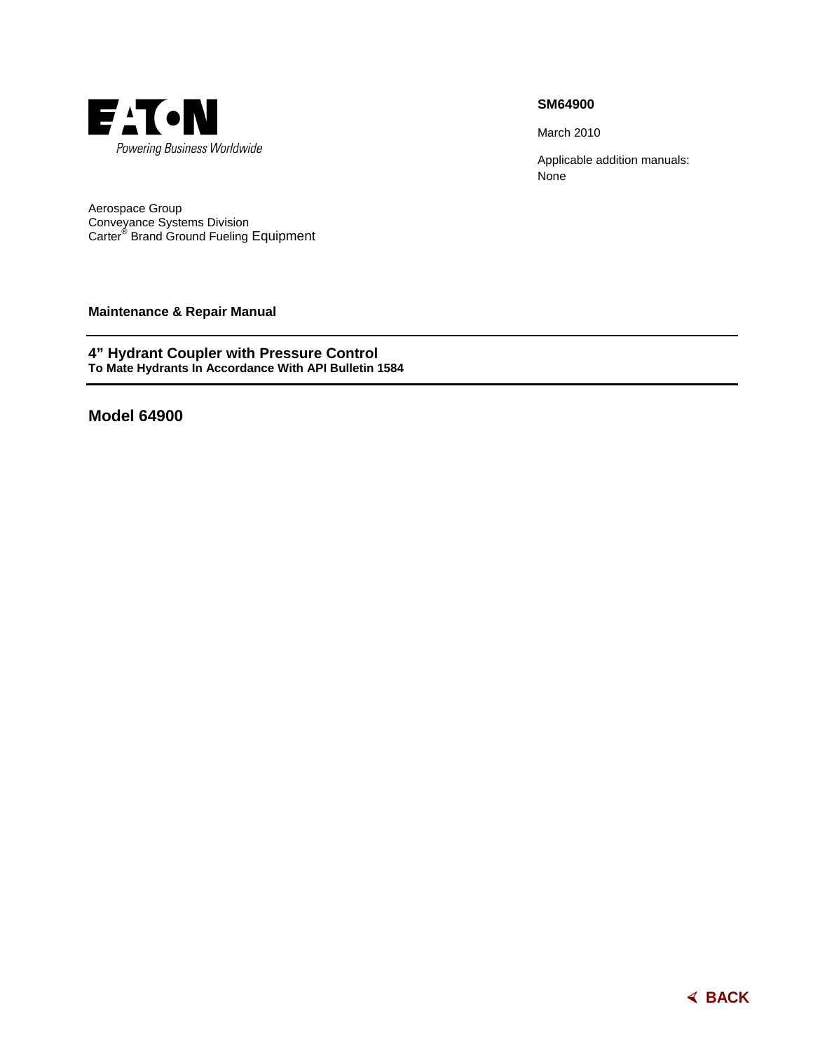EATON

*Powering Business Worldwide*

**SM64900**

March 2010

Applicable addition manuals:
None

Aerospace Group
Conveyance Systems Division
Carter® Brand Ground Fueling Equipment

**Maintenance & Repair Manual**

---

## 4" Hydrant Coupler with Pressure Control

**To Mate Hydrants In Accordance With API Bulletin 1584**

---

## Model 64900

**BACK**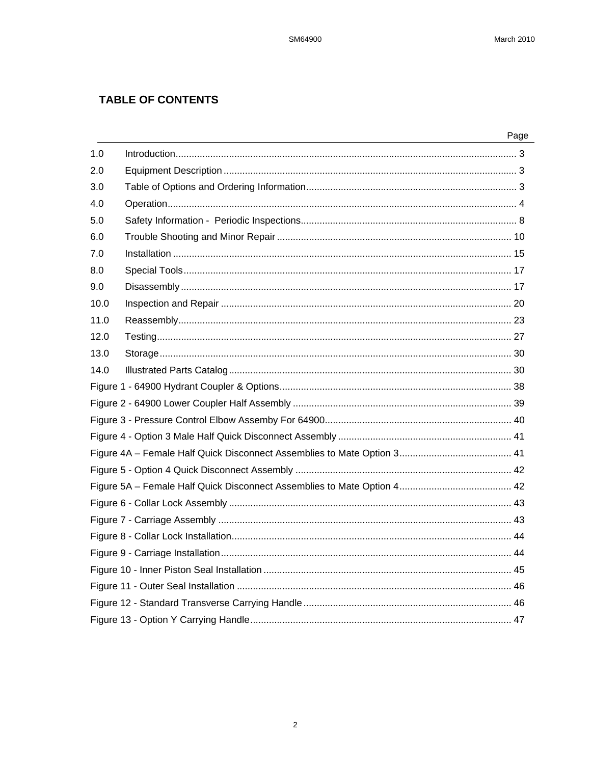# TABLE OF CONTENTS

| | | Page |
|---|---|---|
| 1.0 | Introduction | 3 |
| 2.0 | Equipment Description | 3 |
| 3.0 | Table of Options and Ordering Information | 3 |
| 4.0 | Operation | 4 |
| 5.0 | Safety Information - Periodic Inspections | 8 |
| 6.0 | Trouble Shooting and Minor Repair | 10 |
| 7.0 | Installation | 15 |
| 8.0 | Special Tools | 17 |
| 9.0 | Disassembly | 17 |
| 10.0 | Inspection and Repair | 20 |
| 11.0 | Reassembly | 23 |
| 12.0 | Testing | 27 |
| 13.0 | Storage | 30 |
| 14.0 | Illustrated Parts Catalog | 30 |
| Figure 1 - 64900 Hydrant Coupler & Options | | 38 |
| Figure 2 - 64900 Lower Coupler Half Assembly | | 39 |
| Figure 3 - Pressure Control Elbow Assemby For 64900 | | 40 |
| Figure 4 - Option 3 Male Half Quick Disconnect Assembly | | 41 |
| Figure 4A – Female Half Quick Disconnect Assemblies to Mate Option 3 | | 41 |
| Figure 5 - Option 4 Quick Disconnect Assembly | | 42 |
| Figure 5A – Female Half Quick Disconnect Assemblies to Mate Option 4 | | 42 |
| Figure 6 - Collar Lock Assembly | | 43 |
| Figure 7 - Carriage Assembly | | 43 |
| Figure 8 - Collar Lock Installation | | 44 |
| Figure 9 - Carriage Installation | | 44 |
| Figure 10 - Inner Piston Seal Installation | | 45 |
| Figure 11 - Outer Seal Installation | | 46 |
| Figure 12 - Standard Transverse Carrying Handle | | 46 |
| Figure 13 - Option Y Carrying Handle | | 47 |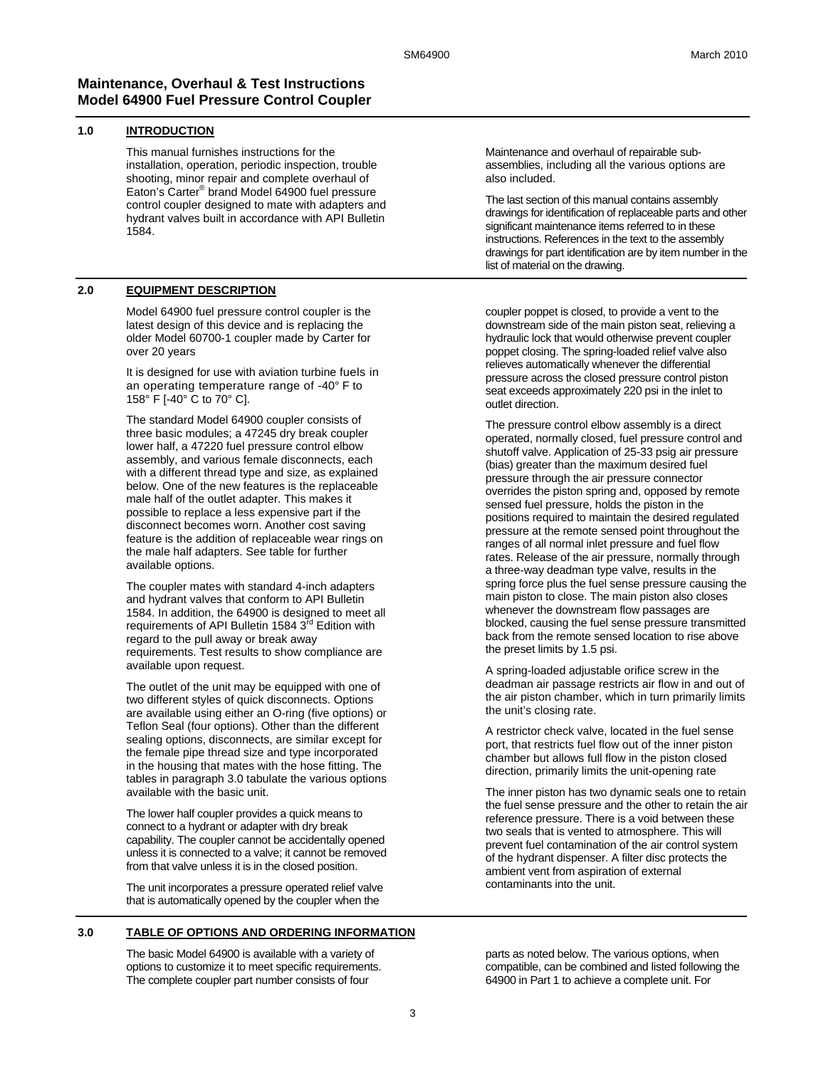# Maintenance, Overhaul & Test Instructions
# Model 64900 Fuel Pressure Control Coupler

## 1.0 INTRODUCTION

This manual furnishes instructions for the installation, operation, periodic inspection, trouble shooting, minor repair and complete overhaul of Eaton's Carter® brand Model 64900 fuel pressure control coupler designed to mate with adapters and hydrant valves built in accordance with API Bulletin 1584.

Maintenance and overhaul of repairable sub-assemblies, including all the various options are also included.

The last section of this manual contains assembly drawings for identification of replaceable parts and other significant maintenance items referred to in these instructions. References in the text to the assembly drawings for part identification are by item number in the list of material on the drawing.

## 2.0 EQUIPMENT DESCRIPTION

Model 64900 fuel pressure control coupler is the latest design of this device and is replacing the older Model 60700-1 coupler made by Carter for over 20 years

It is designed for use with aviation turbine fuels in an operating temperature range of -40° F to 158° F [-40° C to 70° C].

The standard Model 64900 coupler consists of three basic modules; a 47245 dry break coupler lower half, a 47220 fuel pressure control elbow assembly, and various female disconnects, each with a different thread type and size, as explained below. One of the new features is the replaceable male half of the outlet adapter. This makes it possible to replace a less expensive part if the disconnect becomes worn. Another cost saving feature is the addition of replaceable wear rings on the male half adapters. See table for further available options.

The coupler mates with standard 4-inch adapters and hydrant valves that conform to API Bulletin 1584. In addition, the 64900 is designed to meet all requirements of API Bulletin 1584 3rd Edition with regard to the pull away or break away requirements. Test results to show compliance are available upon request.

The outlet of the unit may be equipped with one of two different styles of quick disconnects. Options are available using either an O-ring (five options) or Teflon Seal (four options). Other than the different sealing options, disconnects, are similar except for the female pipe thread size and type incorporated in the housing that mates with the hose fitting. The tables in paragraph 3.0 tabulate the various options available with the basic unit.

The lower half coupler provides a quick means to connect to a hydrant or adapter with dry break capability. The coupler cannot be accidentally opened unless it is connected to a valve; it cannot be removed from that valve unless it is in the closed position.

The unit incorporates a pressure operated relief valve that is automatically opened by the coupler when the coupler poppet is closed, to provide a vent to the downstream side of the main piston seat, relieving a hydraulic lock that would otherwise prevent coupler poppet closing. The spring-loaded relief valve also relieves automatically whenever the differential pressure across the closed pressure control piston seat exceeds approximately 220 psi in the inlet to outlet direction.

The pressure control elbow assembly is a direct operated, normally closed, fuel pressure control and shutoff valve. Application of 25-33 psig air pressure (bias) greater than the maximum desired fuel pressure through the air pressure connector overrides the piston spring and, opposed by remote sensed fuel pressure, holds the piston in the positions required to maintain the desired regulated pressure at the remote sensed point throughout the ranges of all normal inlet pressure and fuel flow rates. Release of the air pressure, normally through a three-way deadman type valve, results in the spring force plus the fuel sense pressure causing the main piston to close. The main piston also closes whenever the downstream flow passages are blocked, causing the fuel sense pressure transmitted back from the remote sensed location to rise above the preset limits by 1.5 psi.

A spring-loaded adjustable orifice screw in the deadman air passage restricts air flow in and out of the air piston chamber, which in turn primarily limits the unit's closing rate.

A restrictor check valve, located in the fuel sense port, that restricts fuel flow out of the inner piston chamber but allows full flow in the piston closed direction, primarily limits the unit-opening rate

The inner piston has two dynamic seals one to retain the fuel sense pressure and the other to retain the air reference pressure. There is a void between these two seals that is vented to atmosphere. This will prevent fuel contamination of the air control system of the hydrant dispenser. A filter disc protects the ambient vent from aspiration of external contaminants into the unit.

## 3.0 TABLE OF OPTIONS AND ORDERING INFORMATION

The basic Model 64900 is available with a variety of options to customize it to meet specific requirements. The complete coupler part number consists of four parts as noted below. The various options, when compatible, can be combined and listed following the 64900 in Part 1 to achieve a complete unit. For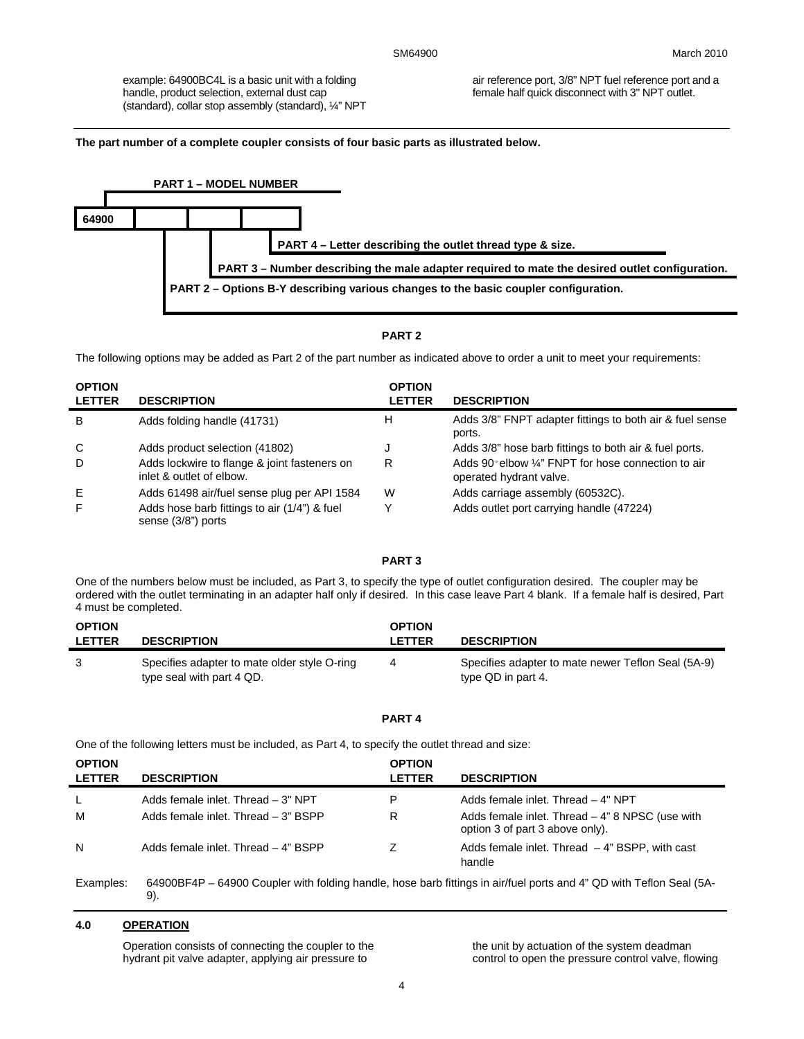example: 64900BC4L is a basic unit with a folding handle, product selection, external dust cap (standard), collar stop assembly (standard), ¼" NPT air reference port, 3/8" NPT fuel reference port and a female half quick disconnect with 3" NPT outlet.

---

**The part number of a complete coupler consists of four basic parts as illustrated below.**

**PART 1 – MODEL NUMBER**

| 64900 | | | |
|---|---|---|---|

**PART 4 – Letter describing the outlet thread type & size.**

**PART 3 – Number describing the male adapter required to mate the desired outlet configuration.**

**PART 2 – Options B-Y describing various changes to the basic coupler configuration.**

**PART 2**

The following options may be added as Part 2 of the part number as indicated above to order a unit to meet your requirements:

| OPTION LETTER | DESCRIPTION | OPTION LETTER | DESCRIPTION |
|---|---|---|---|
| B | Adds folding handle (41731) | H | Adds 3/8" FNPT adapter fittings to both air & fuel sense ports. |
| C | Adds product selection (41802) | J | Adds 3/8" hose barb fittings to both air & fuel ports. |
| D | Adds lockwire to flange & joint fasteners on inlet & outlet of elbow. | R | Adds 90° elbow ¼" FNPT for hose connection to air operated hydrant valve. |
| E | Adds 61498 air/fuel sense plug per API 1584 | W | Adds carriage assembly (60532C). |
| F | Adds hose barb fittings to air (1/4") & fuel sense (3/8") ports | Y | Adds outlet port carrying handle (47224) |

**PART 3**

One of the numbers below must be included, as Part 3, to specify the type of outlet configuration desired. The coupler may be ordered with the outlet terminating in an adapter half only if desired. In this case leave Part 4 blank. If a female half is desired, Part 4 must be completed.

| OPTION LETTER | DESCRIPTION | OPTION LETTER | DESCRIPTION |
|---|---|---|---|
| 3 | Specifies adapter to mate older style O-ring type seal with part 4 QD. | 4 | Specifies adapter to mate newer Teflon Seal (5A-9) type QD in part 4. |

**PART 4**

One of the following letters must be included, as Part 4, to specify the outlet thread and size:

| OPTION LETTER | DESCRIPTION | OPTION LETTER | DESCRIPTION |
|---|---|---|---|
| L | Adds female inlet. Thread – 3" NPT | P | Adds female inlet. Thread – 4" NPT |
| M | Adds female inlet. Thread – 3" BSPP | R | Adds female inlet. Thread – 4" 8 NPSC (use with option 3 of part 3 above only). |
| N | Adds female inlet. Thread – 4" BSPP | Z | Adds female inlet. Thread – 4" BSPP, with cast handle |

Examples: 64900BF4P – 64900 Coupler with folding handle, hose barb fittings in air/fuel ports and 4" QD with Teflon Seal (5A-9).

---

## 4.0 OPERATION

Operation consists of connecting the coupler to the hydrant pit valve adapter, applying air pressure to the unit by actuation of the system deadman control to open the pressure control valve, flowing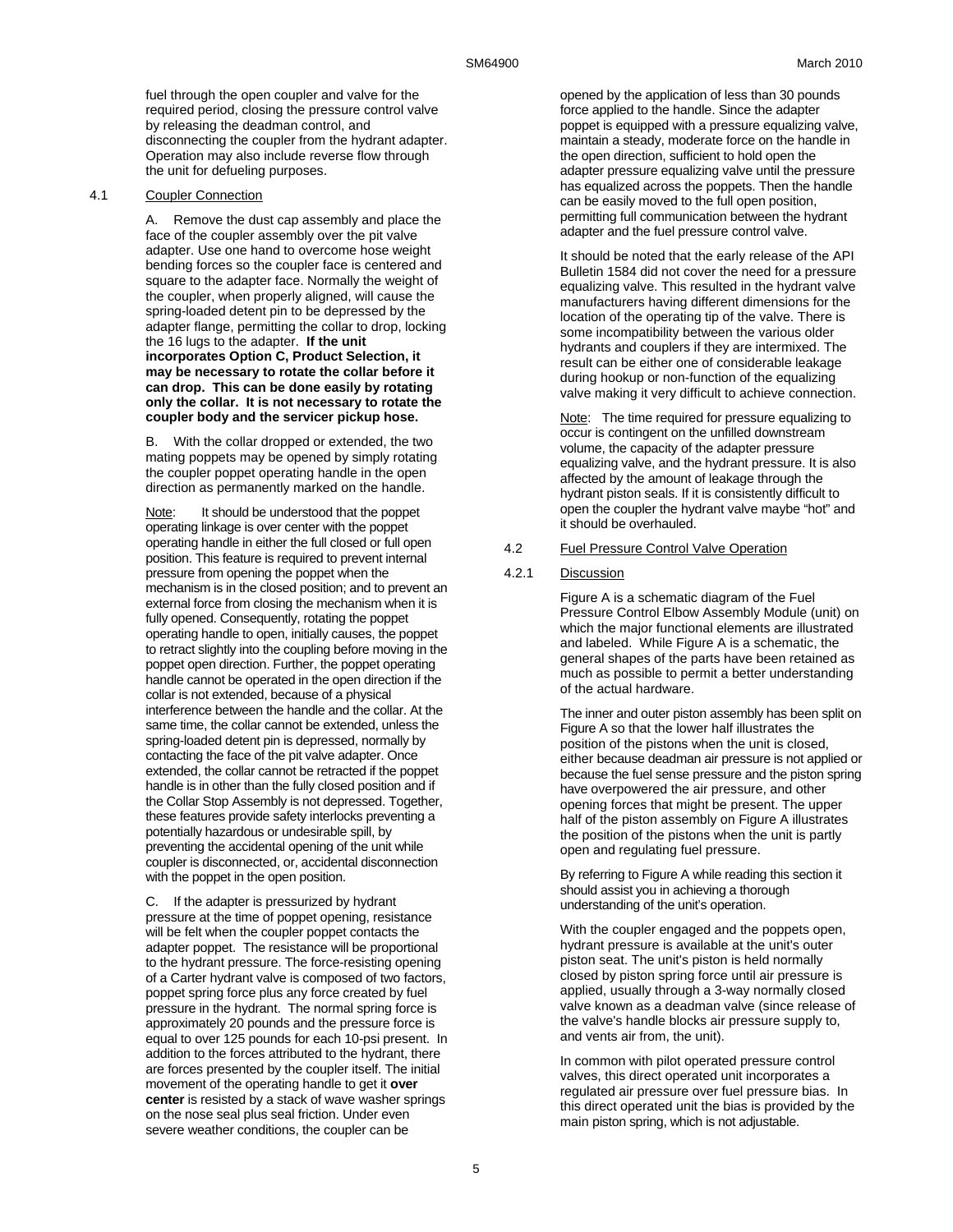fuel through the open coupler and valve for the required period, closing the pressure control valve by releasing the deadman control, and disconnecting the coupler from the hydrant adapter. Operation may also include reverse flow through the unit for defueling purposes.

## 4.1 Coupler Connection

A. Remove the dust cap assembly and place the face of the coupler assembly over the pit valve adapter. Use one hand to overcome hose weight bending forces so the coupler face is centered and square to the adapter face. Normally the weight of the coupler, when properly aligned, will cause the spring-loaded detent pin to be depressed by the adapter flange, permitting the collar to drop, locking the 16 lugs to the adapter. **If the unit incorporates Option C, Product Selection, it may be necessary to rotate the collar before it can drop. This can be done easily by rotating only the collar. It is not necessary to rotate the coupler body and the servicer pickup hose.**

B. With the collar dropped or extended, the two mating poppets may be opened by simply rotating the coupler poppet operating handle in the open direction as permanently marked on the handle.

Note: It should be understood that the poppet operating linkage is over center with the poppet operating handle in either the full closed or full open position. This feature is required to prevent internal pressure from opening the poppet when the mechanism is in the closed position; and to prevent an external force from closing the mechanism when it is fully opened. Consequently, rotating the poppet operating handle to open, initially causes, the poppet to retract slightly into the coupling before moving in the poppet open direction. Further, the poppet operating handle cannot be operated in the open direction if the collar is not extended, because of a physical interference between the handle and the collar. At the same time, the collar cannot be extended, unless the spring-loaded detent pin is depressed, normally by contacting the face of the pit valve adapter. Once extended, the collar cannot be retracted if the poppet handle is in other than the fully closed position and if the Collar Stop Assembly is not depressed. Together, these features provide safety interlocks preventing a potentially hazardous or undesirable spill, by preventing the accidental opening of the unit while coupler is disconnected, or, accidental disconnection with the poppet in the open position.

C. If the adapter is pressurized by hydrant pressure at the time of poppet opening, resistance will be felt when the coupler poppet contacts the adapter poppet. The resistance will be proportional to the hydrant pressure. The force-resisting opening of a Carter hydrant valve is composed of two factors, poppet spring force plus any force created by fuel pressure in the hydrant. The normal spring force is approximately 20 pounds and the pressure force is equal to over 125 pounds for each 10-psi present. In addition to the forces attributed to the hydrant, there are forces presented by the coupler itself. The initial movement of the operating handle to get it **over center** is resisted by a stack of wave washer springs on the nose seal plus seal friction. Under even severe weather conditions, the coupler can be opened by the application of less than 30 pounds force applied to the handle. Since the adapter poppet is equipped with a pressure equalizing valve, maintain a steady, moderate force on the handle in the open direction, sufficient to hold open the adapter pressure equalizing valve until the pressure has equalized across the poppets. Then the handle can be easily moved to the full open position, permitting full communication between the hydrant adapter and the fuel pressure control valve.

It should be noted that the early release of the API Bulletin 1584 did not cover the need for a pressure equalizing valve. This resulted in the hydrant valve manufacturers having different dimensions for the location of the operating tip of the valve. There is some incompatibility between the various older hydrants and couplers if they are intermixed. The result can be either one of considerable leakage during hookup or non-function of the equalizing valve making it very difficult to achieve connection.

Note: The time required for pressure equalizing to occur is contingent on the unfilled downstream volume, the capacity of the adapter pressure equalizing valve, and the hydrant pressure. It is also affected by the amount of leakage through the hydrant piston seals. If it is consistently difficult to open the coupler the hydrant valve maybe "hot" and it should be overhauled.

## 4.2 Fuel Pressure Control Valve Operation

### 4.2.1 Discussion

Figure A is a schematic diagram of the Fuel Pressure Control Elbow Assembly Module (unit) on which the major functional elements are illustrated and labeled. While Figure A is a schematic, the general shapes of the parts have been retained as much as possible to permit a better understanding of the actual hardware.

The inner and outer piston assembly has been split on Figure A so that the lower half illustrates the position of the pistons when the unit is closed, either because deadman air pressure is not applied or because the fuel sense pressure and the piston spring have overpowered the air pressure, and other opening forces that might be present. The upper half of the piston assembly on Figure A illustrates the position of the pistons when the unit is partly open and regulating fuel pressure.

By referring to Figure A while reading this section it should assist you in achieving a thorough understanding of the unit's operation.

With the coupler engaged and the poppets open, hydrant pressure is available at the unit's outer piston seat. The unit's piston is held normally closed by piston spring force until air pressure is applied, usually through a 3-way normally closed valve known as a deadman valve (since release of the valve's handle blocks air pressure supply to, and vents air from, the unit).

In common with pilot operated pressure control valves, this direct operated unit incorporates a regulated air pressure over fuel pressure bias. In this direct operated unit the bias is provided by the main piston spring, which is not adjustable.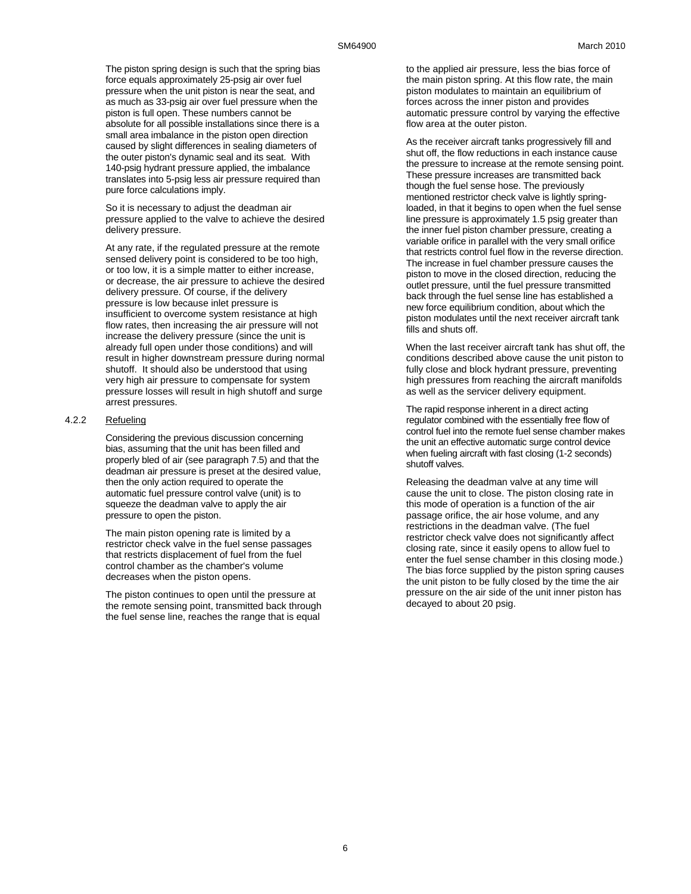The piston spring design is such that the spring bias force equals approximately 25-psig air over fuel pressure when the unit piston is near the seat, and as much as 33-psig air over fuel pressure when the piston is full open. These numbers cannot be absolute for all possible installations since there is a small area imbalance in the piston open direction caused by slight differences in sealing diameters of the outer piston's dynamic seal and its seat. With 140-psig hydrant pressure applied, the imbalance translates into 5-psig less air pressure required than pure force calculations imply.

So it is necessary to adjust the deadman air pressure applied to the valve to achieve the desired delivery pressure.

At any rate, if the regulated pressure at the remote sensed delivery point is considered to be too high, or too low, it is a simple matter to either increase, or decrease, the air pressure to achieve the desired delivery pressure. Of course, if the delivery pressure is low because inlet pressure is insufficient to overcome system resistance at high flow rates, then increasing the air pressure will not increase the delivery pressure (since the unit is already full open under those conditions) and will result in higher downstream pressure during normal shutoff. It should also be understood that using very high air pressure to compensate for system pressure losses will result in high shutoff and surge arrest pressures.

### 4.2.2 Refueling

Considering the previous discussion concerning bias, assuming that the unit has been filled and properly bled of air (see paragraph 7.5) and that the deadman air pressure is preset at the desired value, then the only action required to operate the automatic fuel pressure control valve (unit) is to squeeze the deadman valve to apply the air pressure to open the piston.

The main piston opening rate is limited by a restrictor check valve in the fuel sense passages that restricts displacement of fuel from the fuel control chamber as the chamber's volume decreases when the piston opens.

The piston continues to open until the pressure at the remote sensing point, transmitted back through the fuel sense line, reaches the range that is equal to the applied air pressure, less the bias force of the main piston spring. At this flow rate, the main piston modulates to maintain an equilibrium of forces across the inner piston and provides automatic pressure control by varying the effective flow area at the outer piston.

As the receiver aircraft tanks progressively fill and shut off, the flow reductions in each instance cause the pressure to increase at the remote sensing point. These pressure increases are transmitted back though the fuel sense hose. The previously mentioned restrictor check valve is lightly spring-loaded, in that it begins to open when the fuel sense line pressure is approximately 1.5 psig greater than the inner fuel piston chamber pressure, creating a variable orifice in parallel with the very small orifice that restricts control fuel flow in the reverse direction. The increase in fuel chamber pressure causes the piston to move in the closed direction, reducing the outlet pressure, until the fuel pressure transmitted back through the fuel sense line has established a new force equilibrium condition, about which the piston modulates until the next receiver aircraft tank fills and shuts off.

When the last receiver aircraft tank has shut off, the conditions described above cause the unit piston to fully close and block hydrant pressure, preventing high pressures from reaching the aircraft manifolds as well as the servicer delivery equipment.

The rapid response inherent in a direct acting regulator combined with the essentially free flow of control fuel into the remote fuel sense chamber makes the unit an effective automatic surge control device when fueling aircraft with fast closing (1-2 seconds) shutoff valves.

Releasing the deadman valve at any time will cause the unit to close. The piston closing rate in this mode of operation is a function of the air passage orifice, the air hose volume, and any restrictions in the deadman valve. (The fuel restrictor check valve does not significantly affect closing rate, since it easily opens to allow fuel to enter the fuel sense chamber in this closing mode.) The bias force supplied by the piston spring causes the unit piston to be fully closed by the time the air pressure on the air side of the unit inner piston has decayed to about 20 psig.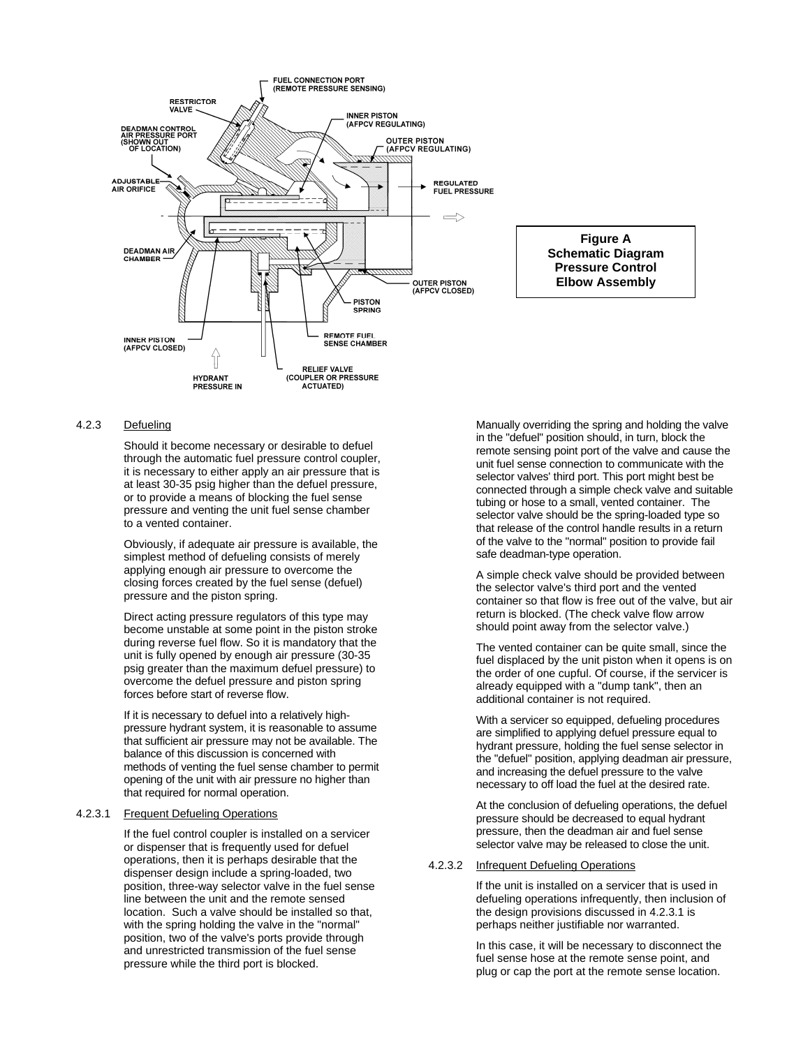Figure A
Schematic Diagram
Pressure Control
Elbow Assembly

4.2.3 Defueling

Should it become necessary or desirable to defuel through the automatic fuel pressure control coupler, it is necessary to either apply an air pressure that is at least 30-35 psig higher than the defuel pressure, or to provide a means of blocking the fuel sense pressure and venting the unit fuel sense chamber to a vented container.

Obviously, if adequate air pressure is available, the simplest method of defueling consists of merely applying enough air pressure to overcome the closing forces created by the fuel sense (defuel) pressure and the piston spring.

Direct acting pressure regulators of this type may become unstable at some point in the piston stroke during reverse fuel flow. So it is mandatory that the unit is fully opened by enough air pressure (30-35 psig greater than the maximum defuel pressure) to overcome the defuel pressure and piston spring forces before start of reverse flow.

If it is necessary to defuel into a relatively high-pressure hydrant system, it is reasonable to assume that sufficient air pressure may not be available. The balance of this discussion is concerned with methods of venting the fuel sense chamber to permit opening of the unit with air pressure no higher than that required for normal operation.

4.2.3.1 Frequent Defueling Operations

If the fuel control coupler is installed on a servicer or dispenser that is frequently used for defuel operations, then it is perhaps desirable that the dispenser design include a spring-loaded, two position, three-way selector valve in the fuel sense line between the unit and the remote sensed location. Such a valve should be installed so that, with the spring holding the valve in the "normal" position, two of the valve's ports provide through and unrestricted transmission of the fuel sense pressure while the third port is blocked.

Manually overriding the spring and holding the valve in the "defuel" position should, in turn, block the remote sensing point port of the valve and cause the unit fuel sense connection to communicate with the selector valves' third port. This port might best be connected through a simple check valve and suitable tubing or hose to a small, vented container. The selector valve should be the spring-loaded type so that release of the control handle results in a return of the valve to the "normal" position to provide fail safe deadman-type operation.

A simple check valve should be provided between the selector valve's third port and the vented container so that flow is free out of the valve, but air return is blocked. (The check valve flow arrow should point away from the selector valve.)

The vented container can be quite small, since the fuel displaced by the unit piston when it opens is on the order of one cupful. Of course, if the servicer is already equipped with a "dump tank", then an additional container is not required.

With a servicer so equipped, defueling procedures are simplified to applying defuel pressure equal to hydrant pressure, holding the fuel sense selector in the "defuel" position, applying deadman air pressure, and increasing the defuel pressure to the valve necessary to off load the fuel at the desired rate.

At the conclusion of defueling operations, the defuel pressure should be decreased to equal hydrant pressure, then the deadman air and fuel sense selector valve may be released to close the unit.

4.2.3.2 Infrequent Defueling Operations

If the unit is installed on a servicer that is used in defueling operations infrequently, then inclusion of the design provisions discussed in 4.2.3.1 is perhaps neither justifiable nor warranted.

In this case, it will be necessary to disconnect the fuel sense hose at the remote sense point, and plug or cap the port at the remote sense location.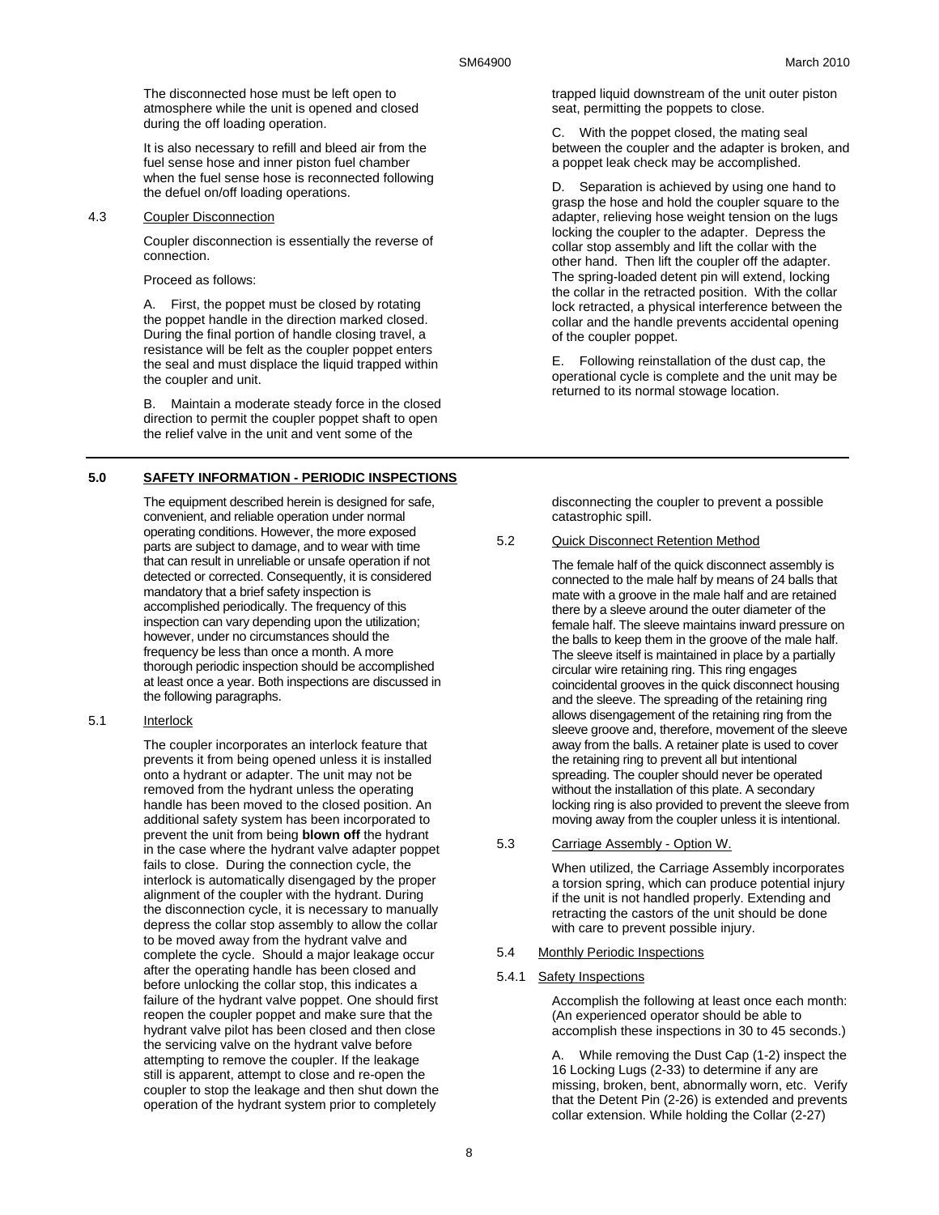The disconnected hose must be left open to atmosphere while the unit is opened and closed during the off loading operation.

It is also necessary to refill and bleed air from the fuel sense hose and inner piston fuel chamber when the fuel sense hose is reconnected following the defuel on/off loading operations.

4.3 Coupler Disconnection

Coupler disconnection is essentially the reverse of connection.

Proceed as follows:

A. First, the poppet must be closed by rotating the poppet handle in the direction marked closed. During the final portion of handle closing travel, a resistance will be felt as the coupler poppet enters the seal and must displace the liquid trapped within the coupler and unit.

B. Maintain a moderate steady force in the closed direction to permit the coupler poppet shaft to open the relief valve in the unit and vent some of the trapped liquid downstream of the unit outer piston seat, permitting the poppets to close.

C. With the poppet closed, the mating seal between the coupler and the adapter is broken, and a poppet leak check may be accomplished.

D. Separation is achieved by using one hand to grasp the hose and hold the coupler square to the adapter, relieving hose weight tension on the lugs locking the coupler to the adapter. Depress the collar stop assembly and lift the collar with the other hand. Then lift the coupler off the adapter. The spring-loaded detent pin will extend, locking the collar in the retracted position. With the collar lock retracted, a physical interference between the collar and the handle prevents accidental opening of the coupler poppet.

E. Following reinstallation of the dust cap, the operational cycle is complete and the unit may be returned to its normal stowage location.

## 5.0 SAFETY INFORMATION - PERIODIC INSPECTIONS

The equipment described herein is designed for safe, convenient, and reliable operation under normal operating conditions. However, the more exposed parts are subject to damage, and to wear with time that can result in unreliable or unsafe operation if not detected or corrected. Consequently, it is considered mandatory that a brief safety inspection is accomplished periodically. The frequency of this inspection can vary depending upon the utilization; however, under no circumstances should the frequency be less than once a month. A more thorough periodic inspection should be accomplished at least once a year. Both inspections are discussed in the following paragraphs.

5.1 Interlock

The coupler incorporates an interlock feature that prevents it from being opened unless it is installed onto a hydrant or adapter. The unit may not be removed from the hydrant unless the operating handle has been moved to the closed position. An additional safety system has been incorporated to prevent the unit from being **blown off** the hydrant in the case where the hydrant valve adapter poppet fails to close. During the connection cycle, the interlock is automatically disengaged by the proper alignment of the coupler with the hydrant. During the disconnection cycle, it is necessary to manually depress the collar stop assembly to allow the collar to be moved away from the hydrant valve and complete the cycle. Should a major leakage occur after the operating handle has been closed and before unlocking the collar stop, this indicates a failure of the hydrant valve poppet. One should first reopen the coupler poppet and make sure that the hydrant valve pilot has been closed and then close the servicing valve on the hydrant valve before attempting to remove the coupler. If the leakage still is apparent, attempt to close and re-open the coupler to stop the leakage and then shut down the operation of the hydrant system prior to completely disconnecting the coupler to prevent a possible catastrophic spill.

5.2 Quick Disconnect Retention Method

The female half of the quick disconnect assembly is connected to the male half by means of 24 balls that mate with a groove in the male half and are retained there by a sleeve around the outer diameter of the female half. The sleeve maintains inward pressure on the balls to keep them in the groove of the male half. The sleeve itself is maintained in place by a partially circular wire retaining ring. This ring engages coincidental grooves in the quick disconnect housing and the sleeve. The spreading of the retaining ring allows disengagement of the retaining ring from the sleeve groove and, therefore, movement of the sleeve away from the balls. A retainer plate is used to cover the retaining ring to prevent all but intentional spreading. The coupler should never be operated without the installation of this plate. A secondary locking ring is also provided to prevent the sleeve from moving away from the coupler unless it is intentional.

5.3 Carriage Assembly - Option W.

When utilized, the Carriage Assembly incorporates a torsion spring, which can produce potential injury if the unit is not handled properly. Extending and retracting the castors of the unit should be done with care to prevent possible injury.

5.4 Monthly Periodic Inspections

5.4.1 Safety Inspections

Accomplish the following at least once each month: (An experienced operator should be able to accomplish these inspections in 30 to 45 seconds.)

A. While removing the Dust Cap (1-2) inspect the 16 Locking Lugs (2-33) to determine if any are missing, broken, bent, abnormally worn, etc. Verify that the Detent Pin (2-26) is extended and prevents collar extension. While holding the Collar (2-27)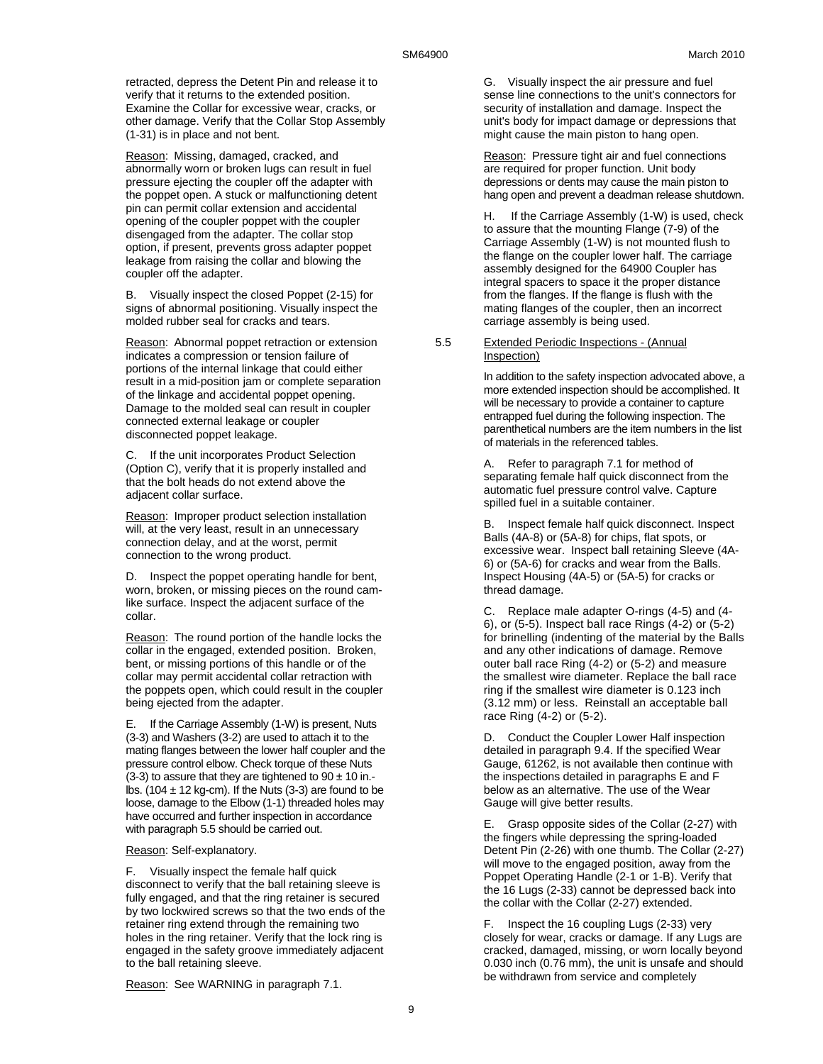retracted, depress the Detent Pin and release it to verify that it returns to the extended position. Examine the Collar for excessive wear, cracks, or other damage. Verify that the Collar Stop Assembly (1-31) is in place and not bent.

Reason: Missing, damaged, cracked, and abnormally worn or broken lugs can result in fuel pressure ejecting the coupler off the adapter with the poppet open. A stuck or malfunctioning detent pin can permit collar extension and accidental opening of the coupler poppet with the coupler disengaged from the adapter. The collar stop option, if present, prevents gross adapter poppet leakage from raising the collar and blowing the coupler off the adapter.

B. Visually inspect the closed Poppet (2-15) for signs of abnormal positioning. Visually inspect the molded rubber seal for cracks and tears.

Reason: Abnormal poppet retraction or extension indicates a compression or tension failure of portions of the internal linkage that could either result in a mid-position jam or complete separation of the linkage and accidental poppet opening. Damage to the molded seal can result in coupler connected external leakage or coupler disconnected poppet leakage.

C. If the unit incorporates Product Selection (Option C), verify that it is properly installed and that the bolt heads do not extend above the adjacent collar surface.

Reason: Improper product selection installation will, at the very least, result in an unnecessary connection delay, and at the worst, permit connection to the wrong product.

D. Inspect the poppet operating handle for bent, worn, broken, or missing pieces on the round cam-like surface. Inspect the adjacent surface of the collar.

Reason: The round portion of the handle locks the collar in the engaged, extended position. Broken, bent, or missing portions of this handle or of the collar may permit accidental collar retraction with the poppets open, which could result in the coupler being ejected from the adapter.

E. If the Carriage Assembly (1-W) is present, Nuts (3-3) and Washers (3-2) are used to attach it to the mating flanges between the lower half coupler and the pressure control elbow. Check torque of these Nuts (3-3) to assure that they are tightened to $90 \pm 10$ in.-lbs. ($104 \pm 12$ kg-cm). If the Nuts (3-3) are found to be loose, damage to the Elbow (1-1) threaded holes may have occurred and further inspection in accordance with paragraph 5.5 should be carried out.

Reason: Self-explanatory.

F. Visually inspect the female half quick disconnect to verify that the ball retaining sleeve is fully engaged, and that the ring retainer is secured by two lockwired screws so that the two ends of the retainer ring extend through the remaining two holes in the ring retainer. Verify that the lock ring is engaged in the safety groove immediately adjacent to the ball retaining sleeve.

Reason: See WARNING in paragraph 7.1.

G. Visually inspect the air pressure and fuel sense line connections to the unit's connectors for security of installation and damage. Inspect the unit's body for impact damage or depressions that might cause the main piston to hang open.

Reason: Pressure tight air and fuel connections are required for proper function. Unit body depressions or dents may cause the main piston to hang open and prevent a deadman release shutdown.

H. If the Carriage Assembly (1-W) is used, check to assure that the mounting Flange (7-9) of the Carriage Assembly (1-W) is not mounted flush to the flange on the coupler lower half. The carriage assembly designed for the 64900 Coupler has integral spacers to space it the proper distance from the flanges. If the flange is flush with the mating flanges of the coupler, then an incorrect carriage assembly is being used.

## 5.5 Extended Periodic Inspections - (Annual Inspection)

In addition to the safety inspection advocated above, a more extended inspection should be accomplished. It will be necessary to provide a container to capture entrapped fuel during the following inspection. The parenthetical numbers are the item numbers in the list of materials in the referenced tables.

A. Refer to paragraph 7.1 for method of separating female half quick disconnect from the automatic fuel pressure control valve. Capture spilled fuel in a suitable container.

B. Inspect female half quick disconnect. Inspect Balls (4A-8) or (5A-8) for chips, flat spots, or excessive wear. Inspect ball retaining Sleeve (4A-6) or (5A-6) for cracks and wear from the Balls. Inspect Housing (4A-5) or (5A-5) for cracks or thread damage.

C. Replace male adapter O-rings (4-5) and (4-6), or (5-5). Inspect ball race Rings (4-2) or (5-2) for brinelling (indenting of the material by the Balls and any other indications of damage. Remove outer ball race Ring (4-2) or (5-2) and measure the smallest wire diameter. Replace the ball race ring if the smallest wire diameter is 0.123 inch (3.12 mm) or less. Reinstall an acceptable ball race Ring (4-2) or (5-2).

D. Conduct the Coupler Lower Half inspection detailed in paragraph 9.4. If the specified Wear Gauge, 61262, is not available then continue with the inspections detailed in paragraphs E and F below as an alternative. The use of the Wear Gauge will give better results.

E. Grasp opposite sides of the Collar (2-27) with the fingers while depressing the spring-loaded Detent Pin (2-26) with one thumb. The Collar (2-27) will move to the engaged position, away from the Poppet Operating Handle (2-1 or 1-B). Verify that the 16 Lugs (2-33) cannot be depressed back into the collar with the Collar (2-27) extended.

F. Inspect the 16 coupling Lugs (2-33) very closely for wear, cracks or damage. If any Lugs are cracked, damaged, missing, or worn locally beyond 0.030 inch (0.76 mm), the unit is unsafe and should be withdrawn from service and completely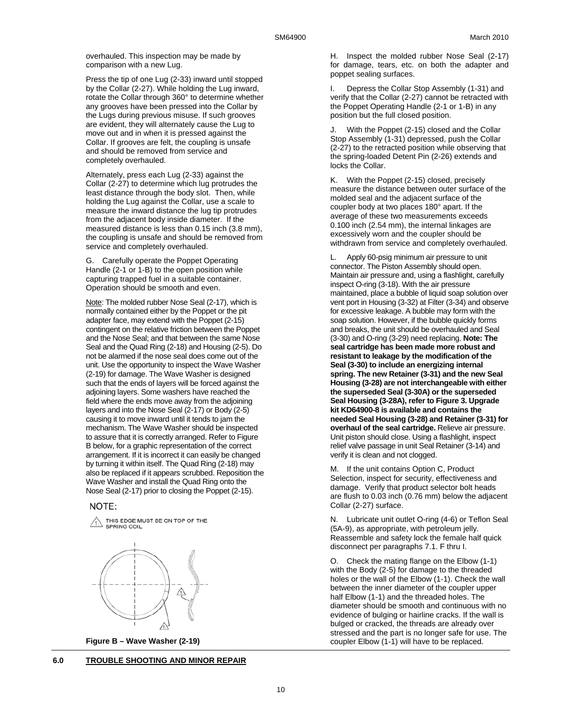overhauled. This inspection may be made by comparison with a new Lug.

Press the tip of one Lug (2-33) inward until stopped by the Collar (2-27). While holding the Lug inward, rotate the Collar through 360° to determine whether any grooves have been pressed into the Collar by the Lugs during previous misuse. If such grooves are evident, they will alternately cause the Lug to move out and in when it is pressed against the Collar. If grooves are felt, the coupling is unsafe and should be removed from service and completely overhauled.

Alternately, press each Lug (2-33) against the Collar (2-27) to determine which lug protrudes the least distance through the body slot. Then, while holding the Lug against the Collar, use a scale to measure the inward distance the lug tip protrudes from the adjacent body inside diameter. If the measured distance is less than 0.15 inch (3.8 mm), the coupling is unsafe and should be removed from service and completely overhauled.

G. Carefully operate the Poppet Operating Handle (2-1 or 1-B) to the open position while capturing trapped fuel in a suitable container. Operation should be smooth and even.

Note: The molded rubber Nose Seal (2-17), which is normally contained either by the Poppet or the pit adapter face, may extend with the Poppet (2-15) contingent on the relative friction between the Poppet and the Nose Seal; and that between the same Nose Seal and the Quad Ring (2-18) and Housing (2-5). Do not be alarmed if the nose seal does come out of the unit. Use the opportunity to inspect the Wave Washer (2-19) for damage. The Wave Washer is designed such that the ends of layers will be forced against the adjoining layers. Some washers have reached the field where the ends move away from the adjoining layers and into the Nose Seal (2-17) or Body (2-5) causing it to move inward until it tends to jam the mechanism. The Wave Washer should be inspected to assure that it is correctly arranged. Refer to Figure B below, for a graphic representation of the correct arrangement. If it is incorrect it can easily be changed by turning it within itself. The Quad Ring (2-18) may also be replaced if it appears scrubbed. Reposition the Wave Washer and install the Quad Ring onto the Nose Seal (2-17) prior to closing the Poppet (2-15).

NOTE:

1. THIS EDGE MUST BE ON TOP OF THE SPRING COIL.

**Figure B – Wave Washer (2-19)**

H. Inspect the molded rubber Nose Seal (2-17) for damage, tears, etc. on both the adapter and poppet sealing surfaces.

I. Depress the Collar Stop Assembly (1-31) and verify that the Collar (2-27) cannot be retracted with the Poppet Operating Handle (2-1 or 1-B) in any position but the full closed position.

J. With the Poppet (2-15) closed and the Collar Stop Assembly (1-31) depressed, push the Collar (2-27) to the retracted position while observing that the spring-loaded Detent Pin (2-26) extends and locks the Collar.

K. With the Poppet (2-15) closed, precisely measure the distance between outer surface of the molded seal and the adjacent surface of the coupler body at two places 180° apart. If the average of these two measurements exceeds 0.100 inch (2.54 mm), the internal linkages are excessively worn and the coupler should be withdrawn from service and completely overhauled.

L. Apply 60-psig minimum air pressure to unit connector. The Piston Assembly should open. Maintain air pressure and, using a flashlight, carefully inspect O-ring (3-18). With the air pressure maintained, place a bubble of liquid soap solution over vent port in Housing (3-32) at Filter (3-34) and observe for excessive leakage. A bubble may form with the soap solution. However, if the bubble quickly forms and breaks, the unit should be overhauled and Seal (3-30) and O-ring (3-29) need replacing. **Note: The seal cartridge has been made more robust and resistant to leakage by the modification of the Seal (3-30) to include an energizing internal spring. The new Retainer (3-31) and the new Seal Housing (3-28) are not interchangeable with either the superseded Seal (3-30A) or the superseded Seal Housing (3-28A), refer to Figure 3. Upgrade kit KD64900-8 is available and contains the needed Seal Housing (3-28) and Retainer (3-31) for overhaul of the seal cartridge.** Relieve air pressure. Unit piston should close. Using a flashlight, inspect relief valve passage in unit Seal Retainer (3-14) and verify it is clean and not clogged.

M. If the unit contains Option C, Product Selection, inspect for security, effectiveness and damage. Verify that product selector bolt heads are flush to 0.03 inch (0.76 mm) below the adjacent Collar (2-27) surface.

N. Lubricate unit outlet O-ring (4-6) or Teflon Seal (5A-9), as appropriate, with petroleum jelly. Reassemble and safety lock the female half quick disconnect per paragraphs 7.1. F thru I.

O. Check the mating flange on the Elbow (1-1) with the Body (2-5) for damage to the threaded holes or the wall of the Elbow (1-1). Check the wall between the inner diameter of the coupler upper half Elbow (1-1) and the threaded holes. The diameter should be smooth and continuous with no evidence of bulging or hairline cracks. If the wall is bulged or cracked, the threads are already over stressed and the part is no longer safe for use. The coupler Elbow (1-1) will have to be replaced.

## 6.0 TROUBLE SHOOTING AND MINOR REPAIR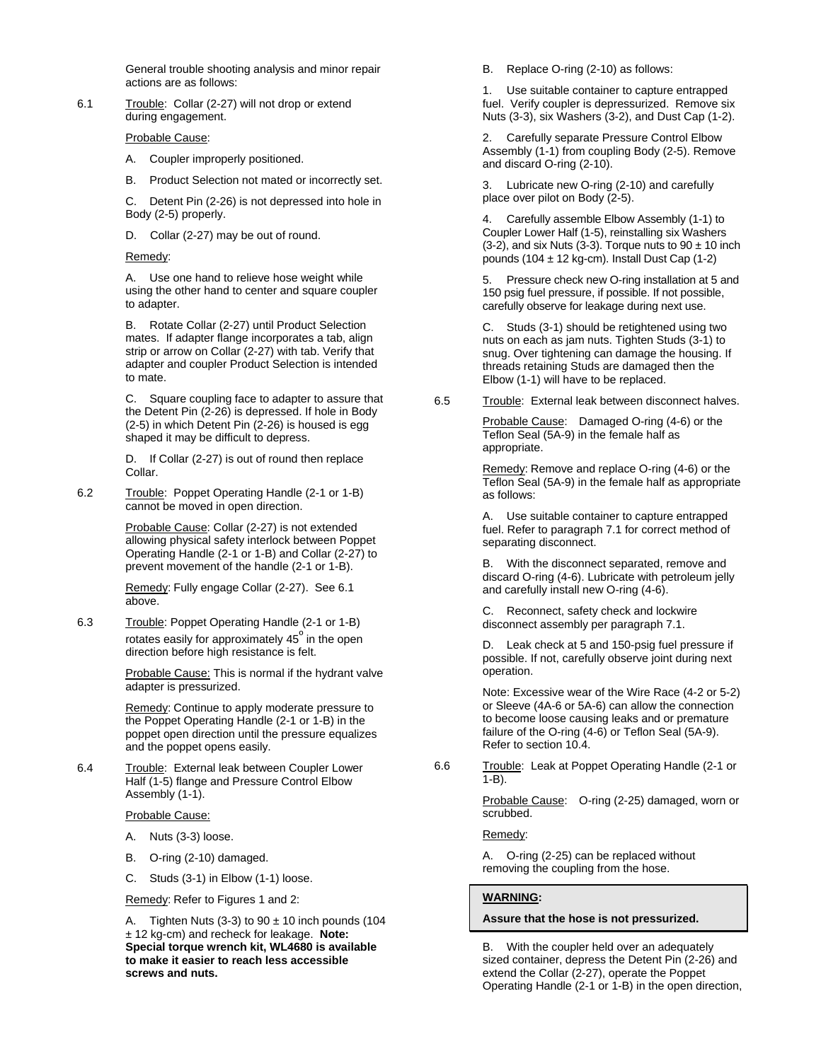General trouble shooting analysis and minor repair actions are as follows:

6.1 Trouble: Collar (2-27) will not drop or extend during engagement.

Probable Cause:

A. Coupler improperly positioned.

B. Product Selection not mated or incorrectly set.

C. Detent Pin (2-26) is not depressed into hole in Body (2-5) properly.

D. Collar (2-27) may be out of round.

Remedy:

A. Use one hand to relieve hose weight while using the other hand to center and square coupler to adapter.

B. Rotate Collar (2-27) until Product Selection mates. If adapter flange incorporates a tab, align strip or arrow on Collar (2-27) with tab. Verify that adapter and coupler Product Selection is intended to mate.

C. Square coupling face to adapter to assure that the Detent Pin (2-26) is depressed. If hole in Body (2-5) in which Detent Pin (2-26) is housed is egg shaped it may be difficult to depress.

D. If Collar (2-27) is out of round then replace Collar.

6.2 Trouble: Poppet Operating Handle (2-1 or 1-B) cannot be moved in open direction.

Probable Cause: Collar (2-27) is not extended allowing physical safety interlock between Poppet Operating Handle (2-1 or 1-B) and Collar (2-27) to prevent movement of the handle (2-1 or 1-B).

Remedy: Fully engage Collar (2-27). See 6.1 above.

6.3 Trouble: Poppet Operating Handle (2-1 or 1-B) rotates easily for approximately 45° in the open direction before high resistance is felt.

Probable Cause: This is normal if the hydrant valve adapter is pressurized.

Remedy: Continue to apply moderate pressure to the Poppet Operating Handle (2-1 or 1-B) in the poppet open direction until the pressure equalizes and the poppet opens easily.

6.4 Trouble: External leak between Coupler Lower Half (1-5) flange and Pressure Control Elbow Assembly (1-1).

Probable Cause:

A. Nuts (3-3) loose.

B. O-ring (2-10) damaged.

C. Studs (3-1) in Elbow (1-1) loose.

Remedy: Refer to Figures 1 and 2:

A. Tighten Nuts (3-3) to 90 ± 10 inch pounds (104 ± 12 kg-cm) and recheck for leakage. **Note: Special torque wrench kit, WL4680 is available to make it easier to reach less accessible screws and nuts.**

B. Replace O-ring (2-10) as follows:

1. Use suitable container to capture entrapped fuel. Verify coupler is depressurized. Remove six Nuts (3-3), six Washers (3-2), and Dust Cap (1-2).

2. Carefully separate Pressure Control Elbow Assembly (1-1) from coupling Body (2-5). Remove and discard O-ring (2-10).

3. Lubricate new O-ring (2-10) and carefully place over pilot on Body (2-5).

4. Carefully assemble Elbow Assembly (1-1) to Coupler Lower Half (1-5), reinstalling six Washers (3-2), and six Nuts (3-3). Torque nuts to 90 ± 10 inch pounds (104 ± 12 kg-cm). Install Dust Cap (1-2)

5. Pressure check new O-ring installation at 5 and 150 psig fuel pressure, if possible. If not possible, carefully observe for leakage during next use.

C. Studs (3-1) should be retightened using two nuts on each as jam nuts. Tighten Studs (3-1) to snug. Over tightening can damage the housing. If threads retaining Studs are damaged then the Elbow (1-1) will have to be replaced.

6.5 Trouble: External leak between disconnect halves.

Probable Cause: Damaged O-ring (4-6) or the Teflon Seal (5A-9) in the female half as appropriate.

Remedy: Remove and replace O-ring (4-6) or the Teflon Seal (5A-9) in the female half as appropriate as follows:

A. Use suitable container to capture entrapped fuel. Refer to paragraph 7.1 for correct method of separating disconnect.

B. With the disconnect separated, remove and discard O-ring (4-6). Lubricate with petroleum jelly and carefully install new O-ring (4-6).

C. Reconnect, safety check and lockwire disconnect assembly per paragraph 7.1.

D. Leak check at 5 and 150-psig fuel pressure if possible. If not, carefully observe joint during next operation.

Note: Excessive wear of the Wire Race (4-2 or 5-2) or Sleeve (4A-6 or 5A-6) can allow the connection to become loose causing leaks and or premature failure of the O-ring (4-6) or Teflon Seal (5A-9). Refer to section 10.4.

6.6 Trouble: Leak at Poppet Operating Handle (2-1 or 1-B).

Probable Cause: O-ring (2-25) damaged, worn or scrubbed.

Remedy:

A. O-ring (2-25) can be replaced without removing the coupling from the hose.

**WARNING:**

**Assure that the hose is not pressurized.**

B. With the coupler held over an adequately sized container, depress the Detent Pin (2-26) and extend the Collar (2-27), operate the Poppet Operating Handle (2-1 or 1-B) in the open direction,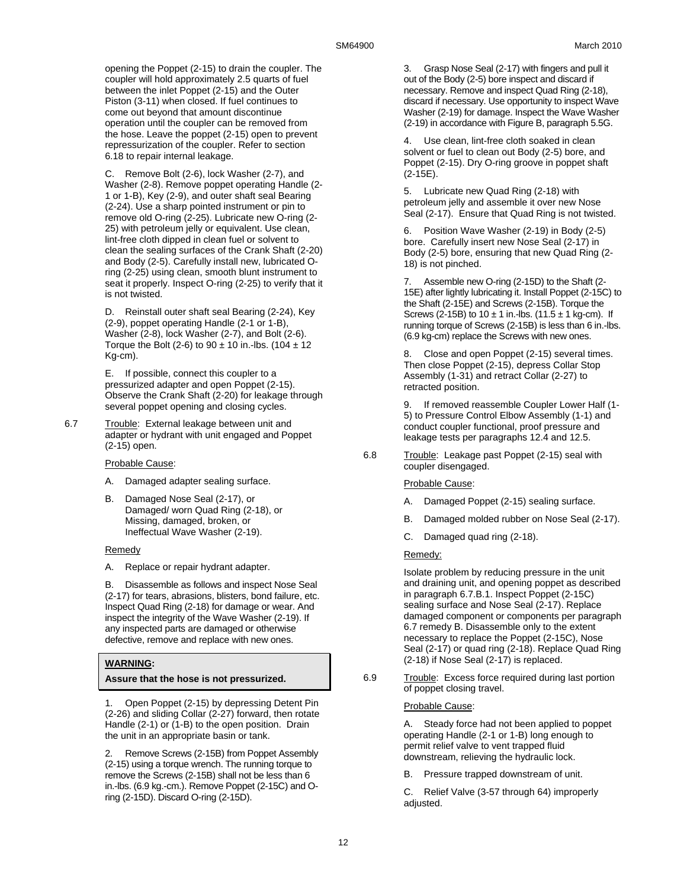opening the Poppet (2-15) to drain the coupler. The coupler will hold approximately 2.5 quarts of fuel between the inlet Poppet (2-15) and the Outer Piston (3-11) when closed. If fuel continues to come out beyond that amount discontinue operation until the coupler can be removed from the hose. Leave the poppet (2-15) open to prevent repressurization of the coupler. Refer to section 6.18 to repair internal leakage.

C. Remove Bolt (2-6), lock Washer (2-7), and Washer (2-8). Remove poppet operating Handle (2-1 or 1-B), Key (2-9), and outer shaft seal Bearing (2-24). Use a sharp pointed instrument or pin to remove old O-ring (2-25). Lubricate new O-ring (2-25) with petroleum jelly or equivalent. Use clean, lint-free cloth dipped in clean fuel or solvent to clean the sealing surfaces of the Crank Shaft (2-20) and Body (2-5). Carefully install new, lubricated O-ring (2-25) using clean, smooth blunt instrument to seat it properly. Inspect O-ring (2-25) to verify that it is not twisted.

D. Reinstall outer shaft seal Bearing (2-24), Key (2-9), poppet operating Handle (2-1 or 1-B), Washer (2-8), lock Washer (2-7), and Bolt (2-6). Torque the Bolt (2-6) to $90 \pm 10$ in.-lbs. ($104 \pm 12$ Kg-cm).

E. If possible, connect this coupler to a pressurized adapter and open Poppet (2-15). Observe the Crank Shaft (2-20) for leakage through several poppet opening and closing cycles.

6.7 Trouble: External leakage between unit and adapter or hydrant with unit engaged and Poppet (2-15) open.

Probable Cause:

A. Damaged adapter sealing surface.

B. Damaged Nose Seal (2-17), or Damaged/ worn Quad Ring (2-18), or Missing, damaged, broken, or Ineffectual Wave Washer (2-19).

Remedy

A. Replace or repair hydrant adapter.

B. Disassemble as follows and inspect Nose Seal (2-17) for tears, abrasions, blisters, bond failure, etc. Inspect Quad Ring (2-18) for damage or wear. And inspect the integrity of the Wave Washer (2-19). If any inspected parts are damaged or otherwise defective, remove and replace with new ones.

**WARNING:**

**Assure that the hose is not pressurized.**

1. Open Poppet (2-15) by depressing Detent Pin (2-26) and sliding Collar (2-27) forward, then rotate Handle (2-1) or (1-B) to the open position. Drain the unit in an appropriate basin or tank.

2. Remove Screws (2-15B) from Poppet Assembly (2-15) using a torque wrench. The running torque to remove the Screws (2-15B) shall not be less than 6 in.-lbs. (6.9 kg.-cm.). Remove Poppet (2-15C) and O-ring (2-15D). Discard O-ring (2-15D).

3. Grasp Nose Seal (2-17) with fingers and pull it out of the Body (2-5) bore inspect and discard if necessary. Remove and inspect Quad Ring (2-18), discard if necessary. Use opportunity to inspect Wave Washer (2-19) for damage. Inspect the Wave Washer (2-19) in accordance with Figure B, paragraph 5.5G.

4. Use clean, lint-free cloth soaked in clean solvent or fuel to clean out Body (2-5) bore, and Poppet (2-15). Dry O-ring groove in poppet shaft (2-15E).

5. Lubricate new Quad Ring (2-18) with petroleum jelly and assemble it over new Nose Seal (2-17). Ensure that Quad Ring is not twisted.

6. Position Wave Washer (2-19) in Body (2-5) bore. Carefully insert new Nose Seal (2-17) in Body (2-5) bore, ensuring that new Quad Ring (2-18) is not pinched.

7. Assemble new O-ring (2-15D) to the Shaft (2-15E) after lightly lubricating it. Install Poppet (2-15C) to the Shaft (2-15E) and Screws (2-15B). Torque the Screws (2-15B) to $10 \pm 1$ in.-lbs. ($11.5 \pm 1$ kg-cm). If running torque of Screws (2-15B) is less than 6 in.-lbs. (6.9 kg-cm) replace the Screws with new ones.

8. Close and open Poppet (2-15) several times. Then close Poppet (2-15), depress Collar Stop Assembly (1-31) and retract Collar (2-27) to retracted position.

9. If removed reassemble Coupler Lower Half (1-5) to Pressure Control Elbow Assembly (1-1) and conduct coupler functional, proof pressure and leakage tests per paragraphs 12.4 and 12.5.

6.8 Trouble: Leakage past Poppet (2-15) seal with coupler disengaged.

Probable Cause:

A. Damaged Poppet (2-15) sealing surface.

B. Damaged molded rubber on Nose Seal (2-17).

C. Damaged quad ring (2-18).

Remedy:

Isolate problem by reducing pressure in the unit and draining unit, and opening poppet as described in paragraph 6.7.B.1. Inspect Poppet (2-15C) sealing surface and Nose Seal (2-17). Replace damaged component or components per paragraph 6.7 remedy B. Disassemble only to the extent necessary to replace the Poppet (2-15C), Nose Seal (2-17) or quad ring (2-18). Replace Quad Ring (2-18) if Nose Seal (2-17) is replaced.

6.9 Trouble: Excess force required during last portion of poppet closing travel.

Probable Cause:

A. Steady force had not been applied to poppet operating Handle (2-1 or 1-B) long enough to permit relief valve to vent trapped fluid downstream, relieving the hydraulic lock.

B. Pressure trapped downstream of unit.

C. Relief Valve (3-57 through 64) improperly adjusted.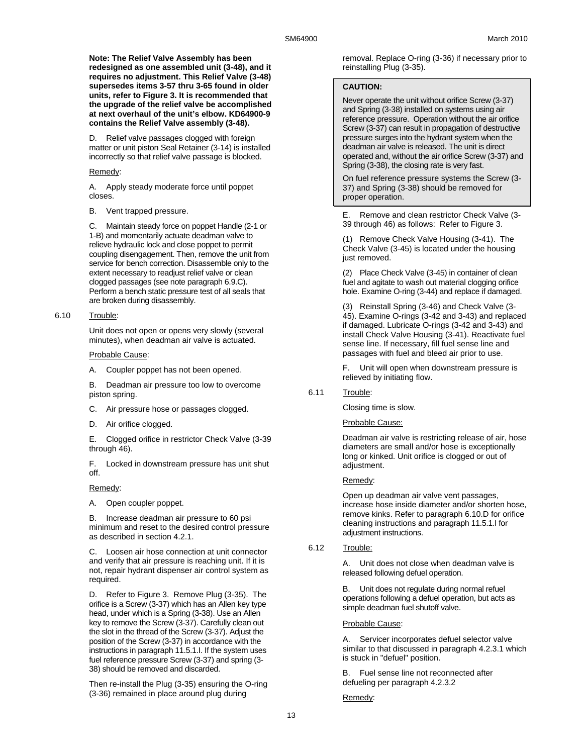**Note: The Relief Valve Assembly has been redesigned as one assembled unit (3-48), and it requires no adjustment. This Relief Valve (3-48) supersedes items 3-57 thru 3-65 found in older units, refer to Figure 3. It is recommended that the upgrade of the relief valve be accomplished at next overhaul of the unit's elbow. KD64900-9 contains the Relief Valve assembly (3-48).**

D. Relief valve passages clogged with foreign matter or unit piston Seal Retainer (3-14) is installed incorrectly so that relief valve passage is blocked.

Remedy:

A. Apply steady moderate force until poppet closes.

B. Vent trapped pressure.

C. Maintain steady force on poppet Handle (2-1 or 1-B) and momentarily actuate deadman valve to relieve hydraulic lock and close poppet to permit coupling disengagement. Then, remove the unit from service for bench correction. Disassemble only to the extent necessary to readjust relief valve or clean clogged passages (see note paragraph 6.9.C). Perform a bench static pressure test of all seals that are broken during disassembly.

6.10 Trouble:

Unit does not open or opens very slowly (several minutes), when deadman air valve is actuated.

Probable Cause:

A. Coupler poppet has not been opened.

B. Deadman air pressure too low to overcome piston spring.

C. Air pressure hose or passages clogged.

D. Air orifice clogged.

E. Clogged orifice in restrictor Check Valve (3-39 through 46).

F. Locked in downstream pressure has unit shut off.

Remedy:

A. Open coupler poppet.

B. Increase deadman air pressure to 60 psi minimum and reset to the desired control pressure as described in section 4.2.1.

C. Loosen air hose connection at unit connector and verify that air pressure is reaching unit. If it is not, repair hydrant dispenser air control system as required.

D. Refer to Figure 3. Remove Plug (3-35). The orifice is a Screw (3-37) which has an Allen key type head, under which is a Spring (3-38). Use an Allen key to remove the Screw (3-37). Carefully clean out the slot in the thread of the Screw (3-37). Adjust the position of the Screw (3-37) in accordance with the instructions in paragraph 11.5.1.I. If the system uses fuel reference pressure Screw (3-37) and spring (3-38) should be removed and discarded.

Then re-install the Plug (3-35) ensuring the O-ring (3-36) remained in place around plug during removal. Replace O-ring (3-36) if necessary prior to reinstalling Plug (3-35).

**CAUTION:**

Never operate the unit without orifice Screw (3-37) and Spring (3-38) installed on systems using air reference pressure. Operation without the air orifice Screw (3-37) can result in propagation of destructive pressure surges into the hydrant system when the deadman air valve is released. The unit is direct operated and, without the air orifice Screw (3-37) and Spring (3-38), the closing rate is very fast.

On fuel reference pressure systems the Screw (3-37) and Spring (3-38) should be removed for proper operation.

E. Remove and clean restrictor Check Valve (3-39 through 46) as follows: Refer to Figure 3.

(1) Remove Check Valve Housing (3-41). The Check Valve (3-45) is located under the housing just removed.

(2) Place Check Valve (3-45) in container of clean fuel and agitate to wash out material clogging orifice hole. Examine O-ring (3-44) and replace if damaged.

(3) Reinstall Spring (3-46) and Check Valve (3-45). Examine O-rings (3-42 and 3-43) and replaced if damaged. Lubricate O-rings (3-42 and 3-43) and install Check Valve Housing (3-41). Reactivate fuel sense line. If necessary, fill fuel sense line and passages with fuel and bleed air prior to use.

F. Unit will open when downstream pressure is relieved by initiating flow.

6.11 Trouble:

Closing time is slow.

Probable Cause:

Deadman air valve is restricting release of air, hose diameters are small and/or hose is exceptionally long or kinked. Unit orifice is clogged or out of adjustment.

Remedy:

Open up deadman air valve vent passages, increase hose inside diameter and/or shorten hose, remove kinks. Refer to paragraph 6.10.D for orifice cleaning instructions and paragraph 11.5.1.I for adjustment instructions.

6.12 Trouble:

A. Unit does not close when deadman valve is released following defuel operation.

B. Unit does not regulate during normal refuel operations following a defuel operation, but acts as simple deadman fuel shutoff valve.

Probable Cause:

A. Servicer incorporates defuel selector valve similar to that discussed in paragraph 4.2.3.1 which is stuck in "defuel" position.

B. Fuel sense line not reconnected after defueling per paragraph 4.2.3.2

Remedy: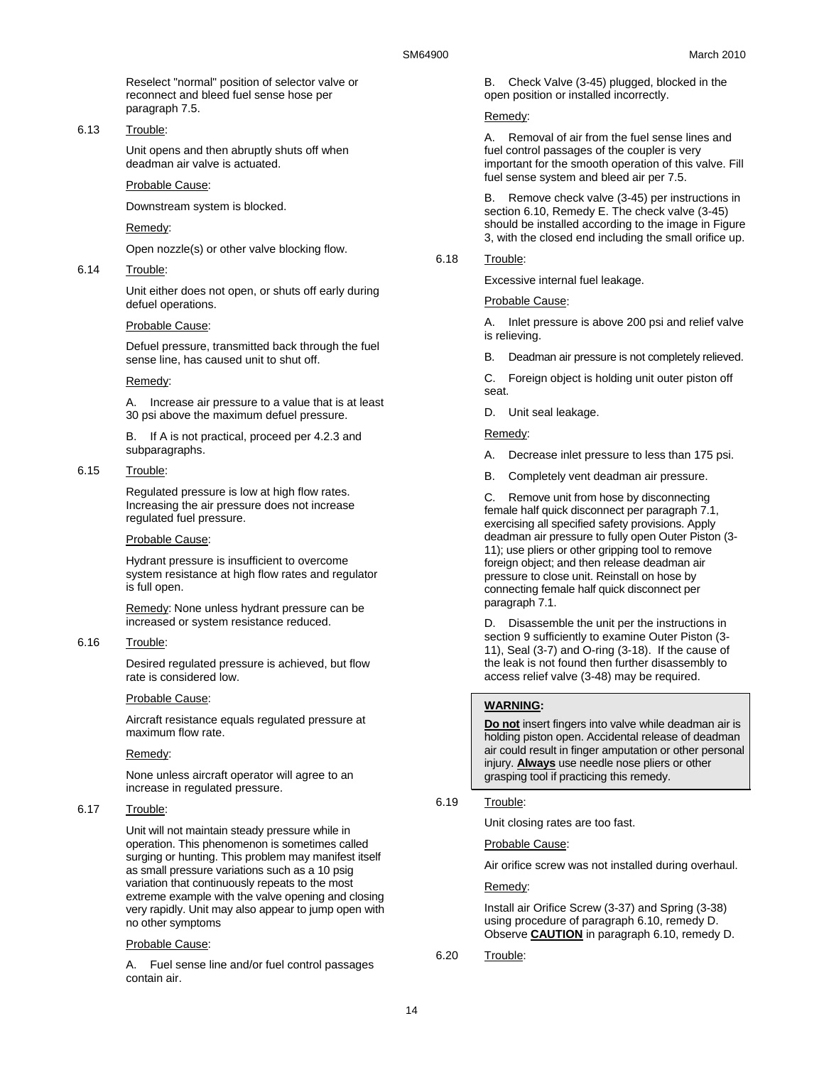Reselect "normal" position of selector valve or reconnect and bleed fuel sense hose per paragraph 7.5.

6.13 Trouble:

Unit opens and then abruptly shuts off when deadman air valve is actuated.

Probable Cause:

Downstream system is blocked.

Remedy:

Open nozzle(s) or other valve blocking flow.

6.14 Trouble:

Unit either does not open, or shuts off early during defuel operations.

Probable Cause:

Defuel pressure, transmitted back through the fuel sense line, has caused unit to shut off.

Remedy:

A. Increase air pressure to a value that is at least 30 psi above the maximum defuel pressure.

B. If A is not practical, proceed per 4.2.3 and subparagraphs.

6.15 Trouble:

Regulated pressure is low at high flow rates. Increasing the air pressure does not increase regulated fuel pressure.

Probable Cause:

Hydrant pressure is insufficient to overcome system resistance at high flow rates and regulator is full open.

Remedy: None unless hydrant pressure can be increased or system resistance reduced.

6.16 Trouble:

Desired regulated pressure is achieved, but flow rate is considered low.

Probable Cause:

Aircraft resistance equals regulated pressure at maximum flow rate.

Remedy:

None unless aircraft operator will agree to an increase in regulated pressure.

6.17 Trouble:

Unit will not maintain steady pressure while in operation. This phenomenon is sometimes called surging or hunting. This problem may manifest itself as small pressure variations such as a 10 psig variation that continuously repeats to the most extreme example with the valve opening and closing very rapidly. Unit may also appear to jump open with no other symptoms

Probable Cause:

A. Fuel sense line and/or fuel control passages contain air.

B. Check Valve (3-45) plugged, blocked in the open position or installed incorrectly.

Remedy:

A. Removal of air from the fuel sense lines and fuel control passages of the coupler is very important for the smooth operation of this valve. Fill fuel sense system and bleed air per 7.5.

B. Remove check valve (3-45) per instructions in section 6.10, Remedy E. The check valve (3-45) should be installed according to the image in Figure 3, with the closed end including the small orifice up.

6.18 Trouble:

Excessive internal fuel leakage.

Probable Cause:

A. Inlet pressure is above 200 psi and relief valve is relieving.

B. Deadman air pressure is not completely relieved.

C. Foreign object is holding unit outer piston off seat.

D. Unit seal leakage.

Remedy:

A. Decrease inlet pressure to less than 175 psi.

B. Completely vent deadman air pressure.

C. Remove unit from hose by disconnecting female half quick disconnect per paragraph 7.1, exercising all specified safety provisions. Apply deadman air pressure to fully open Outer Piston (3-11); use pliers or other gripping tool to remove foreign object; and then release deadman air pressure to close unit. Reinstall on hose by connecting female half quick disconnect per paragraph 7.1.

D. Disassemble the unit per the instructions in section 9 sufficiently to examine Outer Piston (3-11), Seal (3-7) and O-ring (3-18). If the cause of the leak is not found then further disassembly to access relief valve (3-48) may be required.

> **WARNING:**
>
> **Do not** insert fingers into valve while deadman air is holding piston open. Accidental release of deadman air could result in finger amputation or other personal injury. **Always** use needle nose pliers or other grasping tool if practicing this remedy.

6.19 Trouble:

Unit closing rates are too fast.

Probable Cause:

Air orifice screw was not installed during overhaul.

Remedy:

Install air Orifice Screw (3-37) and Spring (3-38) using procedure of paragraph 6.10, remedy D. Observe **CAUTION** in paragraph 6.10, remedy D.

6.20 Trouble: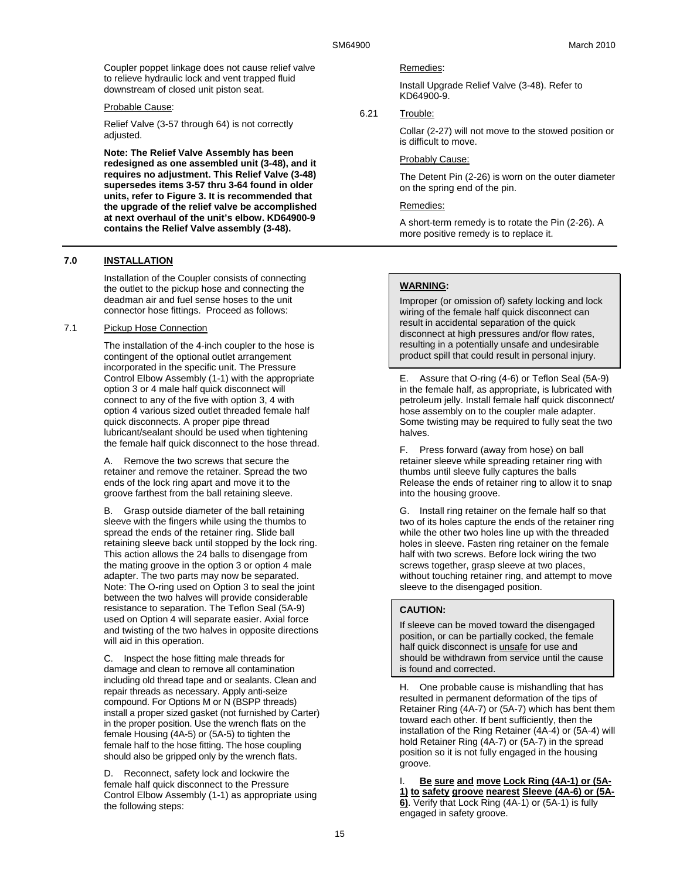Coupler poppet linkage does not cause relief valve to relieve hydraulic lock and vent trapped fluid downstream of closed unit piston seat.

Probable Cause:

Relief Valve (3-57 through 64) is not correctly adjusted.

**Note: The Relief Valve Assembly has been redesigned as one assembled unit (3-48), and it requires no adjustment. This Relief Valve (3-48) supersedes items 3-57 thru 3-64 found in older units, refer to Figure 3. It is recommended that the upgrade of the relief valve be accomplished at next overhaul of the unit's elbow. KD64900-9 contains the Relief Valve assembly (3-48).**

Remedies:

Install Upgrade Relief Valve (3-48). Refer to KD64900-9.

6.21 Trouble:

Collar (2-27) will not move to the stowed position or is difficult to move.

Probably Cause:

The Detent Pin (2-26) is worn on the outer diameter on the spring end of the pin.

Remedies:

A short-term remedy is to rotate the Pin (2-26). A more positive remedy is to replace it.

## 7.0 INSTALLATION

Installation of the Coupler consists of connecting the outlet to the pickup hose and connecting the deadman air and fuel sense hoses to the unit connector hose fittings. Proceed as follows:

### 7.1 Pickup Hose Connection

The installation of the 4-inch coupler to the hose is contingent of the optional outlet arrangement incorporated in the specific unit. The Pressure Control Elbow Assembly (1-1) with the appropriate option 3 or 4 male half quick disconnect will connect to any of the five with option 3, 4 with option 4 various sized outlet threaded female half quick disconnects. A proper pipe thread lubricant/sealant should be used when tightening the female half quick disconnect to the hose thread.

A. Remove the two screws that secure the retainer and remove the retainer. Spread the two ends of the lock ring apart and move it to the groove farthest from the ball retaining sleeve.

B. Grasp outside diameter of the ball retaining sleeve with the fingers while using the thumbs to spread the ends of the retainer ring. Slide ball retaining sleeve back until stopped by the lock ring. This action allows the 24 balls to disengage from the mating groove in the option 3 or option 4 male adapter. The two parts may now be separated. Note: The O-ring used on Option 3 to seal the joint between the two halves will provide considerable resistance to separation. The Teflon Seal (5A-9) used on Option 4 will separate easier. Axial force and twisting of the two halves in opposite directions will aid in this operation.

C. Inspect the hose fitting male threads for damage and clean to remove all contamination including old thread tape and or sealants. Clean and repair threads as necessary. Apply anti-seize compound. For Options M or N (BSPP threads) install a proper sized gasket (not furnished by Carter) in the proper position. Use the wrench flats on the female Housing (4A-5) or (5A-5) to tighten the female half to the hose fitting. The hose coupling should also be gripped only by the wrench flats.

D. Reconnect, safety lock and lockwire the female half quick disconnect to the Pressure Control Elbow Assembly (1-1) as appropriate using the following steps:

> **WARNING:**
>
> Improper (or omission of) safety locking and lock wiring of the female half quick disconnect can result in accidental separation of the quick disconnect at high pressures and/or flow rates, resulting in a potentially unsafe and undesirable product spill that could result in personal injury.

E. Assure that O-ring (4-6) or Teflon Seal (5A-9) in the female half, as appropriate, is lubricated with petroleum jelly. Install female half quick disconnect/ hose assembly on to the coupler male adapter. Some twisting may be required to fully seat the two halves.

F. Press forward (away from hose) on ball retainer sleeve while spreading retainer ring with thumbs until sleeve fully captures the balls Release the ends of retainer ring to allow it to snap into the housing groove.

G. Install ring retainer on the female half so that two of its holes capture the ends of the retainer ring while the other two holes line up with the threaded holes in sleeve. Fasten ring retainer on the female half with two screws. Before lock wiring the two screws together, grasp sleeve at two places, without touching retainer ring, and attempt to move sleeve to the disengaged position.

> **CAUTION:**
>
> If sleeve can be moved toward the disengaged position, or can be partially cocked, the female half quick disconnect is unsafe for use and should be withdrawn from service until the cause is found and corrected.

H. One probable cause is mishandling that has resulted in permanent deformation of the tips of Retainer Ring (4A-7) or (5A-7) which has bent them toward each other. If bent sufficiently, then the installation of the Ring Retainer (4A-4) or (5A-4) will hold Retainer Ring (4A-7) or (5A-7) in the spread position so it is not fully engaged in the housing groove.

I. **Be sure and move Lock Ring (4A-1) or (5A-1) to safety groove nearest Sleeve (4A-6) or (5A-6)**. Verify that Lock Ring (4A-1) or (5A-1) is fully engaged in safety groove.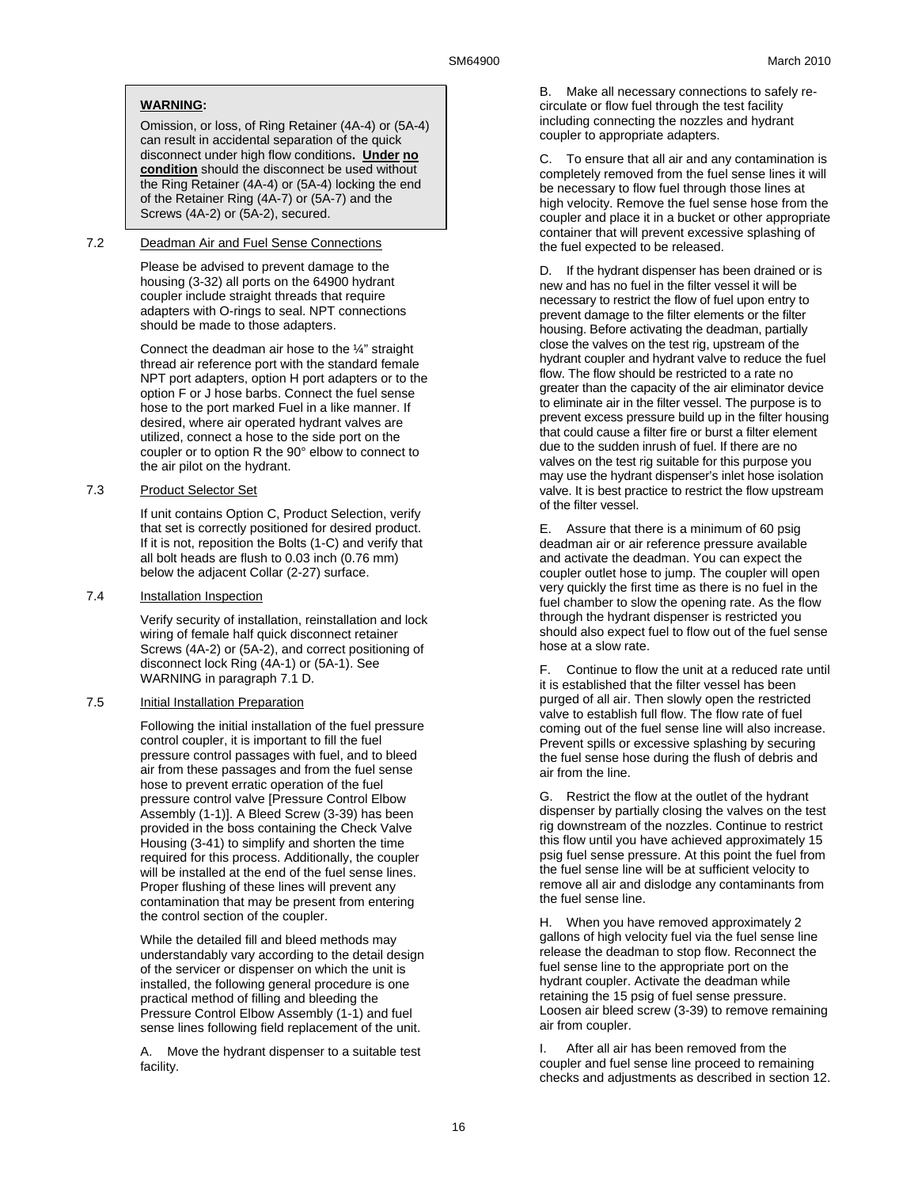> **WARNING:**
>
> Omission, or loss, of Ring Retainer (4A-4) or (5A-4) can result in accidental separation of the quick disconnect under high flow conditions. **Under no condition** should the disconnect be used without the Ring Retainer (4A-4) or (5A-4) locking the end of the Retainer Ring (4A-7) or (5A-7) and the Screws (4A-2) or (5A-2), secured.

### 7.2 Deadman Air and Fuel Sense Connections

Please be advised to prevent damage to the housing (3-32) all ports on the 64900 hydrant coupler include straight threads that require adapters with O-rings to seal. NPT connections should be made to those adapters.

Connect the deadman air hose to the ¼" straight thread air reference port with the standard female NPT port adapters, option H port adapters or to the option F or J hose barbs. Connect the fuel sense hose to the port marked Fuel in a like manner. If desired, where air operated hydrant valves are utilized, connect a hose to the side port on the coupler or to option R the 90° elbow to connect to the air pilot on the hydrant.

### 7.3 Product Selector Set

If unit contains Option C, Product Selection, verify that set is correctly positioned for desired product. If it is not, reposition the Bolts (1-C) and verify that all bolt heads are flush to 0.03 inch (0.76 mm) below the adjacent Collar (2-27) surface.

### 7.4 Installation Inspection

Verify security of installation, reinstallation and lock wiring of female half quick disconnect retainer Screws (4A-2) or (5A-2), and correct positioning of disconnect lock Ring (4A-1) or (5A-1). See WARNING in paragraph 7.1 D.

### 7.5 Initial Installation Preparation

Following the initial installation of the fuel pressure control coupler, it is important to fill the fuel pressure control passages with fuel, and to bleed air from these passages and from the fuel sense hose to prevent erratic operation of the fuel pressure control valve [Pressure Control Elbow Assembly (1-1)]. A Bleed Screw (3-39) has been provided in the boss containing the Check Valve Housing (3-41) to simplify and shorten the time required for this process. Additionally, the coupler will be installed at the end of the fuel sense lines. Proper flushing of these lines will prevent any contamination that may be present from entering the control section of the coupler.

While the detailed fill and bleed methods may understandably vary according to the detail design of the servicer or dispenser on which the unit is installed, the following general procedure is one practical method of filling and bleeding the Pressure Control Elbow Assembly (1-1) and fuel sense lines following field replacement of the unit.

A. Move the hydrant dispenser to a suitable test facility.

B. Make all necessary connections to safely re-circulate or flow fuel through the test facility including connecting the nozzles and hydrant coupler to appropriate adapters.

C. To ensure that all air and any contamination is completely removed from the fuel sense lines it will be necessary to flow fuel through those lines at high velocity. Remove the fuel sense hose from the coupler and place it in a bucket or other appropriate container that will prevent excessive splashing of the fuel expected to be released.

D. If the hydrant dispenser has been drained or is new and has no fuel in the filter vessel it will be necessary to restrict the flow of fuel upon entry to prevent damage to the filter elements or the filter housing. Before activating the deadman, partially close the valves on the test rig, upstream of the hydrant coupler and hydrant valve to reduce the fuel flow. The flow should be restricted to a rate no greater than the capacity of the air eliminator device to eliminate air in the filter vessel. The purpose is to prevent excess pressure build up in the filter housing that could cause a filter fire or burst a filter element due to the sudden inrush of fuel. If there are no valves on the test rig suitable for this purpose you may use the hydrant dispenser's inlet hose isolation valve. It is best practice to restrict the flow upstream of the filter vessel.

E. Assure that there is a minimum of 60 psig deadman air or air reference pressure available and activate the deadman. You can expect the coupler outlet hose to jump. The coupler will open very quickly the first time as there is no fuel in the fuel chamber to slow the opening rate. As the flow through the hydrant dispenser is restricted you should also expect fuel to flow out of the fuel sense hose at a slow rate.

F. Continue to flow the unit at a reduced rate until it is established that the filter vessel has been purged of all air. Then slowly open the restricted valve to establish full flow. The flow rate of fuel coming out of the fuel sense line will also increase. Prevent spills or excessive splashing by securing the fuel sense hose during the flush of debris and air from the line.

G. Restrict the flow at the outlet of the hydrant dispenser by partially closing the valves on the test rig downstream of the nozzles. Continue to restrict this flow until you have achieved approximately 15 psig fuel sense pressure. At this point the fuel from the fuel sense line will be at sufficient velocity to remove all air and dislodge any contaminants from the fuel sense line.

H. When you have removed approximately 2 gallons of high velocity fuel via the fuel sense line release the deadman to stop flow. Reconnect the fuel sense line to the appropriate port on the hydrant coupler. Activate the deadman while retaining the 15 psig of fuel sense pressure. Loosen air bleed screw (3-39) to remove remaining air from coupler.

I. After all air has been removed from the coupler and fuel sense line proceed to remaining checks and adjustments as described in section 12.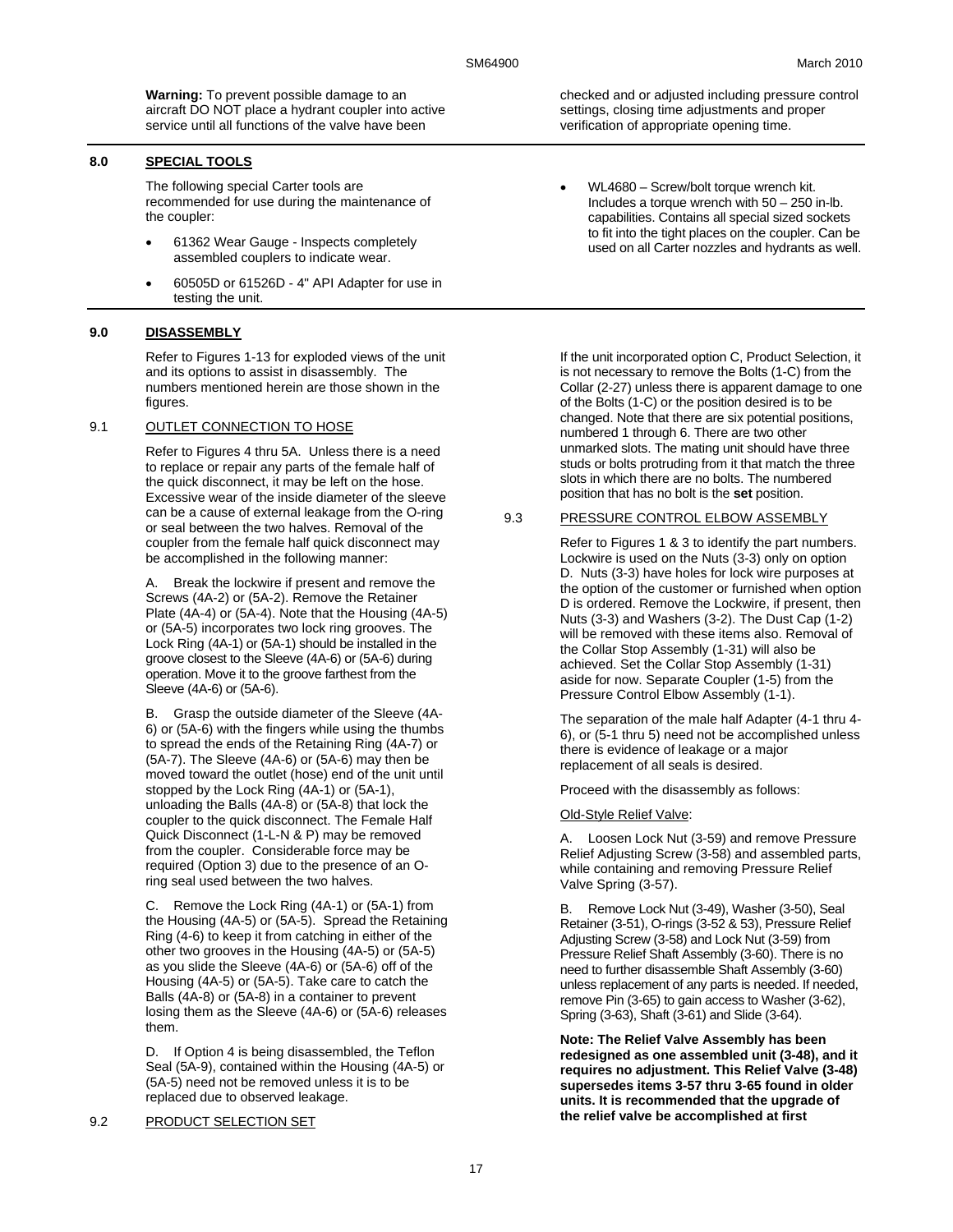**Warning:** To prevent possible damage to an aircraft DO NOT place a hydrant coupler into active service until all functions of the valve have been checked and or adjusted including pressure control settings, closing time adjustments and proper verification of appropriate opening time.

## 8.0 SPECIAL TOOLS

The following special Carter tools are recommended for use during the maintenance of the coupler:

- 61362 Wear Gauge - Inspects completely assembled couplers to indicate wear.
- 60505D or 61526D - 4" API Adapter for use in testing the unit.
- WL4680 – Screw/bolt torque wrench kit. Includes a torque wrench with 50 – 250 in-lb. capabilities. Contains all special sized sockets to fit into the tight places on the coupler. Can be used on all Carter nozzles and hydrants as well.

## 9.0 DISASSEMBLY

Refer to Figures 1-13 for exploded views of the unit and its options to assist in disassembly. The numbers mentioned herein are those shown in the figures.

### 9.1 OUTLET CONNECTION TO HOSE

Refer to Figures 4 thru 5A. Unless there is a need to replace or repair any parts of the female half of the quick disconnect, it may be left on the hose. Excessive wear of the inside diameter of the sleeve can be a cause of external leakage from the O-ring or seal between the two halves. Removal of the coupler from the female half quick disconnect may be accomplished in the following manner:

A. Break the lockwire if present and remove the Screws (4A-2) or (5A-2). Remove the Retainer Plate (4A-4) or (5A-4). Note that the Housing (4A-5) or (5A-5) incorporates two lock ring grooves. The Lock Ring (4A-1) or (5A-1) should be installed in the groove closest to the Sleeve (4A-6) or (5A-6) during operation. Move it to the groove farthest from the Sleeve (4A-6) or (5A-6).

B. Grasp the outside diameter of the Sleeve (4A-6) or (5A-6) with the fingers while using the thumbs to spread the ends of the Retaining Ring (4A-7) or (5A-7). The Sleeve (4A-6) or (5A-6) may then be moved toward the outlet (hose) end of the unit until stopped by the Lock Ring (4A-1) or (5A-1), unloading the Balls (4A-8) or (5A-8) that lock the coupler to the quick disconnect. The Female Half Quick Disconnect (1-L-N & P) may be removed from the coupler. Considerable force may be required (Option 3) due to the presence of an O-ring seal used between the two halves.

C. Remove the Lock Ring (4A-1) or (5A-1) from the Housing (4A-5) or (5A-5). Spread the Retaining Ring (4-6) to keep it from catching in either of the other two grooves in the Housing (4A-5) or (5A-5) as you slide the Sleeve (4A-6) or (5A-6) off of the Housing (4A-5) or (5A-5). Take care to catch the Balls (4A-8) or (5A-8) in a container to prevent losing them as the Sleeve (4A-6) or (5A-6) releases them.

D. If Option 4 is being disassembled, the Teflon Seal (5A-9), contained within the Housing (4A-5) or (5A-5) need not be removed unless it is to be replaced due to observed leakage.

### 9.2 PRODUCT SELECTION SET

If the unit incorporated option C, Product Selection, it is not necessary to remove the Bolts (1-C) from the Collar (2-27) unless there is apparent damage to one of the Bolts (1-C) or the position desired is to be changed. Note that there are six potential positions, numbered 1 through 6. There are two other unmarked slots. The mating unit should have three studs or bolts protruding from it that match the three slots in which there are no bolts. The numbered position that has no bolt is the **set** position.

### 9.3 PRESSURE CONTROL ELBOW ASSEMBLY

Refer to Figures 1 & 3 to identify the part numbers. Lockwire is used on the Nuts (3-3) only on option D. Nuts (3-3) have holes for lock wire purposes at the option of the customer or furnished when option D is ordered. Remove the Lockwire, if present, then Nuts (3-3) and Washers (3-2). The Dust Cap (1-2) will be removed with these items also. Removal of the Collar Stop Assembly (1-31) will also be achieved. Set the Collar Stop Assembly (1-31) aside for now. Separate Coupler (1-5) from the Pressure Control Elbow Assembly (1-1).

The separation of the male half Adapter (4-1 thru 4-6), or (5-1 thru 5) need not be accomplished unless there is evidence of leakage or a major replacement of all seals is desired.

Proceed with the disassembly as follows:

Old-Style Relief Valve:

A. Loosen Lock Nut (3-59) and remove Pressure Relief Adjusting Screw (3-58) and assembled parts, while containing and removing Pressure Relief Valve Spring (3-57).

B. Remove Lock Nut (3-49), Washer (3-50), Seal Retainer (3-51), O-rings (3-52 & 53), Pressure Relief Adjusting Screw (3-58) and Lock Nut (3-59) from Pressure Relief Shaft Assembly (3-60). There is no need to further disassemble Shaft Assembly (3-60) unless replacement of any parts is needed. If needed, remove Pin (3-65) to gain access to Washer (3-62), Spring (3-63), Shaft (3-61) and Slide (3-64).

**Note: The Relief Valve Assembly has been redesigned as one assembled unit (3-48), and it requires no adjustment. This Relief Valve (3-48) supersedes items 3-57 thru 3-65 found in older units. It is recommended that the upgrade of the relief valve be accomplished at first**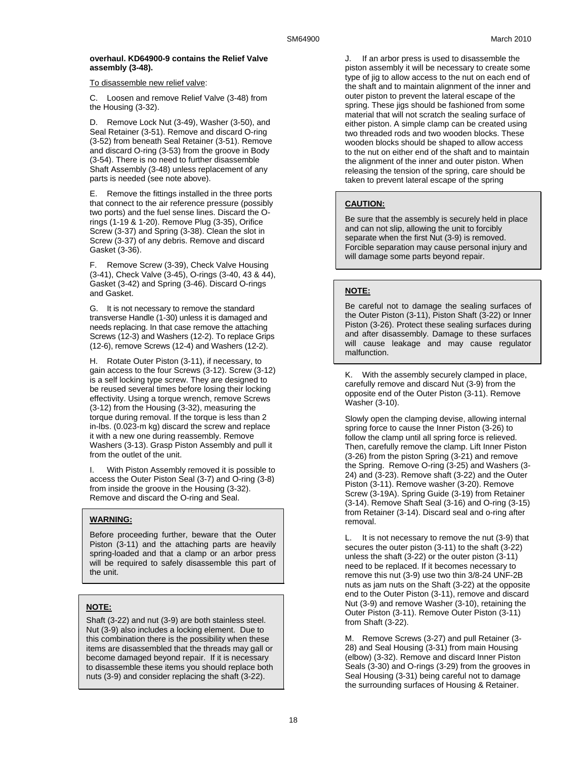**overhaul. KD64900-9 contains the Relief Valve assembly (3-48).**

To disassemble new relief valve:

C. Loosen and remove Relief Valve (3-48) from the Housing (3-32).

D. Remove Lock Nut (3-49), Washer (3-50), and Seal Retainer (3-51). Remove and discard O-ring (3-52) from beneath Seal Retainer (3-51). Remove and discard O-ring (3-53) from the groove in Body (3-54). There is no need to further disassemble Shaft Assembly (3-48) unless replacement of any parts is needed (see note above).

E. Remove the fittings installed in the three ports that connect to the air reference pressure (possibly two ports) and the fuel sense lines. Discard the O-rings (1-19 & 1-20). Remove Plug (3-35), Orifice Screw (3-37) and Spring (3-38). Clean the slot in Screw (3-37) of any debris. Remove and discard Gasket (3-36).

F. Remove Screw (3-39), Check Valve Housing (3-41), Check Valve (3-45), O-rings (3-40, 43 & 44), Gasket (3-42) and Spring (3-46). Discard O-rings and Gasket.

G. It is not necessary to remove the standard transverse Handle (1-30) unless it is damaged and needs replacing. In that case remove the attaching Screws (12-3) and Washers (12-2). To replace Grips (12-6), remove Screws (12-4) and Washers (12-2).

H. Rotate Outer Piston (3-11), if necessary, to gain access to the four Screws (3-12). Screw (3-12) is a self locking type screw. They are designed to be reused several times before losing their locking effectivity. Using a torque wrench, remove Screws (3-12) from the Housing (3-32), measuring the torque during removal. If the torque is less than 2 in-lbs. (0.023-m kg) discard the screw and replace it with a new one during reassembly. Remove Washers (3-13). Grasp Piston Assembly and pull it from the outlet of the unit.

I. With Piston Assembly removed it is possible to access the Outer Piston Seal (3-7) and O-ring (3-8) from inside the groove in the Housing (3-32). Remove and discard the O-ring and Seal.

**WARNING:**

Before proceeding further, beware that the Outer Piston (3-11) and the attaching parts are heavily spring-loaded and that a clamp or an arbor press will be required to safely disassemble this part of the unit.

**NOTE:**

Shaft (3-22) and nut (3-9) are both stainless steel. Nut (3-9) also includes a locking element. Due to this combination there is the possibility when these items are disassembled that the threads may gall or become damaged beyond repair. If it is necessary to disassemble these items you should replace both nuts (3-9) and consider replacing the shaft (3-22).

J. If an arbor press is used to disassemble the piston assembly it will be necessary to create some type of jig to allow access to the nut on each end of the shaft and to maintain alignment of the inner and outer piston to prevent the lateral escape of the spring. These jigs should be fashioned from some material that will not scratch the sealing surface of either piston. A simple clamp can be created using two threaded rods and two wooden blocks. These wooden blocks should be shaped to allow access to the nut on either end of the shaft and to maintain the alignment of the inner and outer piston. When releasing the tension of the spring, care should be taken to prevent lateral escape of the spring

**CAUTION:**

Be sure that the assembly is securely held in place and can not slip, allowing the unit to forcibly separate when the first Nut (3-9) is removed. Forcible separation may cause personal injury and will damage some parts beyond repair.

**NOTE:**

Be careful not to damage the sealing surfaces of the Outer Piston (3-11), Piston Shaft (3-22) or Inner Piston (3-26). Protect these sealing surfaces during and after disassembly. Damage to these surfaces will cause leakage and may cause regulator malfunction.

K. With the assembly securely clamped in place, carefully remove and discard Nut (3-9) from the opposite end of the Outer Piston (3-11). Remove Washer (3-10).

Slowly open the clamping devise, allowing internal spring force to cause the Inner Piston (3-26) to follow the clamp until all spring force is relieved. Then, carefully remove the clamp. Lift Inner Piston (3-26) from the piston Spring (3-21) and remove the Spring. Remove O-ring (3-25) and Washers (3-24) and (3-23). Remove shaft (3-22) and the Outer Piston (3-11). Remove washer (3-20). Remove Screw (3-19A). Spring Guide (3-19) from Retainer (3-14). Remove Shaft Seal (3-16) and O-ring (3-15) from Retainer (3-14). Discard seal and o-ring after removal.

L. It is not necessary to remove the nut (3-9) that secures the outer piston (3-11) to the shaft (3-22) unless the shaft (3-22) or the outer piston (3-11) need to be replaced. If it becomes necessary to remove this nut (3-9) use two thin 3/8-24 UNF-2B nuts as jam nuts on the Shaft (3-22) at the opposite end to the Outer Piston (3-11), remove and discard Nut (3-9) and remove Washer (3-10), retaining the Outer Piston (3-11). Remove Outer Piston (3-11) from Shaft (3-22).

M. Remove Screws (3-27) and pull Retainer (3-28) and Seal Housing (3-31) from main Housing (elbow) (3-32). Remove and discard Inner Piston Seals (3-30) and O-rings (3-29) from the grooves in Seal Housing (3-31) being careful not to damage the surrounding surfaces of Housing & Retainer.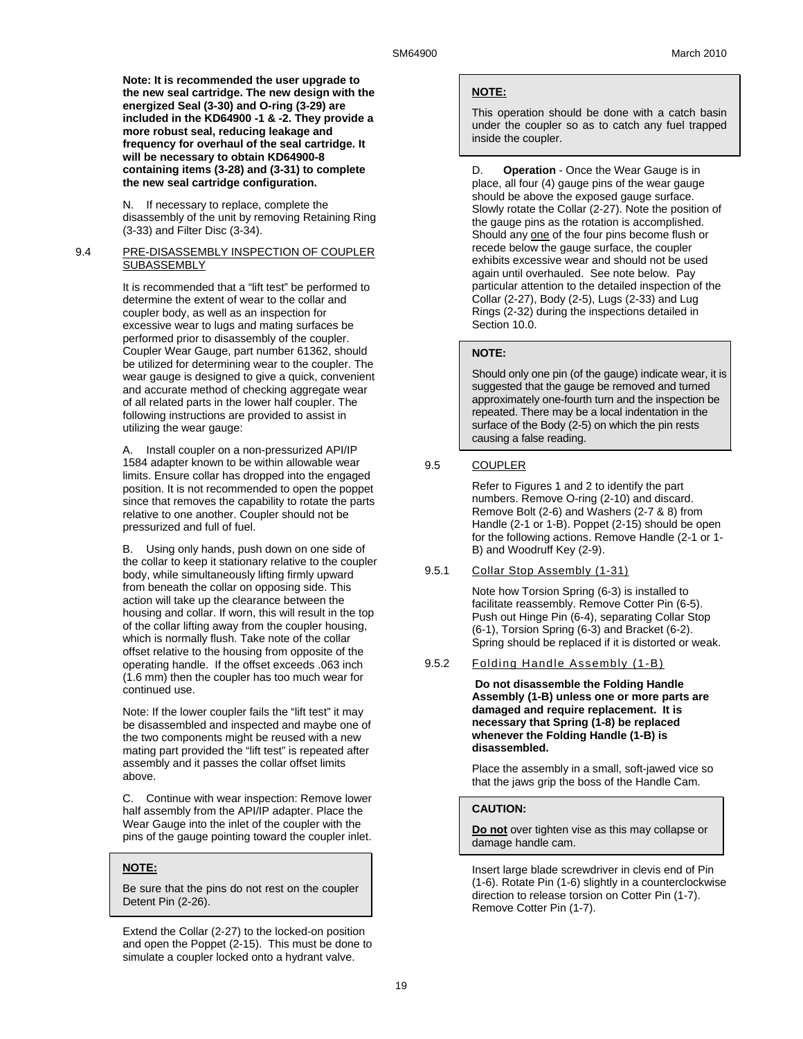**Note: It is recommended the user upgrade to the new seal cartridge. The new design with the energized Seal (3-30) and O-ring (3-29) are included in the KD64900 -1 & -2. They provide a more robust seal, reducing leakage and frequency for overhaul of the seal cartridge. It will be necessary to obtain KD64900-8 containing items (3-28) and (3-31) to complete the new seal cartridge configuration.**

N. If necessary to replace, complete the disassembly of the unit by removing Retaining Ring (3-33) and Filter Disc (3-34).

## 9.4 PRE-DISASSEMBLY INSPECTION OF COUPLER SUBASSEMBLY

It is recommended that a "lift test" be performed to determine the extent of wear to the collar and coupler body, as well as an inspection for excessive wear to lugs and mating surfaces be performed prior to disassembly of the coupler. Coupler Wear Gauge, part number 61362, should be utilized for determining wear to the coupler. The wear gauge is designed to give a quick, convenient and accurate method of checking aggregate wear of all related parts in the lower half coupler. The following instructions are provided to assist in utilizing the wear gauge:

A. Install coupler on a non-pressurized API/IP 1584 adapter known to be within allowable wear limits. Ensure collar has dropped into the engaged position. It is not recommended to open the poppet since that removes the capability to rotate the parts relative to one another. Coupler should not be pressurized and full of fuel.

B. Using only hands, push down on one side of the collar to keep it stationary relative to the coupler body, while simultaneously lifting firmly upward from beneath the collar on opposing side. This action will take up the clearance between the housing and collar. If worn, this will result in the top of the collar lifting away from the coupler housing, which is normally flush. Take note of the collar offset relative to the housing from opposite of the operating handle. If the offset exceeds .063 inch (1.6 mm) then the coupler has too much wear for continued use.

Note: If the lower coupler fails the "lift test" it may be disassembled and inspected and maybe one of the two components might be reused with a new mating part provided the "lift test" is repeated after assembly and it passes the collar offset limits above.

C. Continue with wear inspection: Remove lower half assembly from the API/IP adapter. Place the Wear Gauge into the inlet of the coupler with the pins of the gauge pointing toward the coupler inlet.

> **NOTE:**
>
> Be sure that the pins do not rest on the coupler Detent Pin (2-26).

Extend the Collar (2-27) to the locked-on position and open the Poppet (2-15). This must be done to simulate a coupler locked onto a hydrant valve.

> **NOTE:**
>
> This operation should be done with a catch basin under the coupler so as to catch any fuel trapped inside the coupler.

D. **Operation** - Once the Wear Gauge is in place, all four (4) gauge pins of the wear gauge should be above the exposed gauge surface. Slowly rotate the Collar (2-27). Note the position of the gauge pins as the rotation is accomplished. Should any one of the four pins become flush or recede below the gauge surface, the coupler exhibits excessive wear and should not be used again until overhauled. See note below. Pay particular attention to the detailed inspection of the Collar (2-27), Body (2-5), Lugs (2-33) and Lug Rings (2-32) during the inspections detailed in Section 10.0.

> **NOTE:**
>
> Should only one pin (of the gauge) indicate wear, it is suggested that the gauge be removed and turned approximately one-fourth turn and the inspection be repeated. There may be a local indentation in the surface of the Body (2-5) on which the pin rests causing a false reading.

## 9.5 COUPLER

Refer to Figures 1 and 2 to identify the part numbers. Remove O-ring (2-10) and discard. Remove Bolt (2-6) and Washers (2-7 & 8) from Handle (2-1 or 1-B). Poppet (2-15) should be open for the following actions. Remove Handle (2-1 or 1-B) and Woodruff Key (2-9).

### 9.5.1 Collar Stop Assembly (1-31)

Note how Torsion Spring (6-3) is installed to facilitate reassembly. Remove Cotter Pin (6-5). Push out Hinge Pin (6-4), separating Collar Stop (6-1), Torsion Spring (6-3) and Bracket (6-2). Spring should be replaced if it is distorted or weak.

### 9.5.2 Folding Handle Assembly (1-B)

**Do not disassemble the Folding Handle Assembly (1-B) unless one or more parts are damaged and require replacement. It is necessary that Spring (1-8) be replaced whenever the Folding Handle (1-B) is disassembled.**

Place the assembly in a small, soft-jawed vice so that the jaws grip the boss of the Handle Cam.

> **CAUTION:**
>
> **Do not** over tighten vise as this may collapse or damage handle cam.

Insert large blade screwdriver in clevis end of Pin (1-6). Rotate Pin (1-6) slightly in a counterclockwise direction to release torsion on Cotter Pin (1-7). Remove Cotter Pin (1-7).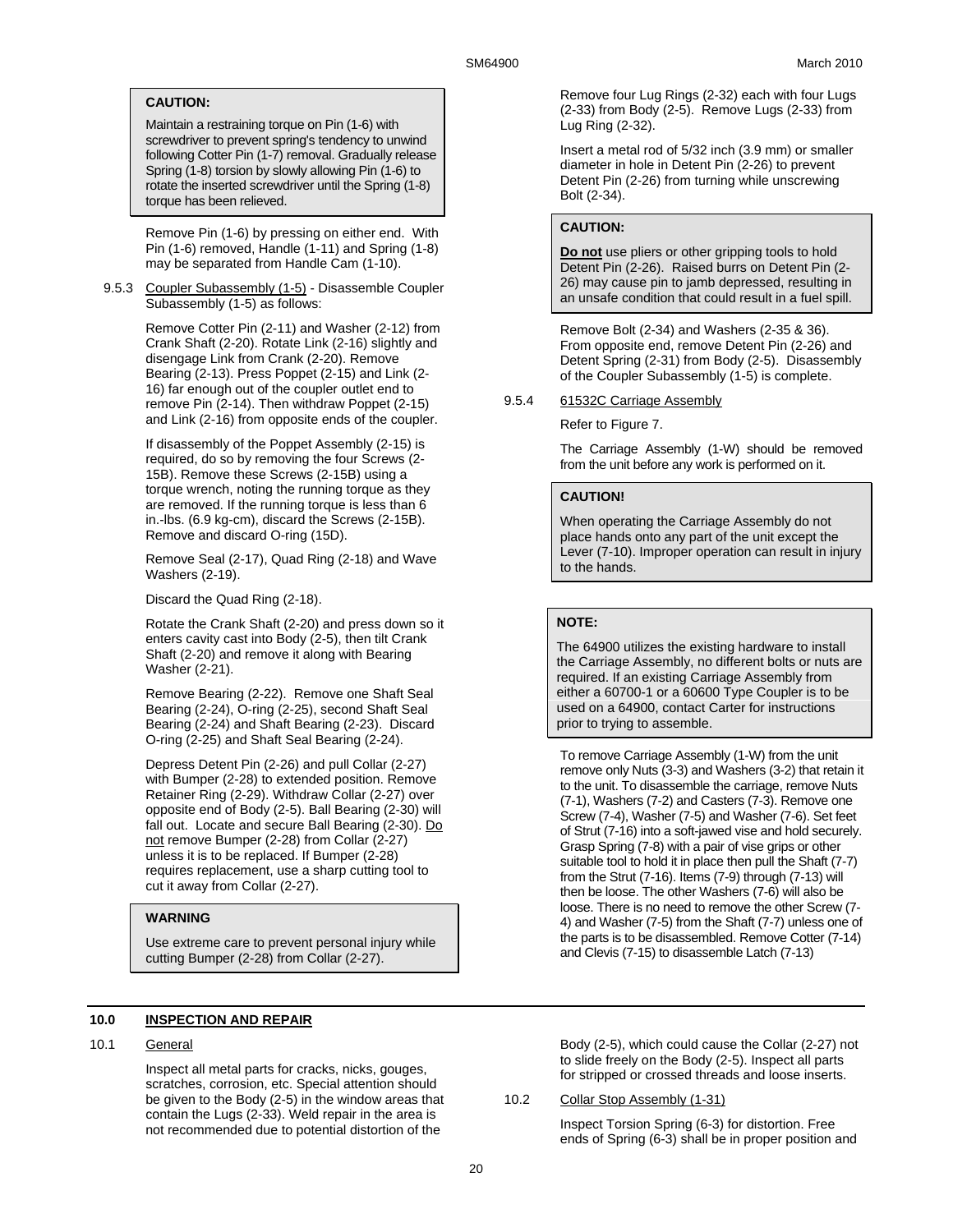> **CAUTION:**
>
> Maintain a restraining torque on Pin (1-6) with screwdriver to prevent spring's tendency to unwind following Cotter Pin (1-7) removal. Gradually release Spring (1-8) torsion by slowly allowing Pin (1-6) to rotate the inserted screwdriver until the Spring (1-8) torque has been relieved.

Remove Pin (1-6) by pressing on either end. With Pin (1-6) removed, Handle (1-11) and Spring (1-8) may be separated from Handle Cam (1-10).

9.5.3 Coupler Subassembly (1-5) - Disassemble Coupler Subassembly (1-5) as follows:

Remove Cotter Pin (2-11) and Washer (2-12) from Crank Shaft (2-20). Rotate Link (2-16) slightly and disengage Link from Crank (2-20). Remove Bearing (2-13). Press Poppet (2-15) and Link (2-16) far enough out of the coupler outlet end to remove Pin (2-14). Then withdraw Poppet (2-15) and Link (2-16) from opposite ends of the coupler.

If disassembly of the Poppet Assembly (2-15) is required, do so by removing the four Screws (2-15B). Remove these Screws (2-15B) using a torque wrench, noting the running torque as they are removed. If the running torque is less than 6 in.-lbs. (6.9 kg-cm), discard the Screws (2-15B). Remove and discard O-ring (15D).

Remove Seal (2-17), Quad Ring (2-18) and Wave Washers (2-19).

Discard the Quad Ring (2-18).

Rotate the Crank Shaft (2-20) and press down so it enters cavity cast into Body (2-5), then tilt Crank Shaft (2-20) and remove it along with Bearing Washer (2-21).

Remove Bearing (2-22). Remove one Shaft Seal Bearing (2-24), O-ring (2-25), second Shaft Seal Bearing (2-24) and Shaft Bearing (2-23). Discard O-ring (2-25) and Shaft Seal Bearing (2-24).

Depress Detent Pin (2-26) and pull Collar (2-27) with Bumper (2-28) to extended position. Remove Retainer Ring (2-29). Withdraw Collar (2-27) over opposite end of Body (2-5). Ball Bearing (2-30) will fall out. Locate and secure Ball Bearing (2-30). Do not remove Bumper (2-28) from Collar (2-27) unless it is to be replaced. If Bumper (2-28) requires replacement, use a sharp cutting tool to cut it away from Collar (2-27).

> **WARNING**
>
> Use extreme care to prevent personal injury while cutting Bumper (2-28) from Collar (2-27).

Remove four Lug Rings (2-32) each with four Lugs (2-33) from Body (2-5). Remove Lugs (2-33) from Lug Ring (2-32).

Insert a metal rod of 5/32 inch (3.9 mm) or smaller diameter in hole in Detent Pin (2-26) to prevent Detent Pin (2-26) from turning while unscrewing Bolt (2-34).

> **CAUTION:**
>
> **Do not** use pliers or other gripping tools to hold Detent Pin (2-26). Raised burrs on Detent Pin (2-26) may cause pin to jamb depressed, resulting in an unsafe condition that could result in a fuel spill.

Remove Bolt (2-34) and Washers (2-35 & 36). From opposite end, remove Detent Pin (2-26) and Detent Spring (2-31) from Body (2-5). Disassembly of the Coupler Subassembly (1-5) is complete.

9.5.4 61532C Carriage Assembly

Refer to Figure 7.

The Carriage Assembly (1-W) should be removed from the unit before any work is performed on it.

> **CAUTION!**
>
> When operating the Carriage Assembly do not place hands onto any part of the unit except the Lever (7-10). Improper operation can result in injury to the hands.

> **NOTE:**
>
> The 64900 utilizes the existing hardware to install the Carriage Assembly, no different bolts or nuts are required. If an existing Carriage Assembly from either a 60700-1 or a 60600 Type Coupler is to be used on a 64900, contact Carter for instructions prior to trying to assemble.

To remove Carriage Assembly (1-W) from the unit remove only Nuts (3-3) and Washers (3-2) that retain it to the unit. To disassemble the carriage, remove Nuts (7-1), Washers (7-2) and Casters (7-3). Remove one Screw (7-4), Washer (7-5) and Washer (7-6). Set feet of Strut (7-16) into a soft-jawed vise and hold securely. Grasp Spring (7-8) with a pair of vise grips or other suitable tool to hold it in place then pull the Shaft (7-7) from the Strut (7-16). Items (7-9) through (7-13) will then be loose. The other Washers (7-6) will also be loose. There is no need to remove the other Screw (7-4) and Washer (7-5) from the Shaft (7-7) unless one of the parts is to be disassembled. Remove Cotter (7-14) and Clevis (7-15) to disassemble Latch (7-13)

## 10.0 INSPECTION AND REPAIR

10.1 General

Inspect all metal parts for cracks, nicks, gouges, scratches, corrosion, etc. Special attention should be given to the Body (2-5) in the window areas that contain the Lugs (2-33). Weld repair in the area is not recommended due to potential distortion of the Body (2-5), which could cause the Collar (2-27) not to slide freely on the Body (2-5). Inspect all parts for stripped or crossed threads and loose inserts.

10.2 Collar Stop Assembly (1-31)

Inspect Torsion Spring (6-3) for distortion. Free ends of Spring (6-3) shall be in proper position and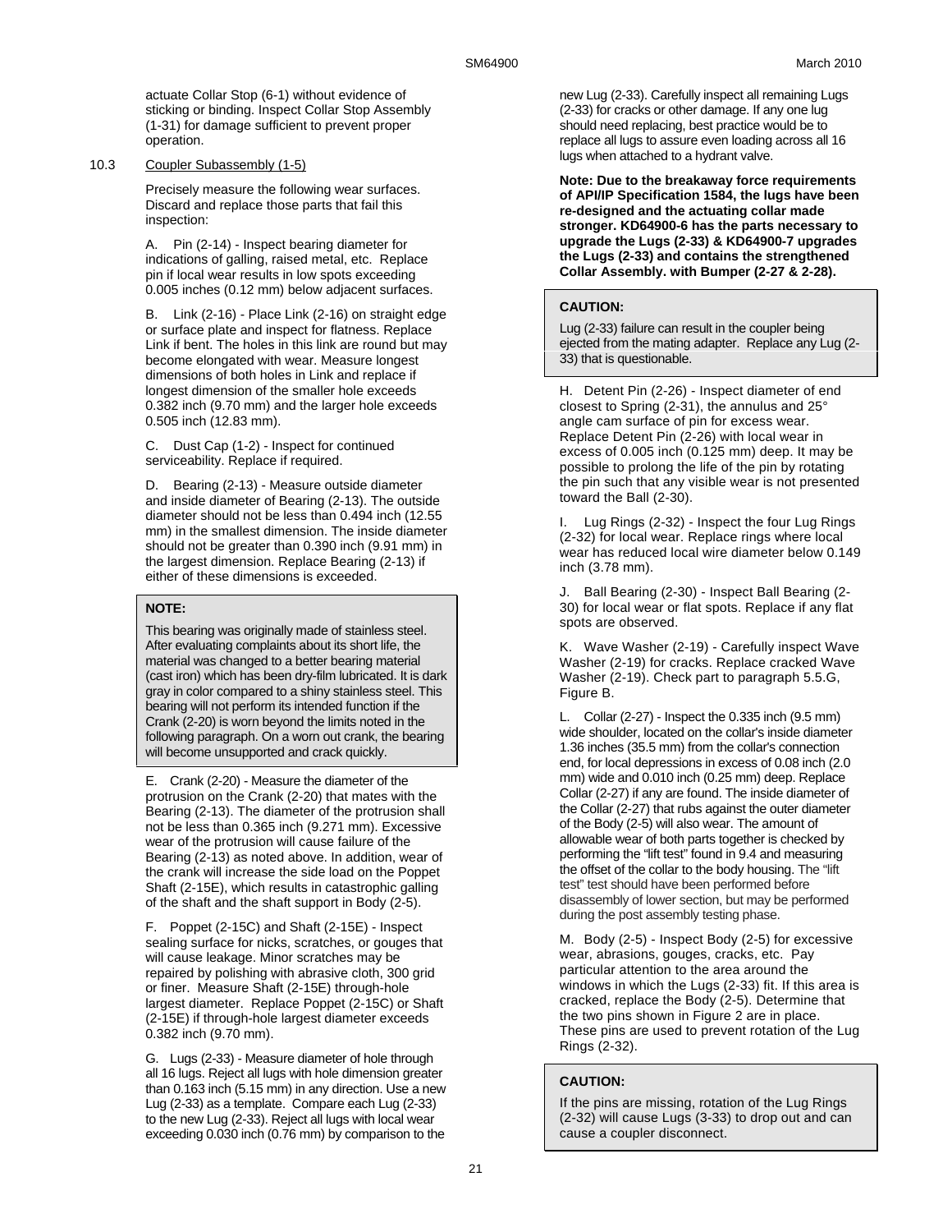actuate Collar Stop (6-1) without evidence of sticking or binding. Inspect Collar Stop Assembly (1-31) for damage sufficient to prevent proper operation.

10.3 Coupler Subassembly (1-5)

Precisely measure the following wear surfaces. Discard and replace those parts that fail this inspection:

A. Pin (2-14) - Inspect bearing diameter for indications of galling, raised metal, etc. Replace pin if local wear results in low spots exceeding 0.005 inches (0.12 mm) below adjacent surfaces.

B. Link (2-16) - Place Link (2-16) on straight edge or surface plate and inspect for flatness. Replace Link if bent. The holes in this link are round but may become elongated with wear. Measure longest dimensions of both holes in Link and replace if longest dimension of the smaller hole exceeds 0.382 inch (9.70 mm) and the larger hole exceeds 0.505 inch (12.83 mm).

C. Dust Cap (1-2) - Inspect for continued serviceability. Replace if required.

D. Bearing (2-13) - Measure outside diameter and inside diameter of Bearing (2-13). The outside diameter should not be less than 0.494 inch (12.55 mm) in the smallest dimension. The inside diameter should not be greater than 0.390 inch (9.91 mm) in the largest dimension. Replace Bearing (2-13) if either of these dimensions is exceeded.

**NOTE:**

This bearing was originally made of stainless steel. After evaluating complaints about its short life, the material was changed to a better bearing material (cast iron) which has been dry-film lubricated. It is dark gray in color compared to a shiny stainless steel. This bearing will not perform its intended function if the Crank (2-20) is worn beyond the limits noted in the following paragraph. On a worn out crank, the bearing will become unsupported and crack quickly.

E. Crank (2-20) - Measure the diameter of the protrusion on the Crank (2-20) that mates with the Bearing (2-13). The diameter of the protrusion shall not be less than 0.365 inch (9.271 mm). Excessive wear of the protrusion will cause failure of the Bearing (2-13) as noted above. In addition, wear of the crank will increase the side load on the Poppet Shaft (2-15E), which results in catastrophic galling of the shaft and the shaft support in Body (2-5).

F. Poppet (2-15C) and Shaft (2-15E) - Inspect sealing surface for nicks, scratches, or gouges that will cause leakage. Minor scratches may be repaired by polishing with abrasive cloth, 300 grid or finer. Measure Shaft (2-15E) through-hole largest diameter. Replace Poppet (2-15C) or Shaft (2-15E) if through-hole largest diameter exceeds 0.382 inch (9.70 mm).

G. Lugs (2-33) - Measure diameter of hole through all 16 lugs. Reject all lugs with hole dimension greater than 0.163 inch (5.15 mm) in any direction. Use a new Lug (2-33) as a template. Compare each Lug (2-33) to the new Lug (2-33). Reject all lugs with local wear exceeding 0.030 inch (0.76 mm) by comparison to the new Lug (2-33). Carefully inspect all remaining Lugs (2-33) for cracks or other damage. If any one lug should need replacing, best practice would be to replace all lugs to assure even loading across all 16 lugs when attached to a hydrant valve.

**Note: Due to the breakaway force requirements of API/IP Specification 1584, the lugs have been re-designed and the actuating collar made stronger. KD64900-6 has the parts necessary to upgrade the Lugs (2-33) & KD64900-7 upgrades the Lugs (2-33) and contains the strengthened Collar Assembly. with Bumper (2-27 & 2-28).**

**CAUTION:**

Lug (2-33) failure can result in the coupler being ejected from the mating adapter. Replace any Lug (2-33) that is questionable.

H. Detent Pin (2-26) - Inspect diameter of end closest to Spring (2-31), the annulus and 25° angle cam surface of pin for excess wear. Replace Detent Pin (2-26) with local wear in excess of 0.005 inch (0.125 mm) deep. It may be possible to prolong the life of the pin by rotating the pin such that any visible wear is not presented toward the Ball (2-30).

I. Lug Rings (2-32) - Inspect the four Lug Rings (2-32) for local wear. Replace rings where local wear has reduced local wire diameter below 0.149 inch (3.78 mm).

J. Ball Bearing (2-30) - Inspect Ball Bearing (2-30) for local wear or flat spots. Replace if any flat spots are observed.

K. Wave Washer (2-19) - Carefully inspect Wave Washer (2-19) for cracks. Replace cracked Wave Washer (2-19). Check part to paragraph 5.5.G, Figure B.

L. Collar (2-27) - Inspect the 0.335 inch (9.5 mm) wide shoulder, located on the collar's inside diameter 1.36 inches (35.5 mm) from the collar's connection end, for local depressions in excess of 0.08 inch (2.0 mm) wide and 0.010 inch (0.25 mm) deep. Replace Collar (2-27) if any are found. The inside diameter of the Collar (2-27) that rubs against the outer diameter of the Body (2-5) will also wear. The amount of allowable wear of both parts together is checked by performing the "lift test" found in 9.4 and measuring the offset of the collar to the body housing. The "lift test" test should have been performed before disassembly of lower section, but may be performed during the post assembly testing phase.

M. Body (2-5) - Inspect Body (2-5) for excessive wear, abrasions, gouges, cracks, etc. Pay particular attention to the area around the windows in which the Lugs (2-33) fit. If this area is cracked, replace the Body (2-5). Determine that the two pins shown in Figure 2 are in place. These pins are used to prevent rotation of the Lug Rings (2-32).

**CAUTION:**

If the pins are missing, rotation of the Lug Rings (2-32) will cause Lugs (3-33) to drop out and can cause a coupler disconnect.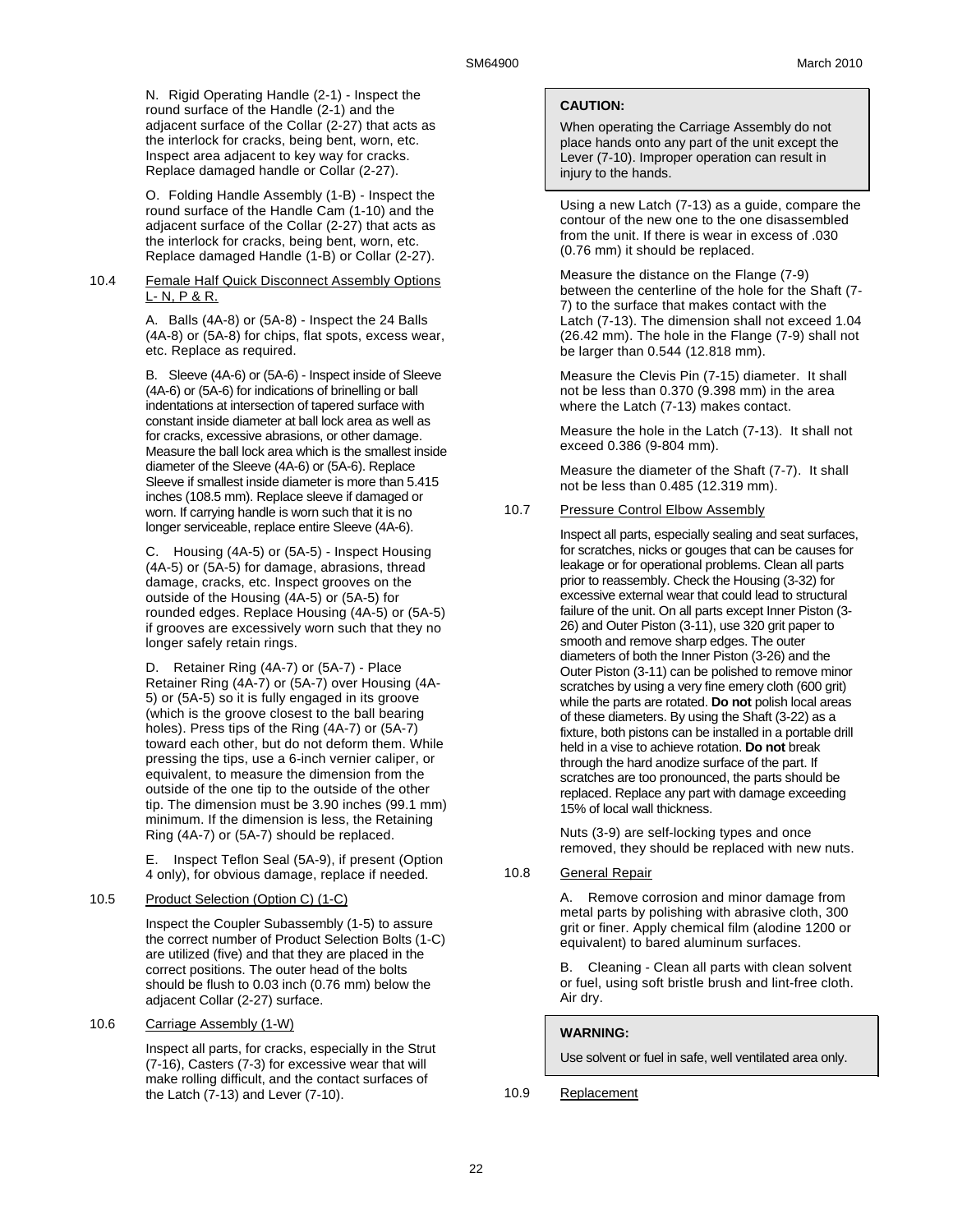N. Rigid Operating Handle (2-1) - Inspect the round surface of the Handle (2-1) and the adjacent surface of the Collar (2-27) that acts as the interlock for cracks, being bent, worn, etc. Inspect area adjacent to key way for cracks. Replace damaged handle or Collar (2-27).

O. Folding Handle Assembly (1-B) - Inspect the round surface of the Handle Cam (1-10) and the adjacent surface of the Collar (2-27) that acts as the interlock for cracks, being bent, worn, etc. Replace damaged Handle (1-B) or Collar (2-27).

10.4 Female Half Quick Disconnect Assembly Options L- N, P & R.

A. Balls (4A-8) or (5A-8) - Inspect the 24 Balls (4A-8) or (5A-8) for chips, flat spots, excess wear, etc. Replace as required.

B. Sleeve (4A-6) or (5A-6) - Inspect inside of Sleeve (4A-6) or (5A-6) for indications of brinelling or ball indentations at intersection of tapered surface with constant inside diameter at ball lock area as well as for cracks, excessive abrasions, or other damage. Measure the ball lock area which is the smallest inside diameter of the Sleeve (4A-6) or (5A-6). Replace Sleeve if smallest inside diameter is more than 5.415 inches (108.5 mm). Replace sleeve if damaged or worn. If carrying handle is worn such that it is no longer serviceable, replace entire Sleeve (4A-6).

C. Housing (4A-5) or (5A-5) - Inspect Housing (4A-5) or (5A-5) for damage, abrasions, thread damage, cracks, etc. Inspect grooves on the outside of the Housing (4A-5) or (5A-5) for rounded edges. Replace Housing (4A-5) or (5A-5) if grooves are excessively worn such that they no longer safely retain rings.

D. Retainer Ring (4A-7) or (5A-7) - Place Retainer Ring (4A-7) or (5A-7) over Housing (4A-5) or (5A-5) so it is fully engaged in its groove (which is the groove closest to the ball bearing holes). Press tips of the Ring (4A-7) or (5A-7) toward each other, but do not deform them. While pressing the tips, use a 6-inch vernier caliper, or equivalent, to measure the dimension from the outside of the one tip to the outside of the other tip. The dimension must be 3.90 inches (99.1 mm) minimum. If the dimension is less, the Retaining Ring (4A-7) or (5A-7) should be replaced.

E. Inspect Teflon Seal (5A-9), if present (Option 4 only), for obvious damage, replace if needed.

10.5 Product Selection (Option C) (1-C)

Inspect the Coupler Subassembly (1-5) to assure the correct number of Product Selection Bolts (1-C) are utilized (five) and that they are placed in the correct positions. The outer head of the bolts should be flush to 0.03 inch (0.76 mm) below the adjacent Collar (2-27) surface.

10.6 Carriage Assembly (1-W)

Inspect all parts, for cracks, especially in the Strut (7-16), Casters (7-3) for excessive wear that will make rolling difficult, and the contact surfaces of the Latch (7-13) and Lever (7-10).

**CAUTION:**

When operating the Carriage Assembly do not place hands onto any part of the unit except the Lever (7-10). Improper operation can result in injury to the hands.

Using a new Latch (7-13) as a guide, compare the contour of the new one to the one disassembled from the unit. If there is wear in excess of .030 (0.76 mm) it should be replaced.

Measure the distance on the Flange (7-9) between the centerline of the hole for the Shaft (7-7) to the surface that makes contact with the Latch (7-13). The dimension shall not exceed 1.04 (26.42 mm). The hole in the Flange (7-9) shall not be larger than 0.544 (12.818 mm).

Measure the Clevis Pin (7-15) diameter. It shall not be less than 0.370 (9.398 mm) in the area where the Latch (7-13) makes contact.

Measure the hole in the Latch (7-13). It shall not exceed 0.386 (9-804 mm).

Measure the diameter of the Shaft (7-7). It shall not be less than 0.485 (12.319 mm).

10.7 Pressure Control Elbow Assembly

Inspect all parts, especially sealing and seat surfaces, for scratches, nicks or gouges that can be causes for leakage or for operational problems. Clean all parts prior to reassembly. Check the Housing (3-32) for excessive external wear that could lead to structural failure of the unit. On all parts except Inner Piston (3-26) and Outer Piston (3-11), use 320 grit paper to smooth and remove sharp edges. The outer diameters of both the Inner Piston (3-26) and the Outer Piston (3-11) can be polished to remove minor scratches by using a very fine emery cloth (600 grit) while the parts are rotated. **Do not** polish local areas of these diameters. By using the Shaft (3-22) as a fixture, both pistons can be installed in a portable drill held in a vise to achieve rotation. **Do not** break through the hard anodize surface of the part. If scratches are too pronounced, the parts should be replaced. Replace any part with damage exceeding 15% of local wall thickness.

Nuts (3-9) are self-locking types and once removed, they should be replaced with new nuts.

10.8 General Repair

A. Remove corrosion and minor damage from metal parts by polishing with abrasive cloth, 300 grit or finer. Apply chemical film (alodine 1200 or equivalent) to bared aluminum surfaces.

B. Cleaning - Clean all parts with clean solvent or fuel, using soft bristle brush and lint-free cloth. Air dry.

**WARNING:**

Use solvent or fuel in safe, well ventilated area only.

10.9 Replacement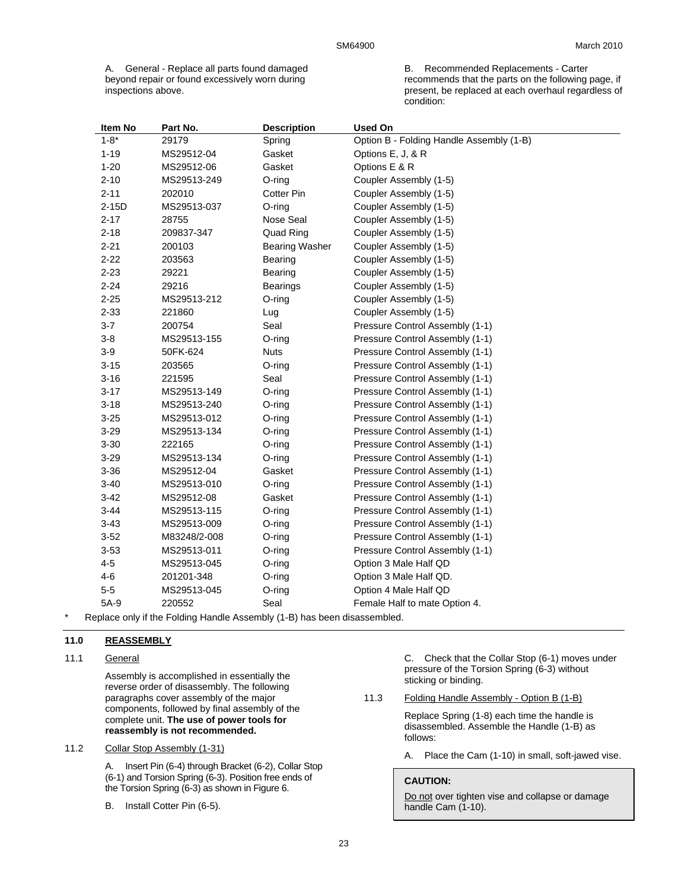A. General - Replace all parts found damaged beyond repair or found excessively worn during inspections above.

B. Recommended Replacements - Carter recommends that the parts on the following page, if present, be replaced at each overhaul regardless of condition:

| Item No | Part No. | Description | Used On |
|---|---|---|---|
| 1-8* | 29179 | Spring | Option B - Folding Handle Assembly (1-B) |
| 1-19 | MS29512-04 | Gasket | Options E, J, & R |
| 1-20 | MS29512-06 | Gasket | Options E & R |
| 2-10 | MS29513-249 | O-ring | Coupler Assembly (1-5) |
| 2-11 | 202010 | Cotter Pin | Coupler Assembly (1-5) |
| 2-15D | MS29513-037 | O-ring | Coupler Assembly (1-5) |
| 2-17 | 28755 | Nose Seal | Coupler Assembly (1-5) |
| 2-18 | 209837-347 | Quad Ring | Coupler Assembly (1-5) |
| 2-21 | 200103 | Bearing Washer | Coupler Assembly (1-5) |
| 2-22 | 203563 | Bearing | Coupler Assembly (1-5) |
| 2-23 | 29221 | Bearing | Coupler Assembly (1-5) |
| 2-24 | 29216 | Bearings | Coupler Assembly (1-5) |
| 2-25 | MS29513-212 | O-ring | Coupler Assembly (1-5) |
| 2-33 | 221860 | Lug | Coupler Assembly (1-5) |
| 3-7 | 200754 | Seal | Pressure Control Assembly (1-1) |
| 3-8 | MS29513-155 | O-ring | Pressure Control Assembly (1-1) |
| 3-9 | 50FK-624 | Nuts | Pressure Control Assembly (1-1) |
| 3-15 | 203565 | O-ring | Pressure Control Assembly (1-1) |
| 3-16 | 221595 | Seal | Pressure Control Assembly (1-1) |
| 3-17 | MS29513-149 | O-ring | Pressure Control Assembly (1-1) |
| 3-18 | MS29513-240 | O-ring | Pressure Control Assembly (1-1) |
| 3-25 | MS29513-012 | O-ring | Pressure Control Assembly (1-1) |
| 3-29 | MS29513-134 | O-ring | Pressure Control Assembly (1-1) |
| 3-30 | 222165 | O-ring | Pressure Control Assembly (1-1) |
| 3-29 | MS29513-134 | O-ring | Pressure Control Assembly (1-1) |
| 3-36 | MS29512-04 | Gasket | Pressure Control Assembly (1-1) |
| 3-40 | MS29513-010 | O-ring | Pressure Control Assembly (1-1) |
| 3-42 | MS29512-08 | Gasket | Pressure Control Assembly (1-1) |
| 3-44 | MS29513-115 | O-ring | Pressure Control Assembly (1-1) |
| 3-43 | MS29513-009 | O-ring | Pressure Control Assembly (1-1) |
| 3-52 | M83248/2-008 | O-ring | Pressure Control Assembly (1-1) |
| 3-53 | MS29513-011 | O-ring | Pressure Control Assembly (1-1) |
| 4-5 | MS29513-045 | O-ring | Option 3 Male Half QD |
| 4-6 | 201201-348 | O-ring | Option 3 Male Half QD. |
| 5-5 | MS29513-045 | O-ring | Option 4 Male Half QD |
| 5A-9 | 220552 | Seal | Female Half to mate Option 4. |

\* Replace only if the Folding Handle Assembly (1-B) has been disassembled.

## 11.0 REASSEMBLY

### 11.1 General

Assembly is accomplished in essentially the reverse order of disassembly. The following paragraphs cover assembly of the major components, followed by final assembly of the complete unit. **The use of power tools for reassembly is not recommended.**

### 11.2 Collar Stop Assembly (1-31)

A. Insert Pin (6-4) through Bracket (6-2), Collar Stop (6-1) and Torsion Spring (6-3). Position free ends of the Torsion Spring (6-3) as shown in Figure 6.

B. Install Cotter Pin (6-5).

C. Check that the Collar Stop (6-1) moves under pressure of the Torsion Spring (6-3) without sticking or binding.

### 11.3 Folding Handle Assembly - Option B (1-B)

Replace Spring (1-8) each time the handle is disassembled. Assemble the Handle (1-B) as follows:

A. Place the Cam (1-10) in small, soft-jawed vise.

**CAUTION:**

Do not over tighten vise and collapse or damage handle Cam (1-10).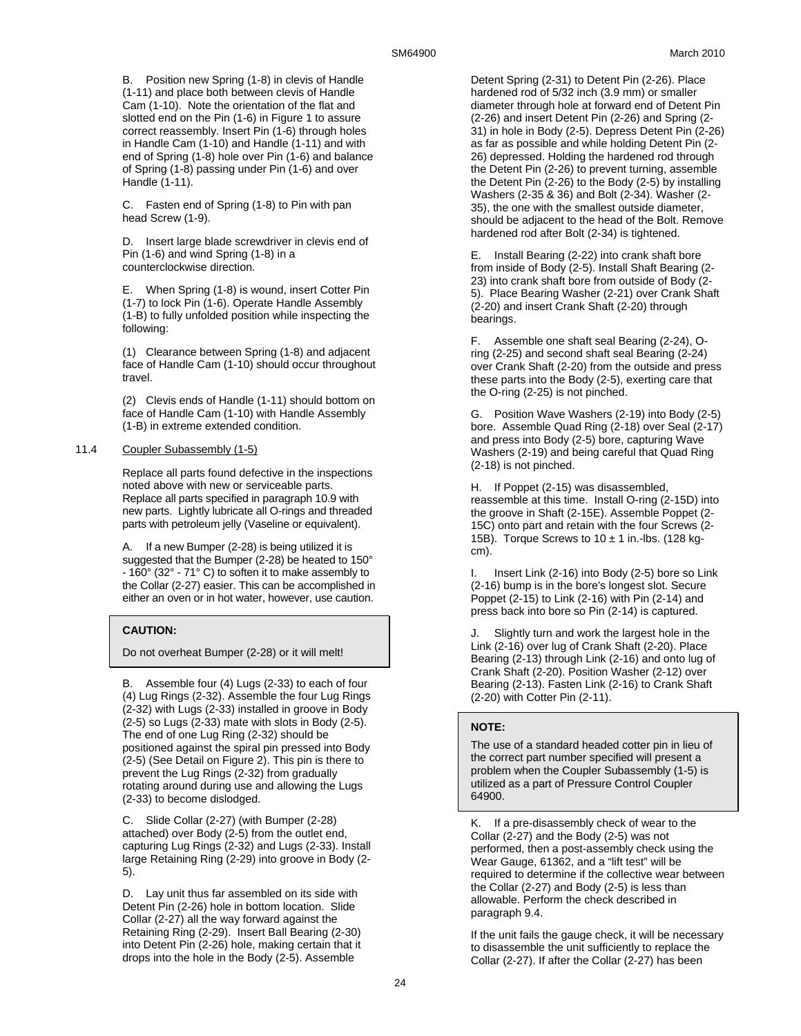B. Position new Spring (1-8) in clevis of Handle (1-11) and place both between clevis of Handle Cam (1-10). Note the orientation of the flat and slotted end on the Pin (1-6) in Figure 1 to assure correct reassembly. Insert Pin (1-6) through holes in Handle Cam (1-10) and Handle (1-11) and with end of Spring (1-8) hole over Pin (1-6) and balance of Spring (1-8) passing under Pin (1-6) and over Handle (1-11).

C. Fasten end of Spring (1-8) to Pin with pan head Screw (1-9).

D. Insert large blade screwdriver in clevis end of Pin (1-6) and wind Spring (1-8) in a counterclockwise direction.

E. When Spring (1-8) is wound, insert Cotter Pin (1-7) to lock Pin (1-6). Operate Handle Assembly (1-B) to fully unfolded position while inspecting the following:

(1) Clearance between Spring (1-8) and adjacent face of Handle Cam (1-10) should occur throughout travel.

(2) Clevis ends of Handle (1-11) should bottom on face of Handle Cam (1-10) with Handle Assembly (1-B) in extreme extended condition.

## 11.4 Coupler Subassembly (1-5)

Replace all parts found defective in the inspections noted above with new or serviceable parts. Replace all parts specified in paragraph 10.9 with new parts. Lightly lubricate all O-rings and threaded parts with petroleum jelly (Vaseline or equivalent).

A. If a new Bumper (2-28) is being utilized it is suggested that the Bumper (2-28) be heated to 150° - 160° (32° - 71° C) to soften it to make assembly to the Collar (2-27) easier. This can be accomplished in either an oven or in hot water, however, use caution.

> **CAUTION:**
>
> Do not overheat Bumper (2-28) or it will melt!

B. Assemble four (4) Lugs (2-33) to each of four (4) Lug Rings (2-32). Assemble the four Lug Rings (2-32) with Lugs (2-33) installed in groove in Body (2-5) so Lugs (2-33) mate with slots in Body (2-5). The end of one Lug Ring (2-32) should be positioned against the spiral pin pressed into Body (2-5) (See Detail on Figure 2). This pin is there to prevent the Lug Rings (2-32) from gradually rotating around during use and allowing the Lugs (2-33) to become dislodged.

C. Slide Collar (2-27) (with Bumper (2-28) attached) over Body (2-5) from the outlet end, capturing Lug Rings (2-32) and Lugs (2-33). Install large Retaining Ring (2-29) into groove in Body (2-5).

D. Lay unit thus far assembled on its side with Detent Pin (2-26) hole in bottom location. Slide Collar (2-27) all the way forward against the Retaining Ring (2-29). Insert Ball Bearing (2-30) into Detent Pin (2-26) hole, making certain that it drops into the hole in the Body (2-5). Assemble Detent Spring (2-31) to Detent Pin (2-26). Place hardened rod of 5/32 inch (3.9 mm) or smaller diameter through hole at forward end of Detent Pin (2-26) and insert Detent Pin (2-26) and Spring (2-31) in hole in Body (2-5). Depress Detent Pin (2-26) as far as possible and while holding Detent Pin (2-26) depressed. Holding the hardened rod through the Detent Pin (2-26) to prevent turning, assemble the Detent Pin (2-26) to the Body (2-5) by installing Washers (2-35 & 36) and Bolt (2-34). Washer (2-35), the one with the smallest outside diameter, should be adjacent to the head of the Bolt. Remove hardened rod after Bolt (2-34) is tightened.

E. Install Bearing (2-22) into crank shaft bore from inside of Body (2-5). Install Shaft Bearing (2-23) into crank shaft bore from outside of Body (2-5). Place Bearing Washer (2-21) over Crank Shaft (2-20) and insert Crank Shaft (2-20) through bearings.

F. Assemble one shaft seal Bearing (2-24), O-ring (2-25) and second shaft seal Bearing (2-24) over Crank Shaft (2-20) from the outside and press these parts into the Body (2-5), exerting care that the O-ring (2-25) is not pinched.

G. Position Wave Washers (2-19) into Body (2-5) bore. Assemble Quad Ring (2-18) over Seal (2-17) and press into Body (2-5) bore, capturing Wave Washers (2-19) and being careful that Quad Ring (2-18) is not pinched.

H. If Poppet (2-15) was disassembled, reassemble at this time. Install O-ring (2-15D) into the groove in Shaft (2-15E). Assemble Poppet (2-15C) onto part and retain with the four Screws (2-15B). Torque Screws to 10 ± 1 in.-lbs. (128 kg-cm).

I. Insert Link (2-16) into Body (2-5) bore so Link (2-16) bump is in the bore's longest slot. Secure Poppet (2-15) to Link (2-16) with Pin (2-14) and press back into bore so Pin (2-14) is captured.

J. Slightly turn and work the largest hole in the Link (2-16) over lug of Crank Shaft (2-20). Place Bearing (2-13) through Link (2-16) and onto lug of Crank Shaft (2-20). Position Washer (2-12) over Bearing (2-13). Fasten Link (2-16) to Crank Shaft (2-20) with Cotter Pin (2-11).

> **NOTE:**
>
> The use of a standard headed cotter pin in lieu of the correct part number specified will present a problem when the Coupler Subassembly (1-5) is utilized as a part of Pressure Control Coupler 64900.

K. If a pre-disassembly check of wear to the Collar (2-27) and the Body (2-5) was not performed, then a post-assembly check using the Wear Gauge, 61362, and a "lift test" will be required to determine if the collective wear between the Collar (2-27) and Body (2-5) is less than allowable. Perform the check described in paragraph 9.4.

If the unit fails the gauge check, it will be necessary to disassemble the unit sufficiently to replace the Collar (2-27). If after the Collar (2-27) has been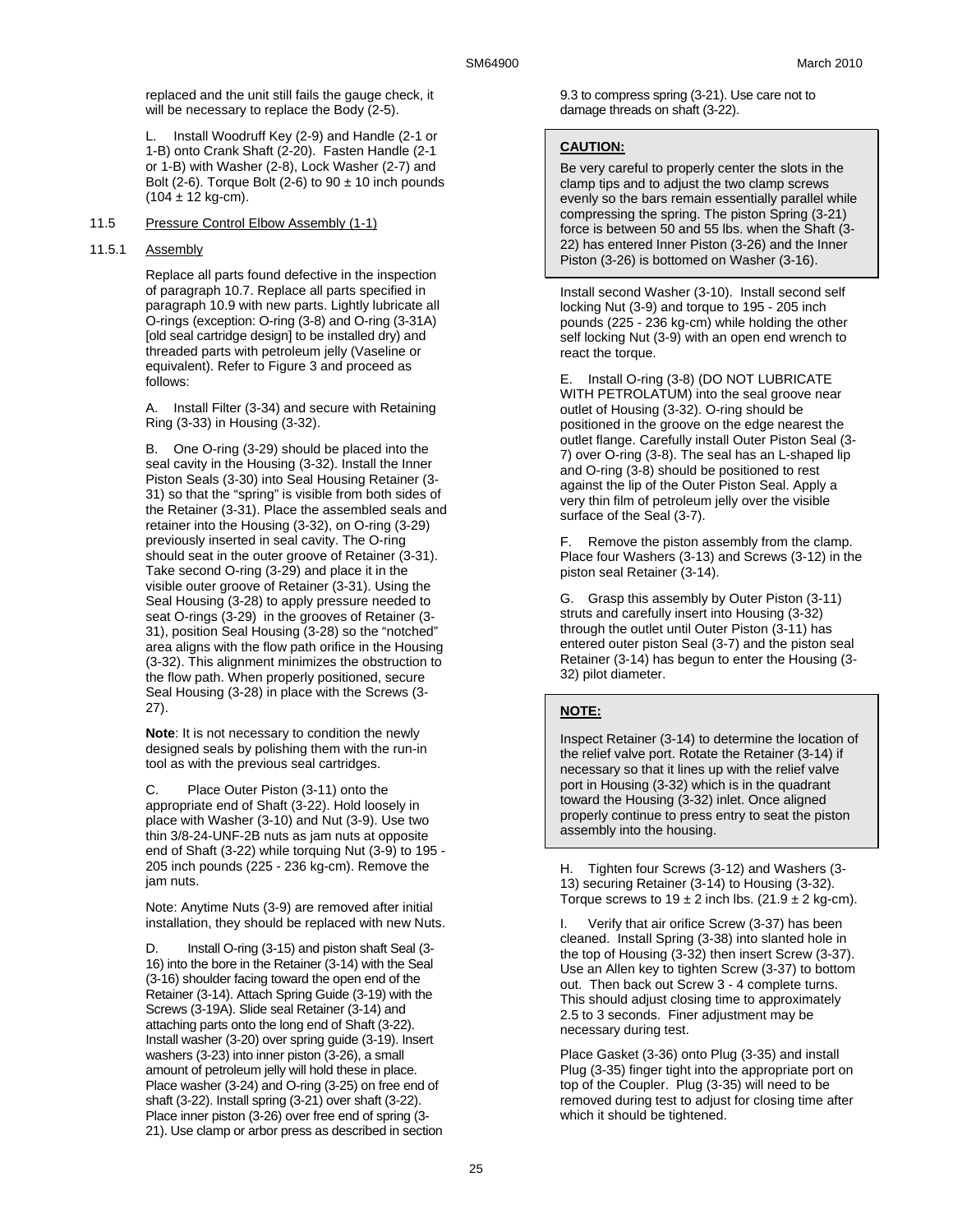replaced and the unit still fails the gauge check, it will be necessary to replace the Body (2-5).

L. Install Woodruff Key (2-9) and Handle (2-1 or 1-B) onto Crank Shaft (2-20). Fasten Handle (2-1 or 1-B) with Washer (2-8), Lock Washer (2-7) and Bolt (2-6). Torque Bolt (2-6) to 90 ± 10 inch pounds (104 ± 12 kg-cm).

## 11.5 Pressure Control Elbow Assembly (1-1)

### 11.5.1 Assembly

Replace all parts found defective in the inspection of paragraph 10.7. Replace all parts specified in paragraph 10.9 with new parts. Lightly lubricate all O-rings (exception: O-ring (3-8) and O-ring (3-31A) [old seal cartridge design] to be installed dry) and threaded parts with petroleum jelly (Vaseline or equivalent). Refer to Figure 3 and proceed as follows:

A. Install Filter (3-34) and secure with Retaining Ring (3-33) in Housing (3-32).

B. One O-ring (3-29) should be placed into the seal cavity in the Housing (3-32). Install the Inner Piston Seals (3-30) into Seal Housing Retainer (3-31) so that the "spring" is visible from both sides of the Retainer (3-31). Place the assembled seals and retainer into the Housing (3-32), on O-ring (3-29) previously inserted in seal cavity. The O-ring should seat in the outer groove of Retainer (3-31). Take second O-ring (3-29) and place it in the visible outer groove of Retainer (3-31). Using the Seal Housing (3-28) to apply pressure needed to seat O-rings (3-29) in the grooves of Retainer (3-31), position Seal Housing (3-28) so the "notched" area aligns with the flow path orifice in the Housing (3-32). This alignment minimizes the obstruction to the flow path. When properly positioned, secure Seal Housing (3-28) in place with the Screws (3-27).

**Note**: It is not necessary to condition the newly designed seals by polishing them with the run-in tool as with the previous seal cartridges.

C. Place Outer Piston (3-11) onto the appropriate end of Shaft (3-22). Hold loosely in place with Washer (3-10) and Nut (3-9). Use two thin 3/8-24-UNF-2B nuts as jam nuts at opposite end of Shaft (3-22) while torquing Nut (3-9) to 195 - 205 inch pounds (225 - 236 kg-cm). Remove the jam nuts.

Note: Anytime Nuts (3-9) are removed after initial installation, they should be replaced with new Nuts.

D. Install O-ring (3-15) and piston shaft Seal (3-16) into the bore in the Retainer (3-14) with the Seal (3-16) shoulder facing toward the open end of the Retainer (3-14). Attach Spring Guide (3-19) with the Screws (3-19A). Slide seal Retainer (3-14) and attaching parts onto the long end of Shaft (3-22). Install washer (3-20) over spring guide (3-19). Insert washers (3-23) into inner piston (3-26), a small amount of petroleum jelly will hold these in place. Place washer (3-24) and O-ring (3-25) on free end of shaft (3-22). Install spring (3-21) over shaft (3-22). Place inner piston (3-26) over free end of spring (3-21). Use clamp or arbor press as described in section 9.3 to compress spring (3-21). Use care not to damage threads on shaft (3-22).

> **CAUTION:**
>
> Be very careful to properly center the slots in the clamp tips and to adjust the two clamp screws evenly so the bars remain essentially parallel while compressing the spring. The piston Spring (3-21) force is between 50 and 55 lbs. when the Shaft (3-22) has entered Inner Piston (3-26) and the Inner Piston (3-26) is bottomed on Washer (3-16).

Install second Washer (3-10). Install second self locking Nut (3-9) and torque to 195 - 205 inch pounds (225 - 236 kg-cm) while holding the other self locking Nut (3-9) with an open end wrench to react the torque.

E. Install O-ring (3-8) (DO NOT LUBRICATE WITH PETROLATUM) into the seal groove near outlet of Housing (3-32). O-ring should be positioned in the groove on the edge nearest the outlet flange. Carefully install Outer Piston Seal (3-7) over O-ring (3-8). The seal has an L-shaped lip and O-ring (3-8) should be positioned to rest against the lip of the Outer Piston Seal. Apply a very thin film of petroleum jelly over the visible surface of the Seal (3-7).

F. Remove the piston assembly from the clamp. Place four Washers (3-13) and Screws (3-12) in the piston seal Retainer (3-14).

G. Grasp this assembly by Outer Piston (3-11) struts and carefully insert into Housing (3-32) through the outlet until Outer Piston (3-11) has entered outer piston Seal (3-7) and the piston seal Retainer (3-14) has begun to enter the Housing (3-32) pilot diameter.

> **NOTE:**
>
> Inspect Retainer (3-14) to determine the location of the relief valve port. Rotate the Retainer (3-14) if necessary so that it lines up with the relief valve port in Housing (3-32) which is in the quadrant toward the Housing (3-32) inlet. Once aligned properly continue to press entry to seat the piston assembly into the housing.

H. Tighten four Screws (3-12) and Washers (3-13) securing Retainer (3-14) to Housing (3-32). Torque screws to 19 ± 2 inch lbs. (21.9 ± 2 kg-cm).

I. Verify that air orifice Screw (3-37) has been cleaned. Install Spring (3-38) into slanted hole in the top of Housing (3-32) then insert Screw (3-37). Use an Allen key to tighten Screw (3-37) to bottom out. Then back out Screw 3 - 4 complete turns. This should adjust closing time to approximately 2.5 to 3 seconds. Finer adjustment may be necessary during test.

Place Gasket (3-36) onto Plug (3-35) and install Plug (3-35) finger tight into the appropriate port on top of the Coupler. Plug (3-35) will need to be removed during test to adjust for closing time after which it should be tightened.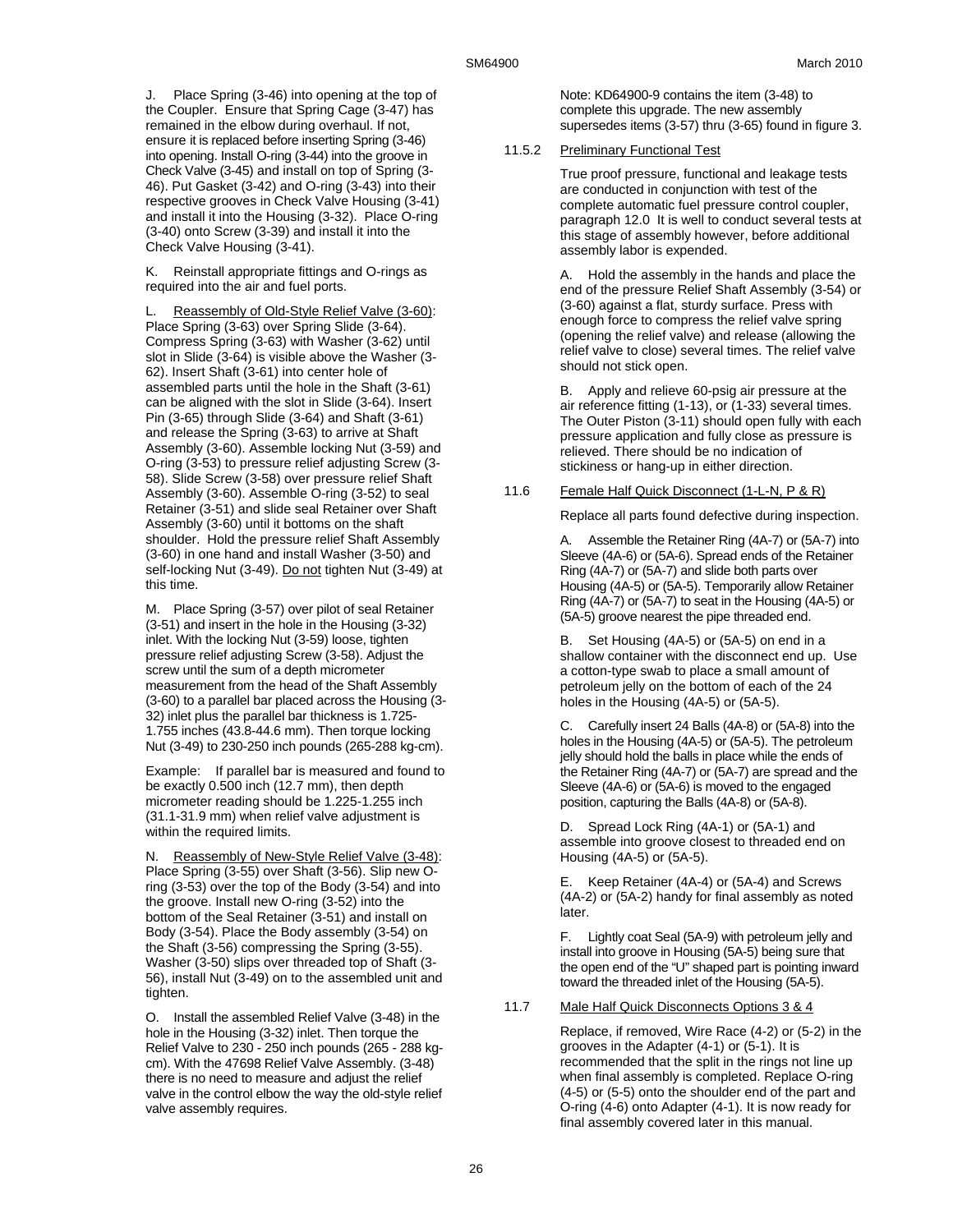J. Place Spring (3-46) into opening at the top of the Coupler. Ensure that Spring Cage (3-47) has remained in the elbow during overhaul. If not, ensure it is replaced before inserting Spring (3-46) into opening. Install O-ring (3-44) into the groove in Check Valve (3-45) and install on top of Spring (3-46). Put Gasket (3-42) and O-ring (3-43) into their respective grooves in Check Valve Housing (3-41) and install it into the Housing (3-32). Place O-ring (3-40) onto Screw (3-39) and install it into the Check Valve Housing (3-41).

K. Reinstall appropriate fittings and O-rings as required into the air and fuel ports.

L. Reassembly of Old-Style Relief Valve (3-60): Place Spring (3-63) over Spring Slide (3-64). Compress Spring (3-63) with Washer (3-62) until slot in Slide (3-64) is visible above the Washer (3-62). Insert Shaft (3-61) into center hole of assembled parts until the hole in the Shaft (3-61) can be aligned with the slot in Slide (3-64). Insert Pin (3-65) through Slide (3-64) and Shaft (3-61) and release the Spring (3-63) to arrive at Shaft Assembly (3-60). Assemble locking Nut (3-59) and O-ring (3-53) to pressure relief adjusting Screw (3-58). Slide Screw (3-58) over pressure relief Shaft Assembly (3-60). Assemble O-ring (3-52) to seal Retainer (3-51) and slide seal Retainer over Shaft Assembly (3-60) until it bottoms on the shaft shoulder. Hold the pressure relief Shaft Assembly (3-60) in one hand and install Washer (3-50) and self-locking Nut (3-49). Do not tighten Nut (3-49) at this time.

M. Place Spring (3-57) over pilot of seal Retainer (3-51) and insert in the hole in the Housing (3-32) inlet. With the locking Nut (3-59) loose, tighten pressure relief adjusting Screw (3-58). Adjust the screw until the sum of a depth micrometer measurement from the head of the Shaft Assembly (3-60) to a parallel bar placed across the Housing (3-32) inlet plus the parallel bar thickness is 1.725-1.755 inches (43.8-44.6 mm). Then torque locking Nut (3-49) to 230-250 inch pounds (265-288 kg-cm).

Example: If parallel bar is measured and found to be exactly 0.500 inch (12.7 mm), then depth micrometer reading should be 1.225-1.255 inch (31.1-31.9 mm) when relief valve adjustment is within the required limits.

N. Reassembly of New-Style Relief Valve (3-48): Place Spring (3-55) over Shaft (3-56). Slip new O-ring (3-53) over the top of the Body (3-54) and into the groove. Install new O-ring (3-52) into the bottom of the Seal Retainer (3-51) and install on Body (3-54). Place the Body assembly (3-54) on the Shaft (3-56) compressing the Spring (3-55). Washer (3-50) slips over threaded top of Shaft (3-56), install Nut (3-49) on to the assembled unit and tighten.

O. Install the assembled Relief Valve (3-48) in the hole in the Housing (3-32) inlet. Then torque the Relief Valve to 230 - 250 inch pounds (265 - 288 kg-cm). With the 47698 Relief Valve Assembly. (3-48) there is no need to measure and adjust the relief valve in the control elbow the way the old-style relief valve assembly requires.

Note: KD64900-9 contains the item (3-48) to complete this upgrade. The new assembly supersedes items (3-57) thru (3-65) found in figure 3.

### 11.5.2 Preliminary Functional Test

True proof pressure, functional and leakage tests are conducted in conjunction with test of the complete automatic fuel pressure control coupler, paragraph 12.0 It is well to conduct several tests at this stage of assembly however, before additional assembly labor is expended.

A. Hold the assembly in the hands and place the end of the pressure Relief Shaft Assembly (3-54) or (3-60) against a flat, sturdy surface. Press with enough force to compress the relief valve spring (opening the relief valve) and release (allowing the relief valve to close) several times. The relief valve should not stick open.

B. Apply and relieve 60-psig air pressure at the air reference fitting (1-13), or (1-33) several times. The Outer Piston (3-11) should open fully with each pressure application and fully close as pressure is relieved. There should be no indication of stickiness or hang-up in either direction.

### 11.6 Female Half Quick Disconnect (1-L-N, P & R)

Replace all parts found defective during inspection.

A. Assemble the Retainer Ring (4A-7) or (5A-7) into Sleeve (4A-6) or (5A-6). Spread ends of the Retainer Ring (4A-7) or (5A-7) and slide both parts over Housing (4A-5) or (5A-5). Temporarily allow Retainer Ring (4A-7) or (5A-7) to seat in the Housing (4A-5) or (5A-5) groove nearest the pipe threaded end.

B. Set Housing (4A-5) or (5A-5) on end in a shallow container with the disconnect end up. Use a cotton-type swab to place a small amount of petroleum jelly on the bottom of each of the 24 holes in the Housing (4A-5) or (5A-5).

C. Carefully insert 24 Balls (4A-8) or (5A-8) into the holes in the Housing (4A-5) or (5A-5). The petroleum jelly should hold the balls in place while the ends of the Retainer Ring (4A-7) or (5A-7) are spread and the Sleeve (4A-6) or (5A-6) is moved to the engaged position, capturing the Balls (4A-8) or (5A-8).

D. Spread Lock Ring (4A-1) or (5A-1) and assemble into groove closest to threaded end on Housing (4A-5) or (5A-5).

E. Keep Retainer (4A-4) or (5A-4) and Screws (4A-2) or (5A-2) handy for final assembly as noted later.

F. Lightly coat Seal (5A-9) with petroleum jelly and install into groove in Housing (5A-5) being sure that the open end of the "U" shaped part is pointing inward toward the threaded inlet of the Housing (5A-5).

### 11.7 Male Half Quick Disconnects Options 3 & 4

Replace, if removed, Wire Race (4-2) or (5-2) in the grooves in the Adapter (4-1) or (5-1). It is recommended that the split in the rings not line up when final assembly is completed. Replace O-ring (4-5) or (5-5) onto the shoulder end of the part and O-ring (4-6) onto Adapter (4-1). It is now ready for final assembly covered later in this manual.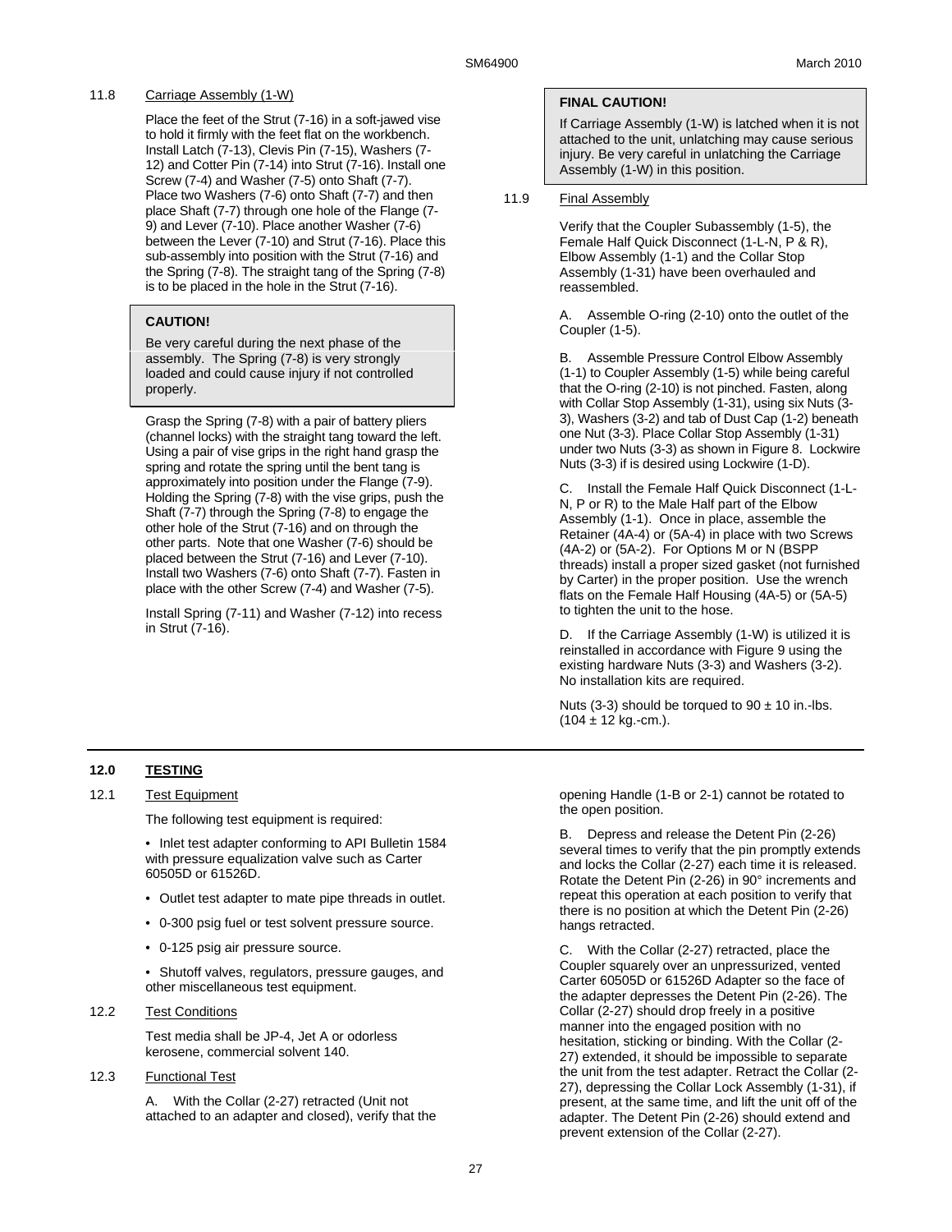### 11.8 Carriage Assembly (1-W)

Place the feet of the Strut (7-16) in a soft-jawed vise to hold it firmly with the feet flat on the workbench. Install Latch (7-13), Clevis Pin (7-15), Washers (7-12) and Cotter Pin (7-14) into Strut (7-16). Install one Screw (7-4) and Washer (7-5) onto Shaft (7-7). Place two Washers (7-6) onto Shaft (7-7) and then place Shaft (7-7) through one hole of the Flange (7-9) and Lever (7-10). Place another Washer (7-6) between the Lever (7-10) and Strut (7-16). Place this sub-assembly into position with the Strut (7-16) and the Spring (7-8). The straight tang of the Spring (7-8) is to be placed in the hole in the Strut (7-16).

> **CAUTION!**
>
> Be very careful during the next phase of the assembly. The Spring (7-8) is very strongly loaded and could cause injury if not controlled properly.

Grasp the Spring (7-8) with a pair of battery pliers (channel locks) with the straight tang toward the left. Using a pair of vise grips in the right hand grasp the spring and rotate the spring until the bent tang is approximately into position under the Flange (7-9). Holding the Spring (7-8) with the vise grips, push the Shaft (7-7) through the Spring (7-8) to engage the other hole of the Strut (7-16) and on through the other parts. Note that one Washer (7-6) should be placed between the Strut (7-16) and Lever (7-10). Install two Washers (7-6) onto Shaft (7-7). Fasten in place with the other Screw (7-4) and Washer (7-5).

Install Spring (7-11) and Washer (7-12) into recess in Strut (7-16).

> **FINAL CAUTION!**
>
> If Carriage Assembly (1-W) is latched when it is not attached to the unit, unlatching may cause serious injury. Be very careful in unlatching the Carriage Assembly (1-W) in this position.

### 11.9 Final Assembly

Verify that the Coupler Subassembly (1-5), the Female Half Quick Disconnect (1-L-N, P & R), Elbow Assembly (1-1) and the Collar Stop Assembly (1-31) have been overhauled and reassembled.

A. Assemble O-ring (2-10) onto the outlet of the Coupler (1-5).

B. Assemble Pressure Control Elbow Assembly (1-1) to Coupler Assembly (1-5) while being careful that the O-ring (2-10) is not pinched. Fasten, along with Collar Stop Assembly (1-31), using six Nuts (3-3), Washers (3-2) and tab of Dust Cap (1-2) beneath one Nut (3-3). Place Collar Stop Assembly (1-31) under two Nuts (3-3) as shown in Figure 8. Lockwire Nuts (3-3) if is desired using Lockwire (1-D).

C. Install the Female Half Quick Disconnect (1-L-N, P or R) to the Male Half part of the Elbow Assembly (1-1). Once in place, assemble the Retainer (4A-4) or (5A-4) in place with two Screws (4A-2) or (5A-2). For Options M or N (BSPP threads) install a proper sized gasket (not furnished by Carter) in the proper position. Use the wrench flats on the Female Half Housing (4A-5) or (5A-5) to tighten the unit to the hose.

D. If the Carriage Assembly (1-W) is utilized it is reinstalled in accordance with Figure 9 using the existing hardware Nuts (3-3) and Washers (3-2). No installation kits are required.

Nuts (3-3) should be torqued to 90 ± 10 in.-lbs. (104 ± 12 kg.-cm.).

## 12.0 TESTING

### 12.1 Test Equipment

The following test equipment is required:

- Inlet test adapter conforming to API Bulletin 1584 with pressure equalization valve such as Carter 60505D or 61526D.
- Outlet test adapter to mate pipe threads in outlet.
- 0-300 psig fuel or test solvent pressure source.
- 0-125 psig air pressure source.
- Shutoff valves, regulators, pressure gauges, and other miscellaneous test equipment.

### 12.2 Test Conditions

Test media shall be JP-4, Jet A or odorless kerosene, commercial solvent 140.

### 12.3 Functional Test

A. With the Collar (2-27) retracted (Unit not attached to an adapter and closed), verify that the opening Handle (1-B or 2-1) cannot be rotated to the open position.

B. Depress and release the Detent Pin (2-26) several times to verify that the pin promptly extends and locks the Collar (2-27) each time it is released. Rotate the Detent Pin (2-26) in 90° increments and repeat this operation at each position to verify that there is no position at which the Detent Pin (2-26) hangs retracted.

C. With the Collar (2-27) retracted, place the Coupler squarely over an unpressurized, vented Carter 60505D or 61526D Adapter so the face of the adapter depresses the Detent Pin (2-26). The Collar (2-27) should drop freely in a positive manner into the engaged position with no hesitation, sticking or binding. With the Collar (2-27) extended, it should be impossible to separate the unit from the test adapter. Retract the Collar (2-27), depressing the Collar Lock Assembly (1-31), if present, at the same time, and lift the unit off of the adapter. The Detent Pin (2-26) should extend and prevent extension of the Collar (2-27).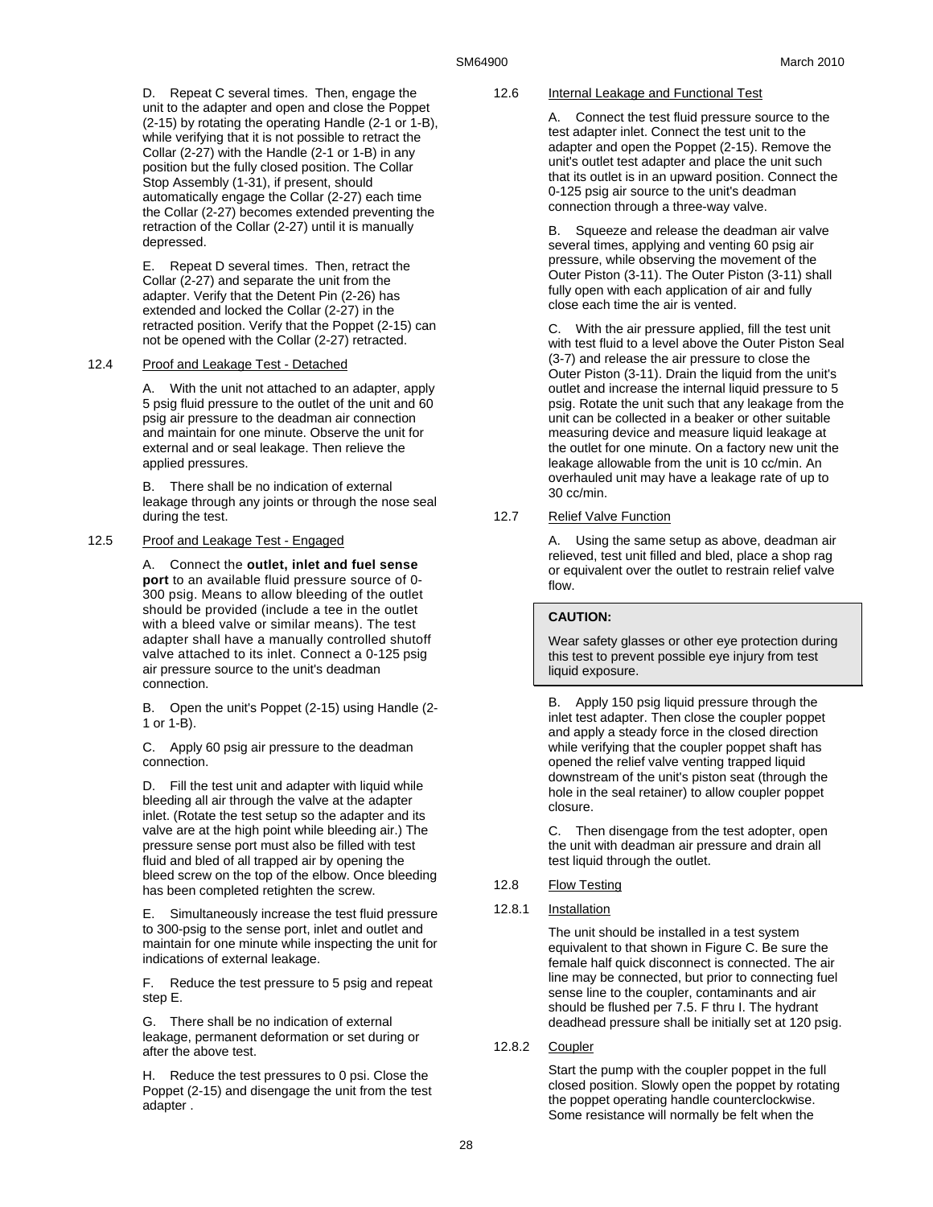D. Repeat C several times. Then, engage the unit to the adapter and open and close the Poppet (2-15) by rotating the operating Handle (2-1 or 1-B), while verifying that it is not possible to retract the Collar (2-27) with the Handle (2-1 or 1-B) in any position but the fully closed position. The Collar Stop Assembly (1-31), if present, should automatically engage the Collar (2-27) each time the Collar (2-27) becomes extended preventing the retraction of the Collar (2-27) until it is manually depressed.

E. Repeat D several times. Then, retract the Collar (2-27) and separate the unit from the adapter. Verify that the Detent Pin (2-26) has extended and locked the Collar (2-27) in the retracted position. Verify that the Poppet (2-15) can not be opened with the Collar (2-27) retracted.

12.4 Proof and Leakage Test - Detached

A. With the unit not attached to an adapter, apply 5 psig fluid pressure to the outlet of the unit and 60 psig air pressure to the deadman air connection and maintain for one minute. Observe the unit for external and or seal leakage. Then relieve the applied pressures.

B. There shall be no indication of external leakage through any joints or through the nose seal during the test.

12.5 Proof and Leakage Test - Engaged

A. Connect the **outlet, inlet and fuel sense port** to an available fluid pressure source of 0-300 psig. Means to allow bleeding of the outlet should be provided (include a tee in the outlet with a bleed valve or similar means). The test adapter shall have a manually controlled shutoff valve attached to its inlet. Connect a 0-125 psig air pressure source to the unit's deadman connection.

B. Open the unit's Poppet (2-15) using Handle (2-1 or 1-B).

C. Apply 60 psig air pressure to the deadman connection.

D. Fill the test unit and adapter with liquid while bleeding all air through the valve at the adapter inlet. (Rotate the test setup so the adapter and its valve are at the high point while bleeding air.) The pressure sense port must also be filled with test fluid and bled of all trapped air by opening the bleed screw on the top of the elbow. Once bleeding has been completed retighten the screw.

E. Simultaneously increase the test fluid pressure to 300-psig to the sense port, inlet and outlet and maintain for one minute while inspecting the unit for indications of external leakage.

F. Reduce the test pressure to 5 psig and repeat step E.

G. There shall be no indication of external leakage, permanent deformation or set during or after the above test.

H. Reduce the test pressures to 0 psi. Close the Poppet (2-15) and disengage the unit from the test adapter .

12.6 Internal Leakage and Functional Test

A. Connect the test fluid pressure source to the test adapter inlet. Connect the test unit to the adapter and open the Poppet (2-15). Remove the unit's outlet test adapter and place the unit such that its outlet is in an upward position. Connect the 0-125 psig air source to the unit's deadman connection through a three-way valve.

B. Squeeze and release the deadman air valve several times, applying and venting 60 psig air pressure, while observing the movement of the Outer Piston (3-11). The Outer Piston (3-11) shall fully open with each application of air and fully close each time the air is vented.

C. With the air pressure applied, fill the test unit with test fluid to a level above the Outer Piston Seal (3-7) and release the air pressure to close the Outer Piston (3-11). Drain the liquid from the unit's outlet and increase the internal liquid pressure to 5 psig. Rotate the unit such that any leakage from the unit can be collected in a beaker or other suitable measuring device and measure liquid leakage at the outlet for one minute. On a factory new unit the leakage allowable from the unit is 10 cc/min. An overhauled unit may have a leakage rate of up to 30 cc/min.

12.7 Relief Valve Function

A. Using the same setup as above, deadman air relieved, test unit filled and bled, place a shop rag or equivalent over the outlet to restrain relief valve flow.

**CAUTION:**

Wear safety glasses or other eye protection during this test to prevent possible eye injury from test liquid exposure.

B. Apply 150 psig liquid pressure through the inlet test adapter. Then close the coupler poppet and apply a steady force in the closed direction while verifying that the coupler poppet shaft has opened the relief valve venting trapped liquid downstream of the unit's piston seat (through the hole in the seal retainer) to allow coupler poppet closure.

C. Then disengage from the test adopter, open the unit with deadman air pressure and drain all test liquid through the outlet.

12.8 Flow Testing

12.8.1 Installation

The unit should be installed in a test system equivalent to that shown in Figure C. Be sure the female half quick disconnect is connected. The air line may be connected, but prior to connecting fuel sense line to the coupler, contaminants and air should be flushed per 7.5. F thru I. The hydrant deadhead pressure shall be initially set at 120 psig.

12.8.2 Coupler

Start the pump with the coupler poppet in the full closed position. Slowly open the poppet by rotating the poppet operating handle counterclockwise. Some resistance will normally be felt when the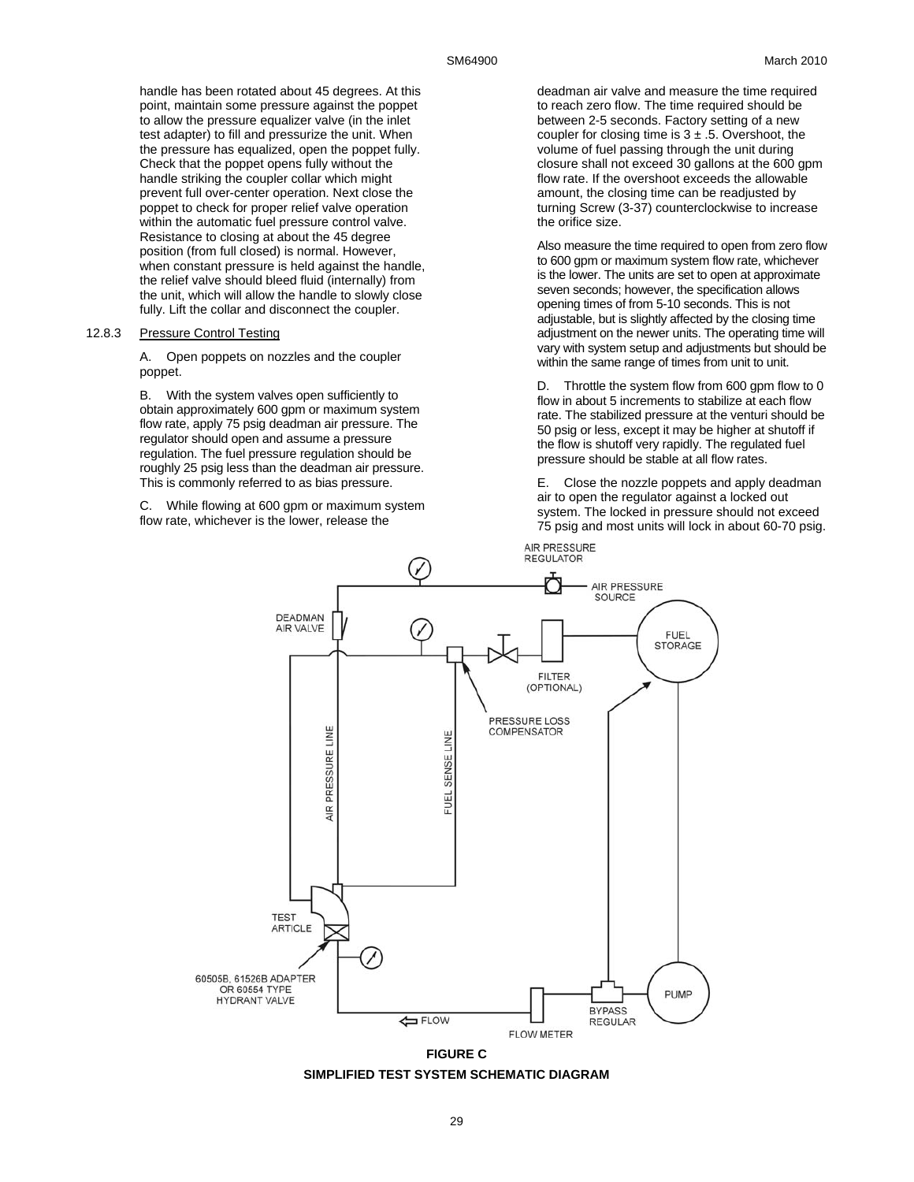handle has been rotated about 45 degrees. At this point, maintain some pressure against the poppet to allow the pressure equalizer valve (in the inlet test adapter) to fill and pressurize the unit. When the pressure has equalized, open the poppet fully. Check that the poppet opens fully without the handle striking the coupler collar which might prevent full over-center operation. Next close the poppet to check for proper relief valve operation within the automatic fuel pressure control valve. Resistance to closing at about the 45 degree position (from full closed) is normal. However, when constant pressure is held against the handle, the relief valve should bleed fluid (internally) from the unit, which will allow the handle to slowly close fully. Lift the collar and disconnect the coupler.

12.8.3 Pressure Control Testing

A. Open poppets on nozzles and the coupler poppet.

B. With the system valves open sufficiently to obtain approximately 600 gpm or maximum system flow rate, apply 75 psig deadman air pressure. The regulator should open and assume a pressure regulation. The fuel pressure regulation should be roughly 25 psig less than the deadman air pressure. This is commonly referred to as bias pressure.

C. While flowing at 600 gpm or maximum system flow rate, whichever is the lower, release the deadman air valve and measure the time required to reach zero flow. The time required should be between 2-5 seconds. Factory setting of a new coupler for closing time is 3 ± .5. Overshoot, the volume of fuel passing through the unit during closure shall not exceed 30 gallons at the 600 gpm flow rate. If the overshoot exceeds the allowable amount, the closing time can be readjusted by turning Screw (3-37) counterclockwise to increase the orifice size.

Also measure the time required to open from zero flow to 600 gpm or maximum system flow rate, whichever is the lower. The units are set to open at approximate seven seconds; however, the specification allows opening times of from 5-10 seconds. This is not adjustable, but is slightly affected by the closing time adjustment on the newer units. The operating time will vary with system setup and adjustments but should be within the same range of times from unit to unit.

D. Throttle the system flow from 600 gpm flow to 0 flow in about 5 increments to stabilize at each flow rate. The stabilized pressure at the venturi should be 50 psig or less, except it may be higher at shutoff if the flow is shutoff very rapidly. The regulated fuel pressure should be stable at all flow rates.

E. Close the nozzle poppets and apply deadman air to open the regulator against a locked out system. The locked in pressure should not exceed 75 psig and most units will lock in about 60-70 psig.

**FIGURE C**

**SIMPLIFIED TEST SYSTEM SCHEMATIC DIAGRAM**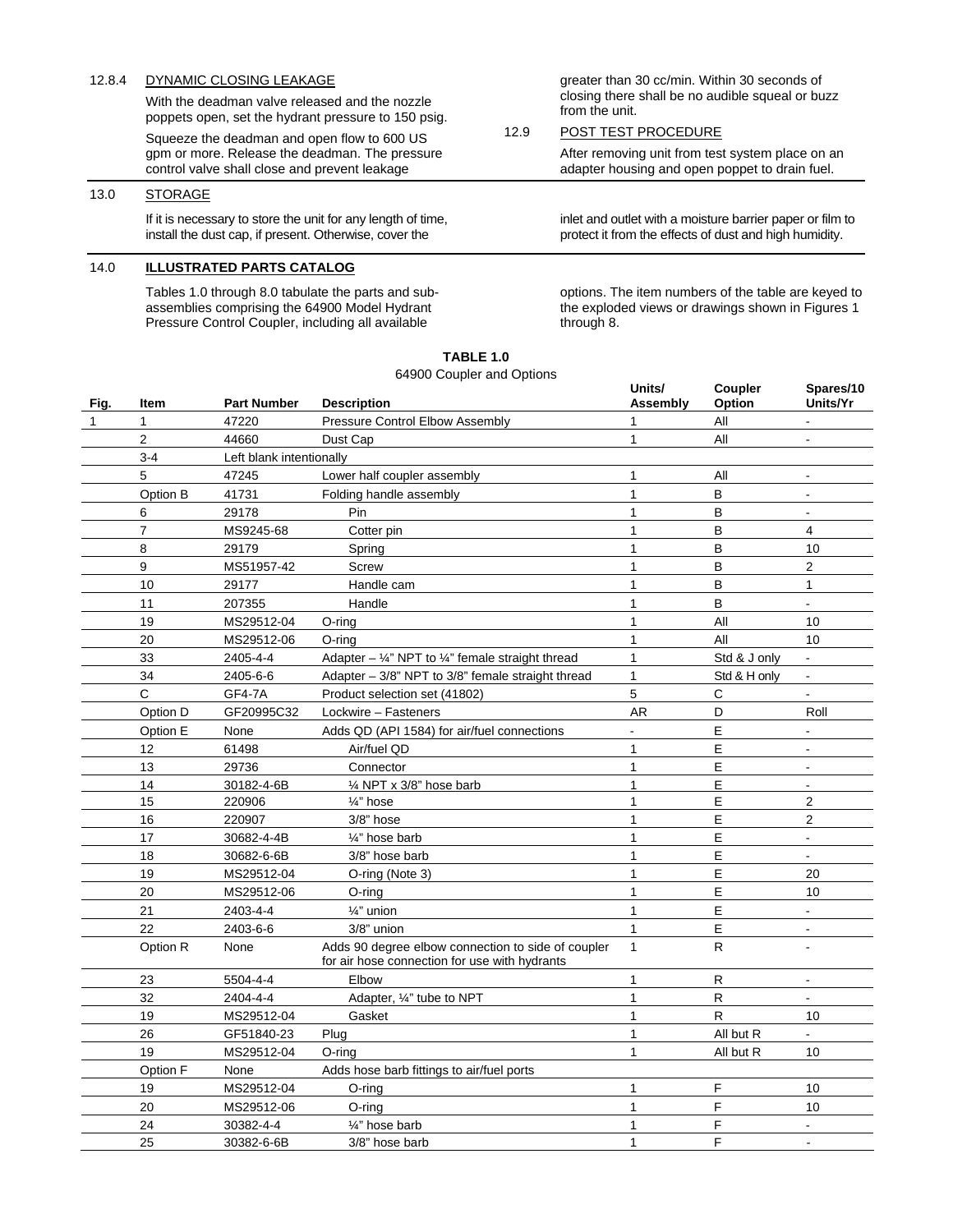12.8.4 DYNAMIC CLOSING LEAKAGE

With the deadman valve released and the nozzle poppets open, set the hydrant pressure to 150 psig.

Squeeze the deadman and open flow to 600 US gpm or more. Release the deadman. The pressure control valve shall close and prevent leakage greater than 30 cc/min. Within 30 seconds of closing there shall be no audible squeal or buzz from the unit.

12.9 POST TEST PROCEDURE

After removing unit from test system place on an adapter housing and open poppet to drain fuel.

## 13.0 STORAGE

If it is necessary to store the unit for any length of time, install the dust cap, if present. Otherwise, cover the inlet and outlet with a moisture barrier paper or film to protect it from the effects of dust and high humidity.

## 14.0 ILLUSTRATED PARTS CATALOG

Tables 1.0 through 8.0 tabulate the parts and sub-assemblies comprising the 64900 Model Hydrant Pressure Control Coupler, including all available options. The item numbers of the table are keyed to the exploded views or drawings shown in Figures 1 through 8.

**TABLE 1.0**

64900 Coupler and Options

| Fig. | Item | Part Number | Description | Units/ Assembly | Coupler Option | Spares/10 Units/Yr |
|---|---|---|---|---|---|---|
| 1 | 1 | 47220 | Pressure Control Elbow Assembly | 1 | All | - |
| | 2 | 44660 | Dust Cap | 1 | All | - |
| | 3-4 | Left blank intentionally | | | | |
| | 5 | 47245 | Lower half coupler assembly | 1 | All | - |
| | Option B | 41731 | Folding handle assembly | 1 | B | - |
| | 6 | 29178 | Pin | 1 | B | - |
| | 7 | MS9245-68 | Cotter pin | 1 | B | 4 |
| | 8 | 29179 | Spring | 1 | B | 10 |
| | 9 | MS51957-42 | Screw | 1 | B | 2 |
| | 10 | 29177 | Handle cam | 1 | B | 1 |
| | 11 | 207355 | Handle | 1 | B | - |
| | 19 | MS29512-04 | O-ring | 1 | All | 10 |
| | 20 | MS29512-06 | O-ring | 1 | All | 10 |
| | 33 | 2405-4-4 | Adapter – ¼" NPT to ¼" female straight thread | 1 | Std & J only | - |
| | 34 | 2405-6-6 | Adapter – 3/8" NPT to 3/8" female straight thread | 1 | Std & H only | - |
| | C | GF4-7A | Product selection set (41802) | 5 | C | - |
| | Option D | GF20995C32 | Lockwire – Fasteners | AR | D | Roll |
| | Option E | None | Adds QD (API 1584) for air/fuel connections | - | E | - |
| | 12 | 61498 | Air/fuel QD | 1 | E | - |
| | 13 | 29736 | Connector | 1 | E | - |
| | 14 | 30182-4-6B | ¼ NPT x 3/8" hose barb | 1 | E | - |
| | 15 | 220906 | ¼" hose | 1 | E | 2 |
| | 16 | 220907 | 3/8" hose | 1 | E | 2 |
| | 17 | 30682-4-4B | ¼" hose barb | 1 | E | - |
| | 18 | 30682-6-6B | 3/8" hose barb | 1 | E | - |
| | 19 | MS29512-04 | O-ring (Note 3) | 1 | E | 20 |
| | 20 | MS29512-06 | O-ring | 1 | E | 10 |
| | 21 | 2403-4-4 | ¼" union | 1 | E | - |
| | 22 | 2403-6-6 | 3/8" union | 1 | E | - |
| | Option R | None | Adds 90 degree elbow connection to side of coupler for air hose connection for use with hydrants | 1 | R | - |
| | 23 | 5504-4-4 | Elbow | 1 | R | - |
| | 32 | 2404-4-4 | Adapter, ¼" tube to NPT | 1 | R | - |
| | 19 | MS29512-04 | Gasket | 1 | R | 10 |
| | 26 | GF51840-23 | Plug | 1 | All but R | - |
| | 19 | MS29512-04 | O-ring | 1 | All but R | 10 |
| | Option F | None | Adds hose barb fittings to air/fuel ports | | | |
| | 19 | MS29512-04 | O-ring | 1 | F | 10 |
| | 20 | MS29512-06 | O-ring | 1 | F | 10 |
| | 24 | 30382-4-4 | ¼" hose barb | 1 | F | - |
| | 25 | 30382-6-6B | 3/8" hose barb | 1 | F | - |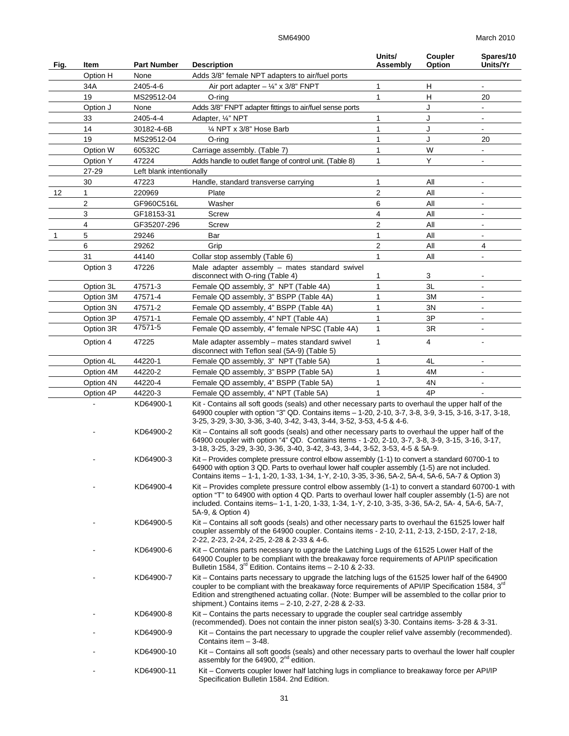| Fig. | Item | Part Number | Description | Units/ Assembly | Coupler Option | Spares/10 Units/Yr |
|---|---|---|---|---|---|---|
| | Option H | None | Adds 3/8" female NPT adapters to air/fuel ports | | | |
| | 34A | 2405-4-6 | Air port adapter – ¼" x 3/8" FNPT | 1 | H | - |
| | 19 | MS29512-04 | O-ring | 1 | H | 20 |
| | Option J | None | Adds 3/8" FNPT adapter fittings to air/fuel sense ports | | J | - |
| | 33 | 2405-4-4 | Adapter, ¼" NPT | 1 | J | - |
| | 14 | 30182-4-6B | ¼ NPT x 3/8" Hose Barb | 1 | J | - |
| | 19 | MS29512-04 | O-ring | 1 | J | 20 |
| | Option W | 60532C | Carriage assembly. (Table 7) | 1 | W | - |
| | Option Y | 47224 | Adds handle to outlet flange of control unit. (Table 8) | 1 | Y | - |
| | 27-29 | Left blank intentionally | | | | |
| | 30 | 47223 | Handle, standard transverse carrying | 1 | All | - |
| 12 | 1 | 220969 | Plate | 2 | All | - |
| | 2 | GF960C516L | Washer | 6 | All | - |
| | 3 | GF18153-31 | Screw | 4 | All | - |
| | 4 | GF35207-296 | Screw | 2 | All | - |
| 1 | 5 | 29246 | Bar | 1 | All | - |
| | 6 | 29262 | Grip | 2 | All | 4 |
| | 31 | 44140 | Collar stop assembly (Table 6) | 1 | All | - |
| | Option 3 | 47226 | Male adapter assembly – mates standard swivel disconnect with O-ring (Table 4) | 1 | 3 | - |
| | Option 3L | 47571-3 | Female QD assembly, 3" NPT (Table 4A) | 1 | 3L | - |
| | Option 3M | 47571-4 | Female QD assembly, 3" BSPP (Table 4A) | 1 | 3M | - |
| | Option 3N | 47571-2 | Female QD assembly, 4" BSPP (Table 4A) | 1 | 3N | - |
| | Option 3P | 47571-1 | Female QD assembly, 4" NPT (Table 4A) | 1 | 3P | - |
| | Option 3R | 47571-5 | Female QD assembly, 4" female NPSC (Table 4A) | 1 | 3R | - |
| | Option 4 | 47225 | Male adapter assembly – mates standard swivel disconnect with Teflon seal (5A-9) (Table 5) | 1 | 4 | - |
| | Option 4L | 44220-1 | Female QD assembly, 3" NPT (Table 5A) | 1 | 4L | - |
| | Option 4M | 44220-2 | Female QD assembly, 3" BSPP (Table 5A) | 1 | 4M | - |
| | Option 4N | 44220-4 | Female QD assembly, 4" BSPP (Table 5A) | 1 | 4N | - |
| | Option 4P | 44220-3 | Female QD assembly, 4" NPT (Table 5A) | 1 | 4P | - |
| | - | KD64900-1 | Kit - Contains all soft goods (seals) and other necessary parts to overhaul the upper half of the 64900 coupler with option "3" QD. Contains items – 1-20, 2-10, 3-7, 3-8, 3-9, 3-15, 3-16, 3-17, 3-18, 3-25, 3-29, 3-30, 3-36, 3-40, 3-42, 3-43, 3-44, 3-52, 3-53, 4-5 & 4-6. | | | |
| | - | KD64900-2 | Kit – Contains all soft goods (seals) and other necessary parts to overhaul the upper half of the 64900 coupler with option "4" QD. Contains items - 1-20, 2-10, 3-7, 3-8, 3-9, 3-15, 3-16, 3-17, 3-18, 3-25, 3-29, 3-30, 3-36, 3-40, 3-42, 3-43, 3-44, 3-52, 3-53, 4-5 & 5A-9. | | | |
| | - | KD64900-3 | Kit – Provides complete pressure control elbow assembly (1-1) to convert a standard 60700-1 to 64900 with option 3 QD. Parts to overhaul lower half coupler assembly (1-5) are not included. Contains items – 1-1, 1-20, 1-33, 1-34, 1-Y, 2-10, 3-35, 3-36, 5A-2, 5A-4, 5A-6, 5A-7 & Option 3) | | | |
| | - | KD64900-4 | Kit – Provides complete pressure control elbow assembly (1-1) to convert a standard 60700-1 with option "T" to 64900 with option 4 QD. Parts to overhaul lower half coupler assembly (1-5) are not included. Contains items– 1-1, 1-20, 1-33, 1-34, 1-Y, 2-10, 3-35, 3-36, 5A-2, 5A- 4, 5A-6, 5A-7, 5A-9, & Option 4) | | | |
| | - | KD64900-5 | Kit – Contains all soft goods (seals) and other necessary parts to overhaul the 61525 lower half coupler assembly of the 64900 coupler. Contains items - 2-10, 2-11, 2-13, 2-15D, 2-17, 2-18, 2-22, 2-23, 2-24, 2-25, 2-28 & 2-33 & 4-6. | | | |
| | - | KD64900-6 | Kit – Contains parts necessary to upgrade the Latching Lugs of the 61525 Lower Half of the 64900 Coupler to be compliant with the breakaway force requirements of API/IP specification Bulletin 1584, 3rd Edition. Contains items – 2-10 & 2-33. | | | |
| | - | KD64900-7 | Kit – Contains parts necessary to upgrade the latching lugs of the 61525 lower half of the 64900 coupler to be compliant with the breakaway force requirements of API/IP Specification 1584, 3rd Edition and strengthened actuating collar. (Note: Bumper will be assembled to the collar prior to shipment.) Contains items – 2-10, 2-27, 2-28 & 2-33. | | | |
| | - | KD64900-8 | Kit – Contains the parts necessary to upgrade the coupler seal cartridge assembly (recommended). Does not contain the inner piston seal(s) 3-30. Contains items- 3-28 & 3-31. | | | |
| | - | KD64900-9 | Kit – Contains the part necessary to upgrade the coupler relief valve assembly (recommended). Contains item – 3-48. | | | |
| | - | KD64900-10 | Kit – Contains all soft goods (seals) and other necessary parts to overhaul the lower half coupler assembly for the 64900, 2nd edition. | | | |
| | - | KD64900-11 | Kit – Converts coupler lower half latching lugs in compliance to breakaway force per API/IP Specification Bulletin 1584. 2nd Edition. | | | |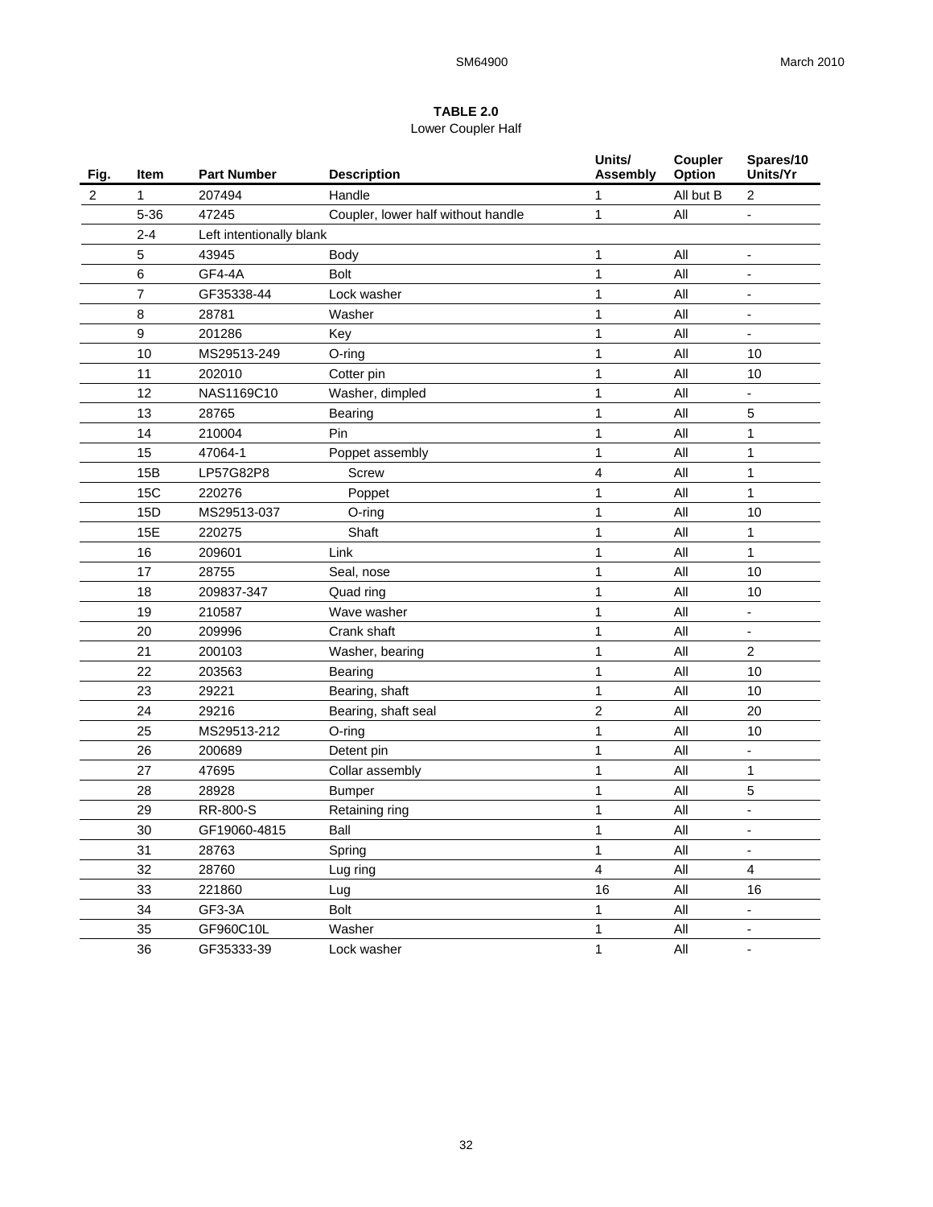**TABLE 2.0**

Lower Coupler Half

| Fig. | Item | Part Number | Description | Units/ Assembly | Coupler Option | Spares/10 Units/Yr |
|---|---|---|---|---|---|---|
| 2 | 1 | 207494 | Handle | 1 | All but B | 2 |
| | 5-36 | 47245 | Coupler, lower half without handle | 1 | All | - |
| | 2-4 | Left intentionally blank | | | | |
| | 5 | 43945 | Body | 1 | All | - |
| | 6 | GF4-4A | Bolt | 1 | All | - |
| | 7 | GF35338-44 | Lock washer | 1 | All | - |
| | 8 | 28781 | Washer | 1 | All | - |
| | 9 | 201286 | Key | 1 | All | - |
| | 10 | MS29513-249 | O-ring | 1 | All | 10 |
| | 11 | 202010 | Cotter pin | 1 | All | 10 |
| | 12 | NAS1169C10 | Washer, dimpled | 1 | All | - |
| | 13 | 28765 | Bearing | 1 | All | 5 |
| | 14 | 210004 | Pin | 1 | All | 1 |
| | 15 | 47064-1 | Poppet assembly | 1 | All | 1 |
| | 15B | LP57G82P8 | Screw | 4 | All | 1 |
| | 15C | 220276 | Poppet | 1 | All | 1 |
| | 15D | MS29513-037 | O-ring | 1 | All | 10 |
| | 15E | 220275 | Shaft | 1 | All | 1 |
| | 16 | 209601 | Link | 1 | All | 1 |
| | 17 | 28755 | Seal, nose | 1 | All | 10 |
| | 18 | 209837-347 | Quad ring | 1 | All | 10 |
| | 19 | 210587 | Wave washer | 1 | All | - |
| | 20 | 209996 | Crank shaft | 1 | All | - |
| | 21 | 200103 | Washer, bearing | 1 | All | 2 |
| | 22 | 203563 | Bearing | 1 | All | 10 |
| | 23 | 29221 | Bearing, shaft | 1 | All | 10 |
| | 24 | 29216 | Bearing, shaft seal | 2 | All | 20 |
| | 25 | MS29513-212 | O-ring | 1 | All | 10 |
| | 26 | 200689 | Detent pin | 1 | All | - |
| | 27 | 47695 | Collar assembly | 1 | All | 1 |
| | 28 | 28928 | Bumper | 1 | All | 5 |
| | 29 | RR-800-S | Retaining ring | 1 | All | - |
| | 30 | GF19060-4815 | Ball | 1 | All | - |
| | 31 | 28763 | Spring | 1 | All | - |
| | 32 | 28760 | Lug ring | 4 | All | 4 |
| | 33 | 221860 | Lug | 16 | All | 16 |
| | 34 | GF3-3A | Bolt | 1 | All | - |
| | 35 | GF960C10L | Washer | 1 | All | - |
| | 36 | GF35333-39 | Lock washer | 1 | All | - |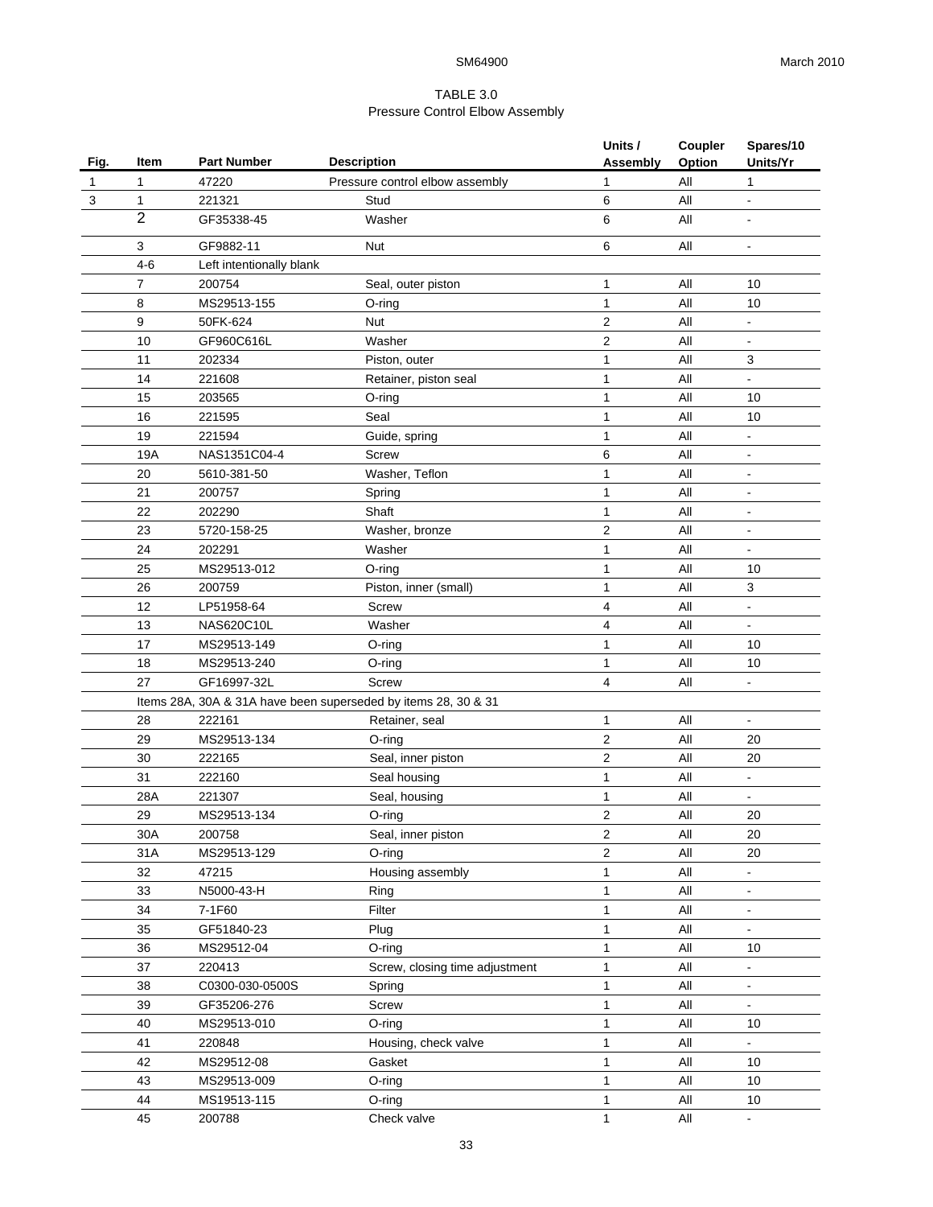TABLE 3.0
Pressure Control Elbow Assembly

| Fig. | Item | Part Number | Description | Units / Assembly | Coupler Option | Spares/10 Units/Yr |
|---|---|---|---|---|---|---|
| 1 | 1 | 47220 | Pressure control elbow assembly | 1 | All | 1 |
| 3 | 1 | 221321 | Stud | 6 | All | - |
| | 2 | GF35338-45 | Washer | 6 | All | - |
| | 3 | GF9882-11 | Nut | 6 | All | - |
| | 4-6 | Left intentionally blank | | | | |
| | 7 | 200754 | Seal, outer piston | 1 | All | 10 |
| | 8 | MS29513-155 | O-ring | 1 | All | 10 |
| | 9 | 50FK-624 | Nut | 2 | All | - |
| | 10 | GF960C616L | Washer | 2 | All | - |
| | 11 | 202334 | Piston, outer | 1 | All | 3 |
| | 14 | 221608 | Retainer, piston seal | 1 | All | - |
| | 15 | 203565 | O-ring | 1 | All | 10 |
| | 16 | 221595 | Seal | 1 | All | 10 |
| | 19 | 221594 | Guide, spring | 1 | All | - |
| | 19A | NAS1351C04-4 | Screw | 6 | All | - |
| | 20 | 5610-381-50 | Washer, Teflon | 1 | All | - |
| | 21 | 200757 | Spring | 1 | All | - |
| | 22 | 202290 | Shaft | 1 | All | - |
| | 23 | 5720-158-25 | Washer, bronze | 2 | All | - |
| | 24 | 202291 | Washer | 1 | All | - |
| | 25 | MS29513-012 | O-ring | 1 | All | 10 |
| | 26 | 200759 | Piston, inner (small) | 1 | All | 3 |
| | 12 | LP51958-64 | Screw | 4 | All | - |
| | 13 | NAS620C10L | Washer | 4 | All | - |
| | 17 | MS29513-149 | O-ring | 1 | All | 10 |
| | 18 | MS29513-240 | O-ring | 1 | All | 10 |
| | 27 | GF16997-32L | Screw | 4 | All | - |
| | Items 28A, 30A & 31A have been superseded by items 28, 30 & 31 | | | | | |
| | 28 | 222161 | Retainer, seal | 1 | All | - |
| | 29 | MS29513-134 | O-ring | 2 | All | 20 |
| | 30 | 222165 | Seal, inner piston | 2 | All | 20 |
| | 31 | 222160 | Seal housing | 1 | All | - |
| | 28A | 221307 | Seal, housing | 1 | All | - |
| | 29 | MS29513-134 | O-ring | 2 | All | 20 |
| | 30A | 200758 | Seal, inner piston | 2 | All | 20 |
| | 31A | MS29513-129 | O-ring | 2 | All | 20 |
| | 32 | 47215 | Housing assembly | 1 | All | - |
| | 33 | N5000-43-H | Ring | 1 | All | - |
| | 34 | 7-1F60 | Filter | 1 | All | - |
| | 35 | GF51840-23 | Plug | 1 | All | - |
| | 36 | MS29512-04 | O-ring | 1 | All | 10 |
| | 37 | 220413 | Screw, closing time adjustment | 1 | All | - |
| | 38 | C0300-030-0500S | Spring | 1 | All | - |
| | 39 | GF35206-276 | Screw | 1 | All | - |
| | 40 | MS29513-010 | O-ring | 1 | All | 10 |
| | 41 | 220848 | Housing, check valve | 1 | All | - |
| | 42 | MS29512-08 | Gasket | 1 | All | 10 |
| | 43 | MS29513-009 | O-ring | 1 | All | 10 |
| | 44 | MS19513-115 | O-ring | 1 | All | 10 |
| | 45 | 200788 | Check valve | 1 | All | - |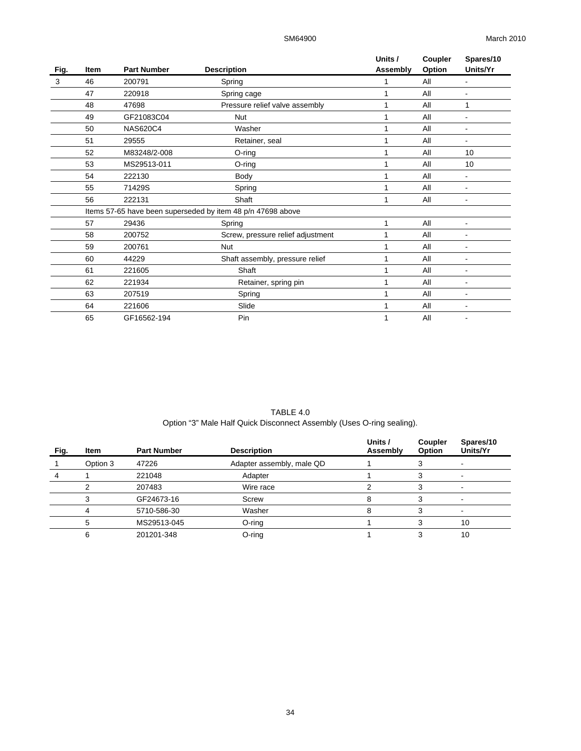| Fig. | Item | Part Number | Description | Units / Assembly | Coupler Option | Spares/10 Units/Yr |
|---|---|---|---|---|---|---|
| 3 | 46 | 200791 | Spring | 1 | All | - |
| | 47 | 220918 | Spring cage | 1 | All | - |
| | 48 | 47698 | Pressure relief valve assembly | 1 | All | 1 |
| | 49 | GF21083C04 | Nut | 1 | All | - |
| | 50 | NAS620C4 | Washer | 1 | All | - |
| | 51 | 29555 | Retainer, seal | 1 | All | - |
| | 52 | M83248/2-008 | O-ring | 1 | All | 10 |
| | 53 | MS29513-011 | O-ring | 1 | All | 10 |
| | 54 | 222130 | Body | 1 | All | - |
| | 55 | 71429S | Spring | 1 | All | - |
| | 56 | 222131 | Shaft | 1 | All | - |
| | Items 57-65 have been superseded by item 48 p/n 47698 above | | | | | |
| | 57 | 29436 | Spring | 1 | All | - |
| | 58 | 200752 | Screw, pressure relief adjustment | 1 | All | - |
| | 59 | 200761 | Nut | 1 | All | - |
| | 60 | 44229 | Shaft assembly, pressure relief | 1 | All | - |
| | 61 | 221605 | Shaft | 1 | All | - |
| | 62 | 221934 | Retainer, spring pin | 1 | All | - |
| | 63 | 207519 | Spring | 1 | All | - |
| | 64 | 221606 | Slide | 1 | All | - |
| | 65 | GF16562-194 | Pin | 1 | All | - |

TABLE 4.0

Option "3" Male Half Quick Disconnect Assembly (Uses O-ring sealing).

| Fig. | Item | Part Number | Description | Units / Assembly | Coupler Option | Spares/10 Units/Yr |
|---|---|---|---|---|---|---|
| 1 | Option 3 | 47226 | Adapter assembly, male QD | 1 | 3 | - |
| 4 | 1 | 221048 | Adapter | 1 | 3 | - |
| | 2 | 207483 | Wire race | 2 | 3 | - |
| | 3 | GF24673-16 | Screw | 8 | 3 | - |
| | 4 | 5710-586-30 | Washer | 8 | 3 | - |
| | 5 | MS29513-045 | O-ring | 1 | 3 | 10 |
| | 6 | 201201-348 | O-ring | 1 | 3 | 10 |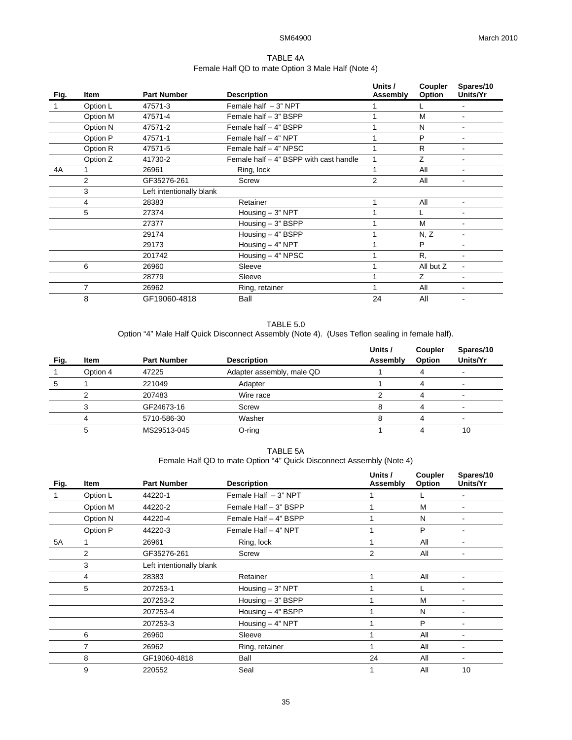TABLE 4A

Female Half QD to mate Option 3 Male Half (Note 4)

| Fig. | Item | Part Number | Description | Units / Assembly | Coupler Option | Spares/10 Units/Yr |
|---|---|---|---|---|---|---|
| 1 | Option L | 47571-3 | Female half – 3" NPT | 1 | L | - |
| | Option M | 47571-4 | Female half – 3" BSPP | 1 | M | - |
| | Option N | 47571-2 | Female half – 4" BSPP | 1 | N | - |
| | Option P | 47571-1 | Female half – 4" NPT | 1 | P | - |
| | Option R | 47571-5 | Female half – 4" NPSC | 1 | R | - |
| | Option Z | 41730-2 | Female half – 4" BSPP with cast handle | 1 | Z | - |
| 4A | 1 | 26961 | Ring, lock | 1 | All | - |
| | 2 | GF35276-261 | Screw | 2 | All | - |
| | 3 | Left intentionally blank | | | | |
| | 4 | 28383 | Retainer | 1 | All | - |
| | 5 | 27374 | Housing – 3" NPT | 1 | L | - |
| | | 27377 | Housing – 3" BSPP | 1 | M | - |
| | | 29174 | Housing – 4" BSPP | 1 | N, Z | - |
| | | 29173 | Housing – 4" NPT | 1 | P | - |
| | | 201742 | Housing – 4" NPSC | 1 | R, | - |
| | 6 | 26960 | Sleeve | 1 | All but Z | - |
| | | 28779 | Sleeve | 1 | Z | - |
| | 7 | 26962 | Ring, retainer | 1 | All | - |
| | 8 | GF19060-4818 | Ball | 24 | All | - |

TABLE 5.0

Option "4" Male Half Quick Disconnect Assembly (Note 4). (Uses Teflon sealing in female half).

| Fig. | Item | Part Number | Description | Units / Assembly | Coupler Option | Spares/10 Units/Yr |
|---|---|---|---|---|---|---|
| 1 | Option 4 | 47225 | Adapter assembly, male QD | 1 | 4 | - |
| 5 | 1 | 221049 | Adapter | 1 | 4 | - |
| | 2 | 207483 | Wire race | 2 | 4 | - |
| | 3 | GF24673-16 | Screw | 8 | 4 | - |
| | 4 | 5710-586-30 | Washer | 8 | 4 | - |
| | 5 | MS29513-045 | O-ring | 1 | 4 | 10 |

TABLE 5A

Female Half QD to mate Option "4" Quick Disconnect Assembly (Note 4)

| Fig. | Item | Part Number | Description | Units / Assembly | Coupler Option | Spares/10 Units/Yr |
|---|---|---|---|---|---|---|
| 1 | Option L | 44220-1 | Female Half – 3" NPT | 1 | L | - |
| | Option M | 44220-2 | Female Half – 3" BSPP | 1 | M | - |
| | Option N | 44220-4 | Female Half – 4" BSPP | 1 | N | - |
| | Option P | 44220-3 | Female Half – 4" NPT | 1 | P | - |
| 5A | 1 | 26961 | Ring, lock | 1 | All | - |
| | 2 | GF35276-261 | Screw | 2 | All | - |
| | 3 | Left intentionally blank | | | | |
| | 4 | 28383 | Retainer | 1 | All | - |
| | 5 | 207253-1 | Housing – 3" NPT | 1 | L | - |
| | | 207253-2 | Housing – 3" BSPP | 1 | M | - |
| | | 207253-4 | Housing – 4" BSPP | 1 | N | - |
| | | 207253-3 | Housing – 4" NPT | 1 | P | - |
| | 6 | 26960 | Sleeve | 1 | All | - |
| | 7 | 26962 | Ring, retainer | 1 | All | - |
| | 8 | GF19060-4818 | Ball | 24 | All | - |
| | 9 | 220552 | Seal | 1 | All | 10 |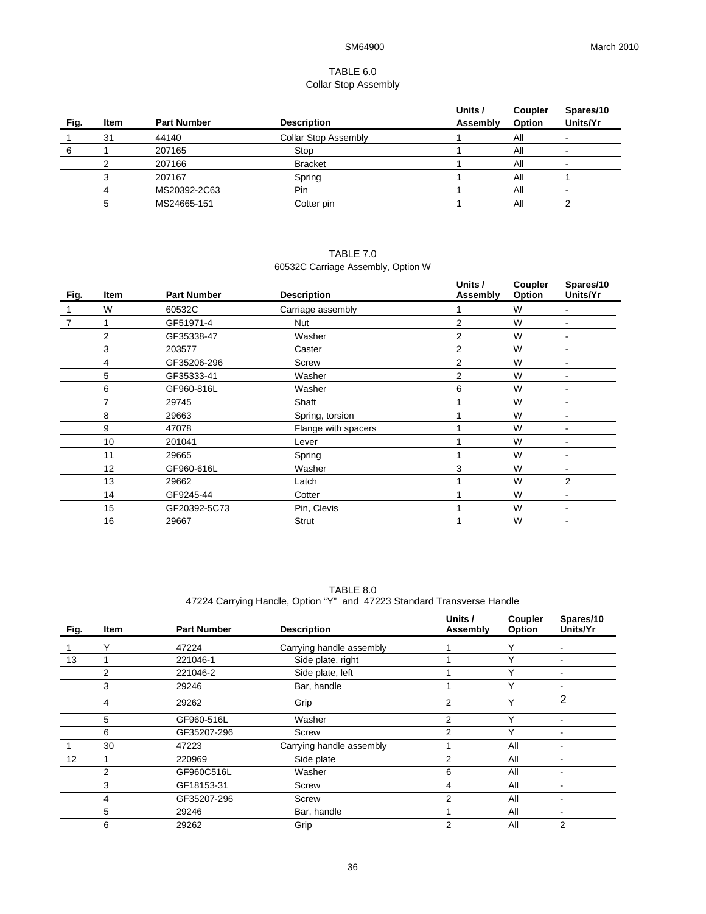## TABLE 6.0
### Collar Stop Assembly

| Fig. | Item | Part Number | Description | Units / Assembly | Coupler Option | Spares/10 Units/Yr |
|---|---|---|---|---|---|---|
| 1 | 31 | 44140 | Collar Stop Assembly | 1 | All | - |
| 6 | 1 | 207165 | Stop | 1 | All | - |
| | 2 | 207166 | Bracket | 1 | All | - |
| | 3 | 207167 | Spring | 1 | All | 1 |
| | 4 | MS20392-2C63 | Pin | 1 | All | - |
| | 5 | MS24665-151 | Cotter pin | 1 | All | 2 |

## TABLE 7.0
### 60532C Carriage Assembly, Option W

| Fig. | Item | Part Number | Description | Units / Assembly | Coupler Option | Spares/10 Units/Yr |
|---|---|---|---|---|---|---|
| 1 | W | 60532C | Carriage assembly | 1 | W | - |
| 7 | 1 | GF51971-4 | Nut | 2 | W | - |
| | 2 | GF35338-47 | Washer | 2 | W | - |
| | 3 | 203577 | Caster | 2 | W | - |
| | 4 | GF35206-296 | Screw | 2 | W | - |
| | 5 | GF35333-41 | Washer | 2 | W | - |
| | 6 | GF960-816L | Washer | 6 | W | - |
| | 7 | 29745 | Shaft | 1 | W | - |
| | 8 | 29663 | Spring, torsion | 1 | W | - |
| | 9 | 47078 | Flange with spacers | 1 | W | - |
| | 10 | 201041 | Lever | 1 | W | - |
| | 11 | 29665 | Spring | 1 | W | - |
| | 12 | GF960-616L | Washer | 3 | W | - |
| | 13 | 29662 | Latch | 1 | W | 2 |
| | 14 | GF9245-44 | Cotter | 1 | W | - |
| | 15 | GF20392-5C73 | Pin, Clevis | 1 | W | - |
| | 16 | 29667 | Strut | 1 | W | - |

## TABLE 8.0
### 47224 Carrying Handle, Option “Y” and 47223 Standard Transverse Handle

| Fig. | Item | Part Number | Description | Units / Assembly | Coupler Option | Spares/10 Units/Yr |
|---|---|---|---|---|---|---|
| 1 | Y | 47224 | Carrying handle assembly | 1 | Y | - |
| 13 | 1 | 221046-1 | Side plate, right | 1 | Y | - |
| | 2 | 221046-2 | Side plate, left | 1 | Y | - |
| | 3 | 29246 | Bar, handle | 1 | Y | - |
| | 4 | 29262 | Grip | 2 | Y | 2 |
| | 5 | GF960-516L | Washer | 2 | Y | - |
| | 6 | GF35207-296 | Screw | 2 | Y | - |
| 1 | 30 | 47223 | Carrying handle assembly | 1 | All | - |
| 12 | 1 | 220969 | Side plate | 2 | All | - |
| | 2 | GF960C516L | Washer | 6 | All | - |
| | 3 | GF18153-31 | Screw | 4 | All | - |
| | 4 | GF35207-296 | Screw | 2 | All | - |
| | 5 | 29246 | Bar, handle | 1 | All | - |
| | 6 | 29262 | Grip | 2 | All | 2 |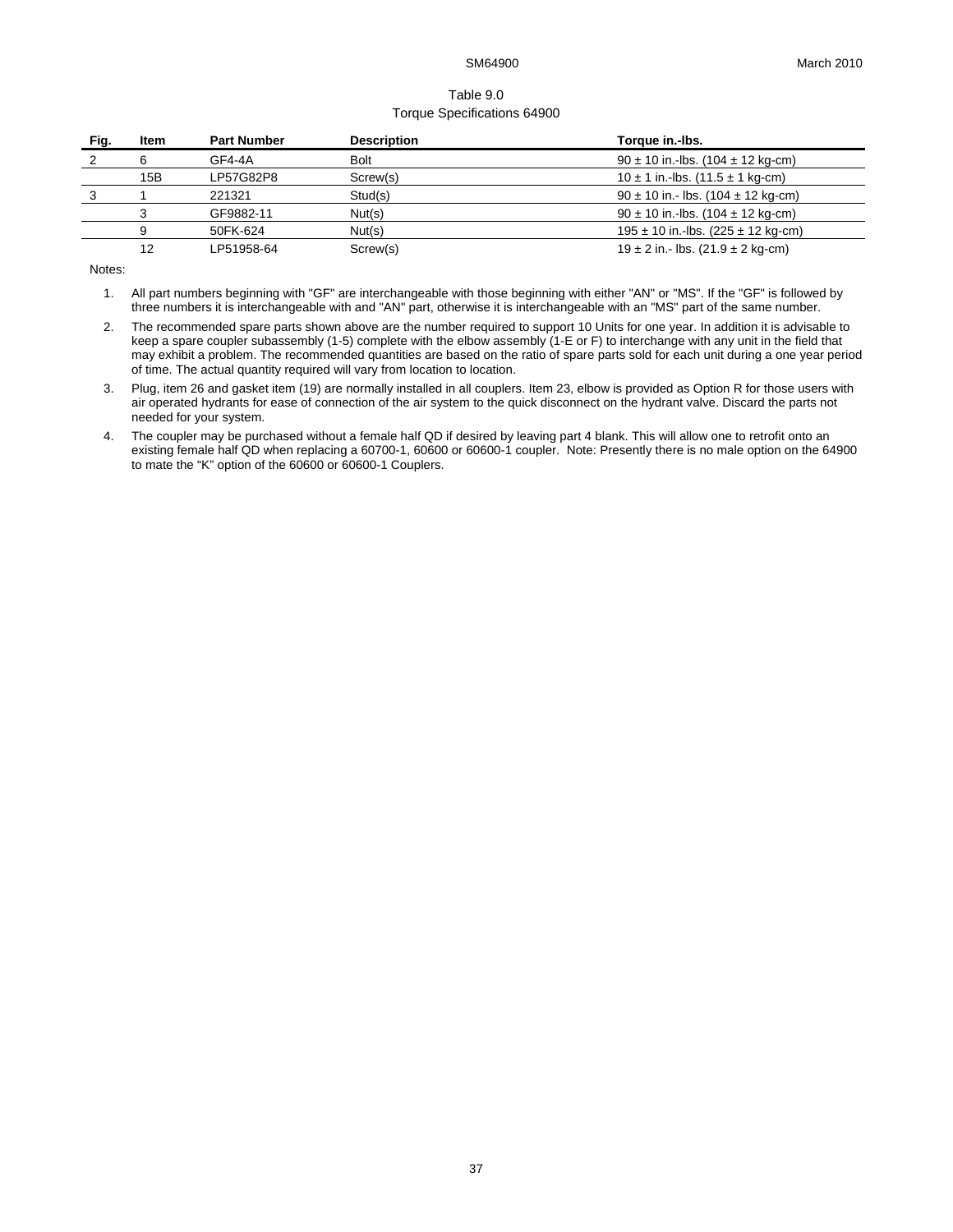Table 9.0
Torque Specifications 64900

| Fig. | Item | Part Number | Description | Torque in.-lbs. |
|---|---|---|---|---|
| 2 | 6 | GF4-4A | Bolt | 90 ± 10 in.-lbs. (104 ± 12 kg-cm) |
| | 15B | LP57G82P8 | Screw(s) | 10 ± 1 in.-lbs. (11.5 ± 1 kg-cm) |
| 3 | 1 | 221321 | Stud(s) | 90 ± 10 in.- lbs. (104 ± 12 kg-cm) |
| | 3 | GF9882-11 | Nut(s) | 90 ± 10 in.-lbs. (104 ± 12 kg-cm) |
| | 9 | 50FK-624 | Nut(s) | 195 ± 10 in.-lbs. (225 ± 12 kg-cm) |
| | 12 | LP51958-64 | Screw(s) | 19 ± 2 in.- lbs. (21.9 ± 2 kg-cm) |

Notes:

1. All part numbers beginning with "GF" are interchangeable with those beginning with either "AN" or "MS". If the "GF" is followed by three numbers it is interchangeable with and "AN" part, otherwise it is interchangeable with an "MS" part of the same number.
2. The recommended spare parts shown above are the number required to support 10 Units for one year. In addition it is advisable to keep a spare coupler subassembly (1-5) complete with the elbow assembly (1-E or F) to interchange with any unit in the field that may exhibit a problem. The recommended quantities are based on the ratio of spare parts sold for each unit during a one year period of time. The actual quantity required will vary from location to location.
3. Plug, item 26 and gasket item (19) are normally installed in all couplers. Item 23, elbow is provided as Option R for those users with air operated hydrants for ease of connection of the air system to the quick disconnect on the hydrant valve. Discard the parts not needed for your system.
4. The coupler may be purchased without a female half QD if desired by leaving part 4 blank. This will allow one to retrofit onto an existing female half QD when replacing a 60700-1, 60600 or 60600-1 coupler. Note: Presently there is no male option on the 64900 to mate the "K" option of the 60600 or 60600-1 Couplers.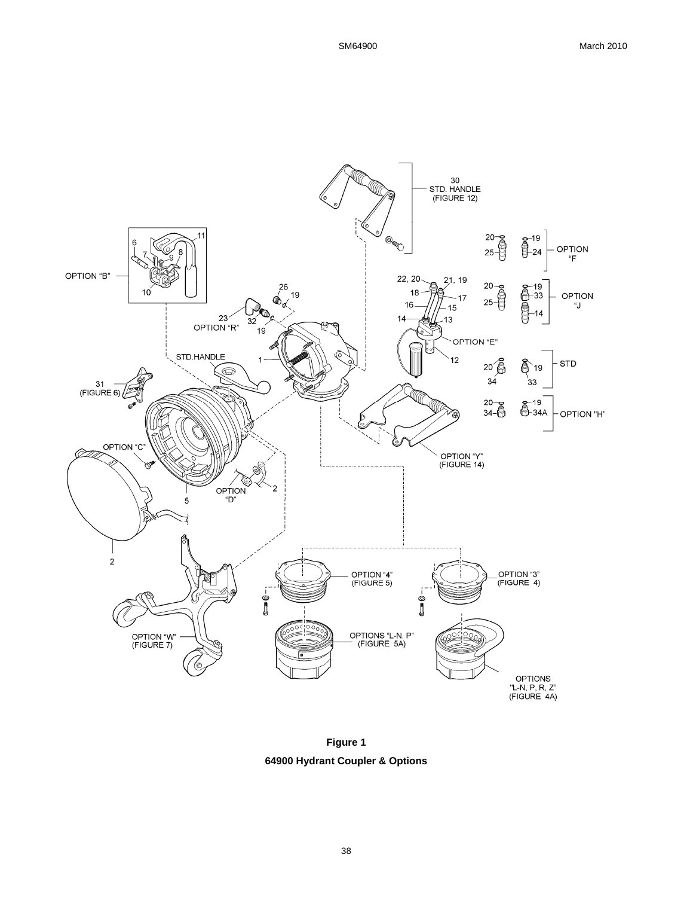**Figure 1**

**64900 Hydrant Coupler & Options**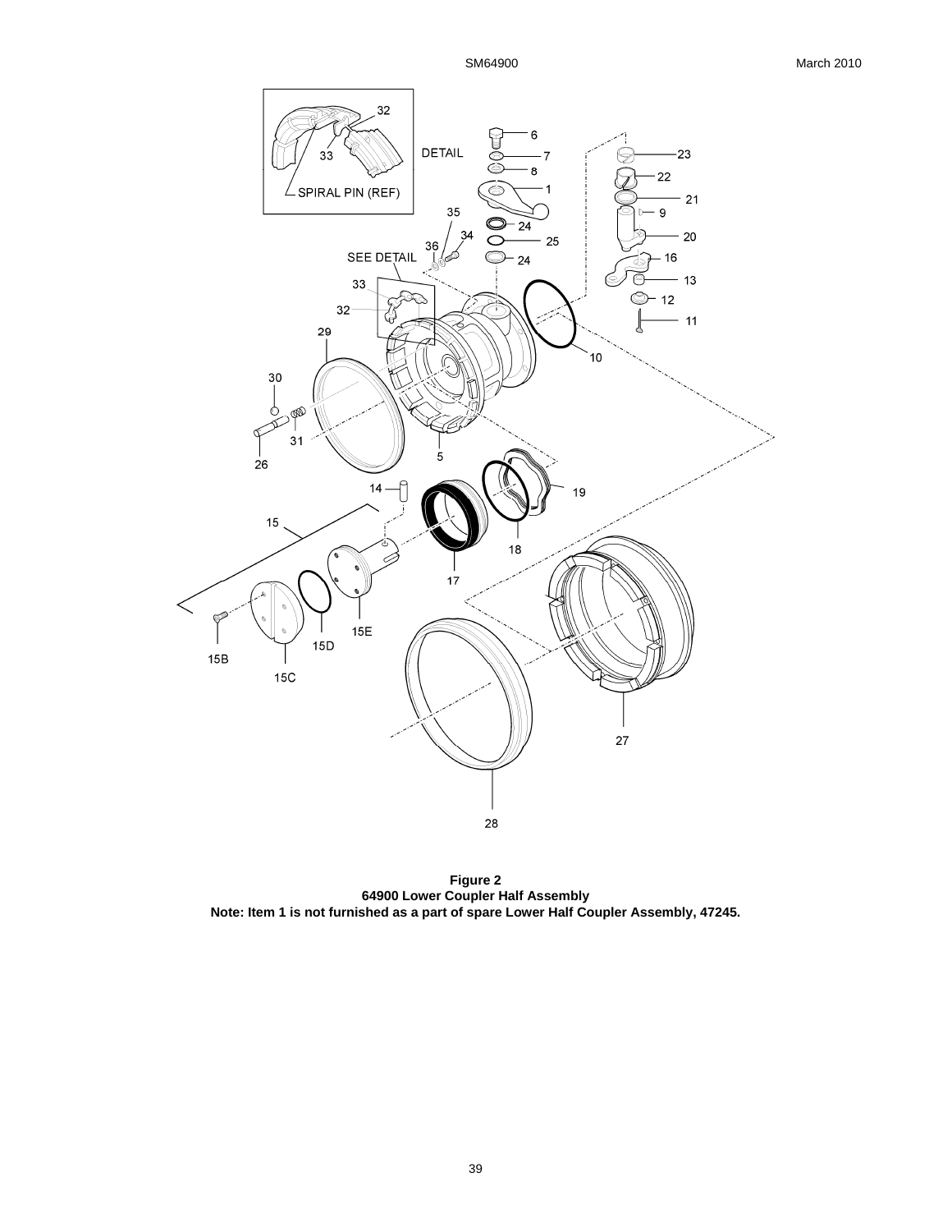**Figure 2**
**64900 Lower Coupler Half Assembly**
**Note: Item 1 is not furnished as a part of spare Lower Half Coupler Assembly, 47245.**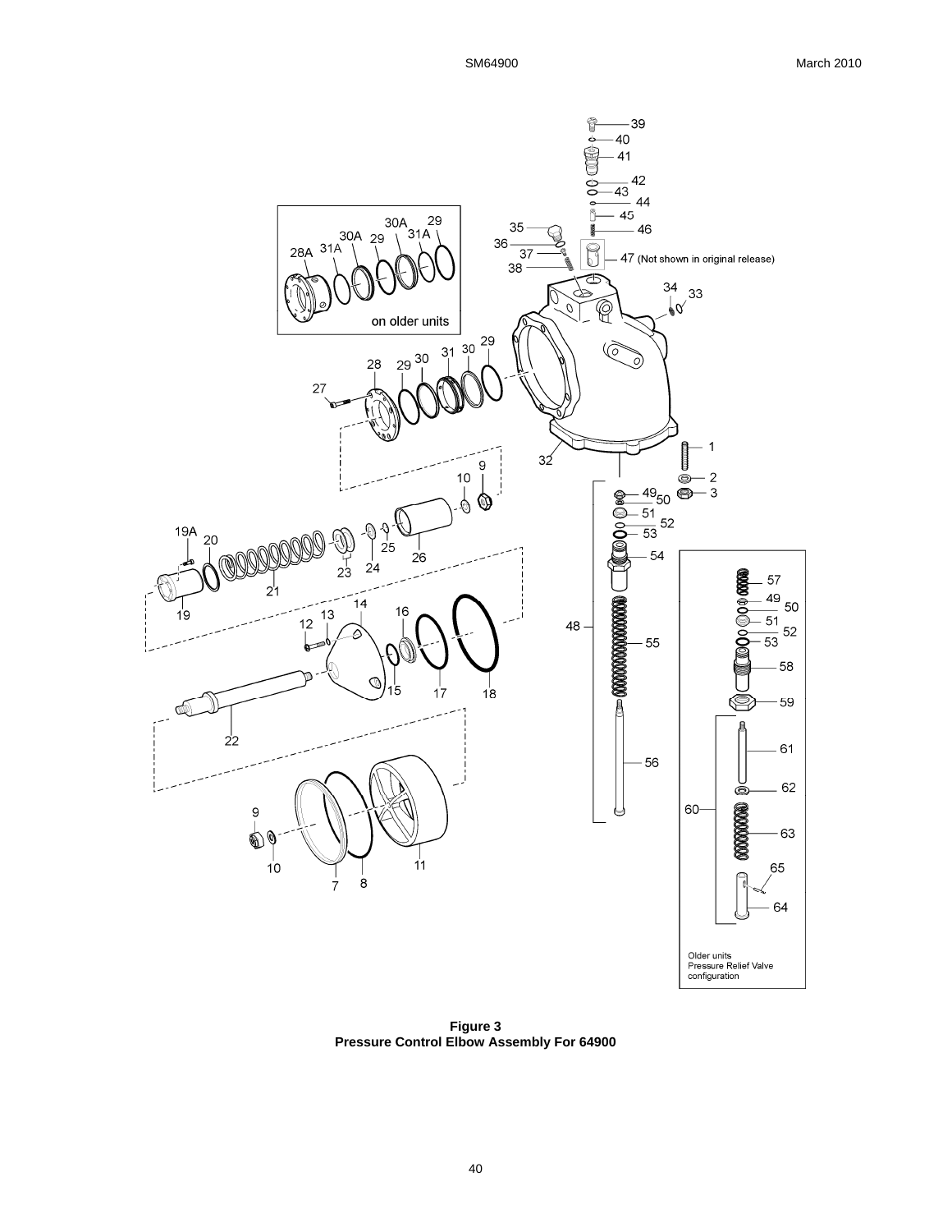**Figure 3**
**Pressure Control Elbow Assembly For 64900**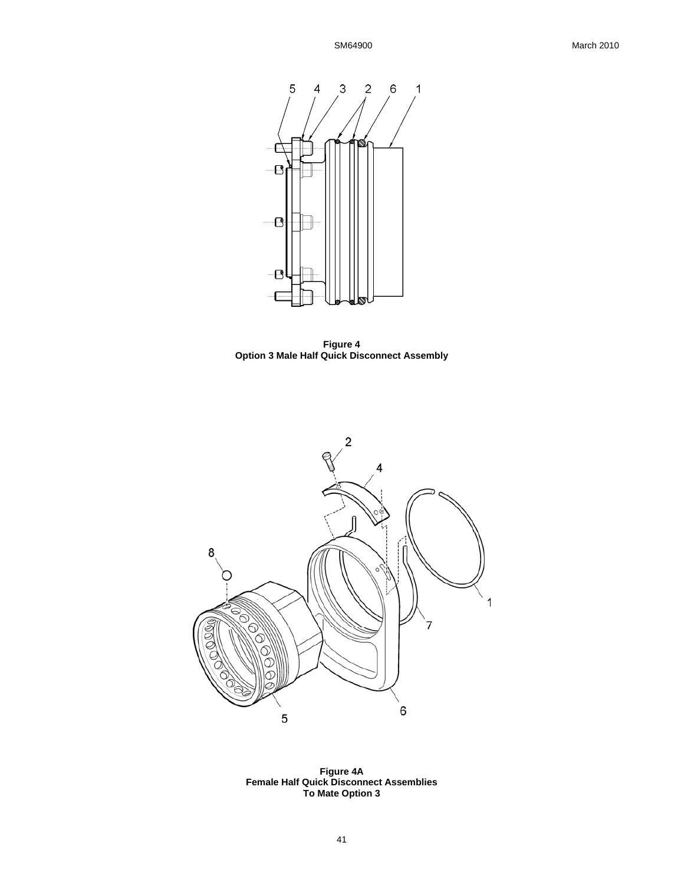**Figure 4**
**Option 3 Male Half Quick Disconnect Assembly**

**Figure 4A**
**Female Half Quick Disconnect Assemblies**
**To Mate Option 3**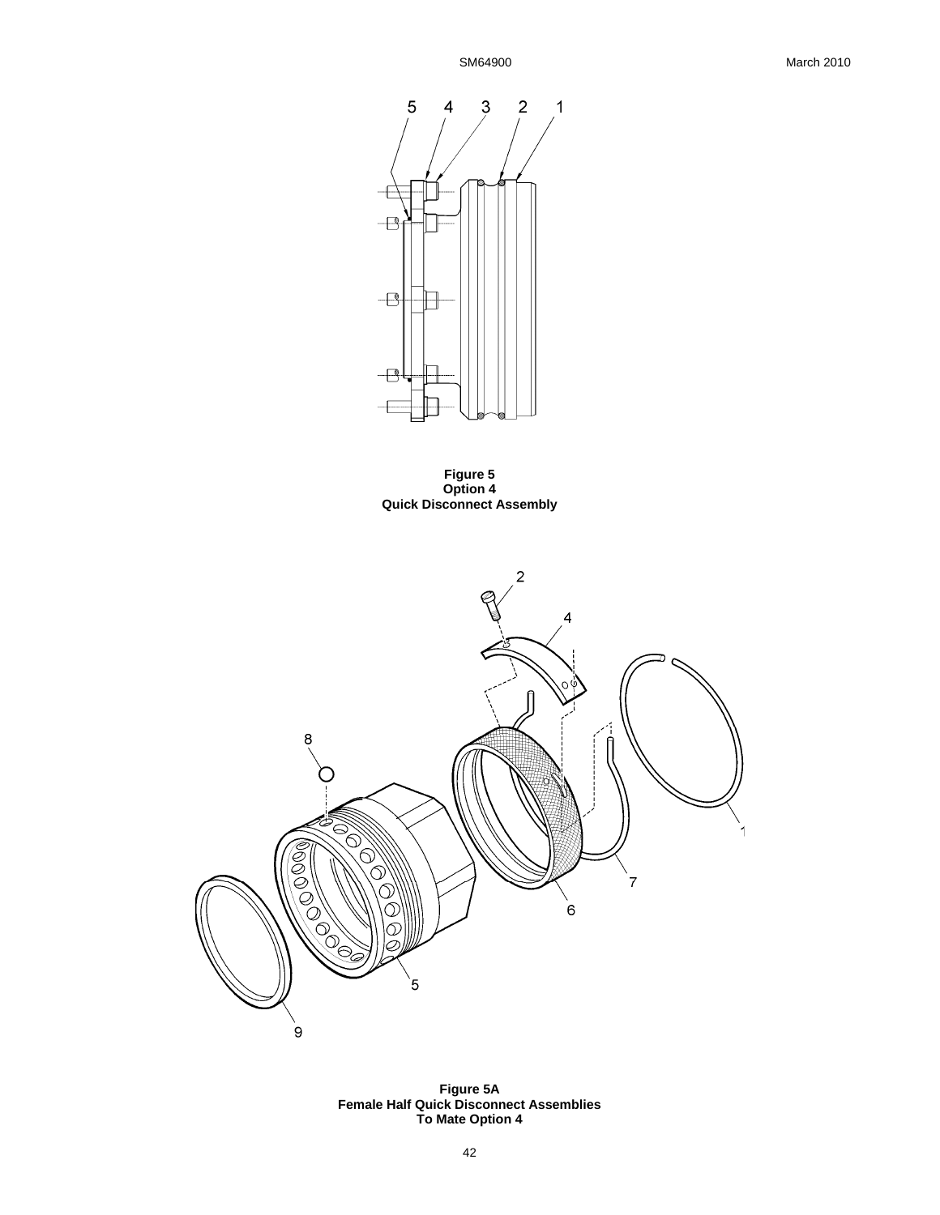**Figure 5**
**Option 4**
**Quick Disconnect Assembly**

**Figure 5A**
**Female Half Quick Disconnect Assemblies**
**To Mate Option 4**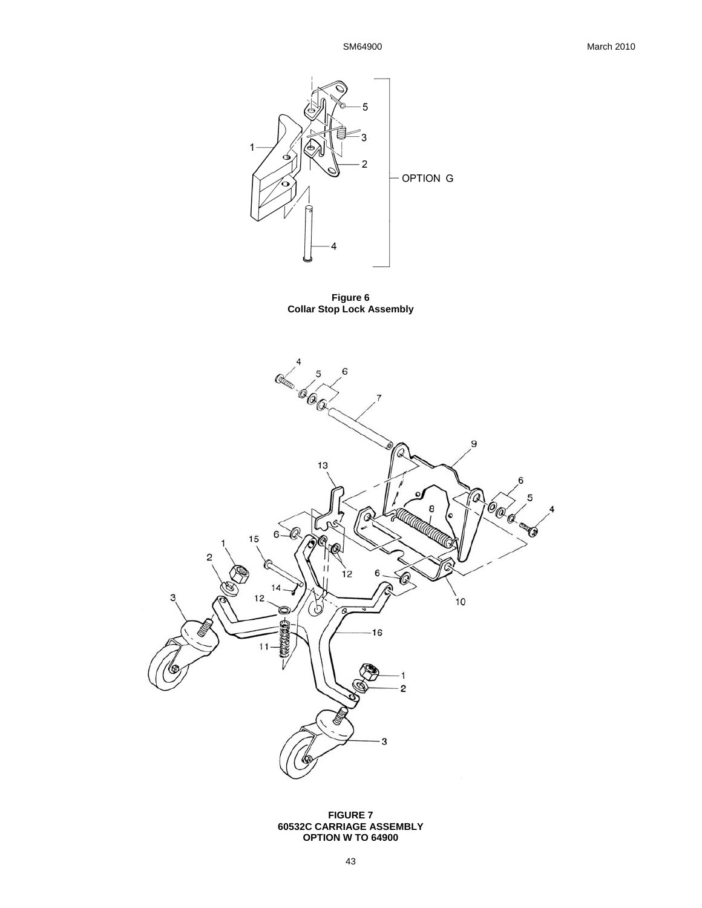**Figure 6**
**Collar Stop Lock Assembly**

**FIGURE 7**
**60532C CARRIAGE ASSEMBLY**
**OPTION W TO 64900**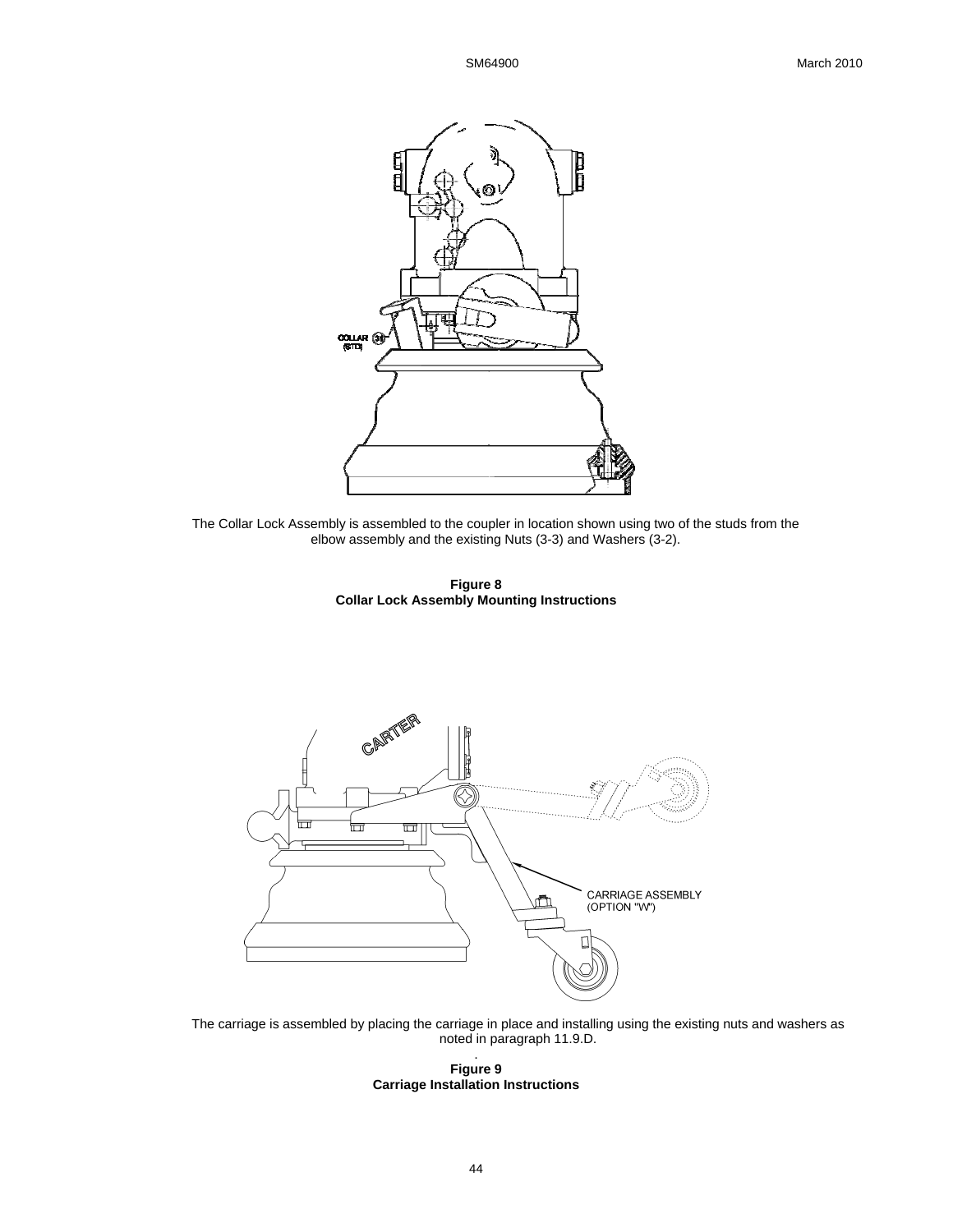The Collar Lock Assembly is assembled to the coupler in location shown using two of the studs from the elbow assembly and the existing Nuts (3-3) and Washers (3-2).

**Figure 8**
**Collar Lock Assembly Mounting Instructions**

The carriage is assembled by placing the carriage in place and installing using the existing nuts and washers as noted in paragraph 11.9.D.

**Figure 9**
**Carriage Installation Instructions**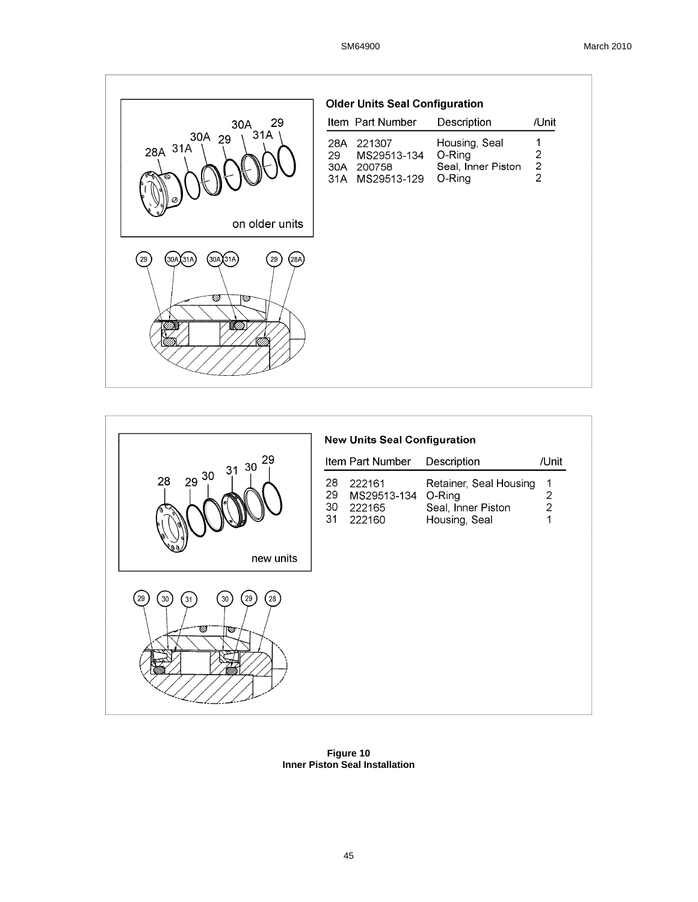### Older Units Seal Configuration

| Item | Part Number | Description | /Unit |
|---|---|---|---|
| 28A | 221307 | Housing, Seal | 1 |
| 29 | MS29513-134 | O-Ring | 2 |
| 30A | 200758 | Seal, Inner Piston | 2 |
| 31A | MS29513-129 | O-Ring | 2 |

### New Units Seal Configuration

| Item | Part Number | Description | /Unit |
|---|---|---|---|
| 28 | 222161 | Retainer, Seal Housing | 1 |
| 29 | MS29513-134 | O-Ring | 2 |
| 30 | 222165 | Seal, Inner Piston | 2 |
| 31 | 222160 | Housing, Seal | 1 |

**Figure 10**
**Inner Piston Seal Installation**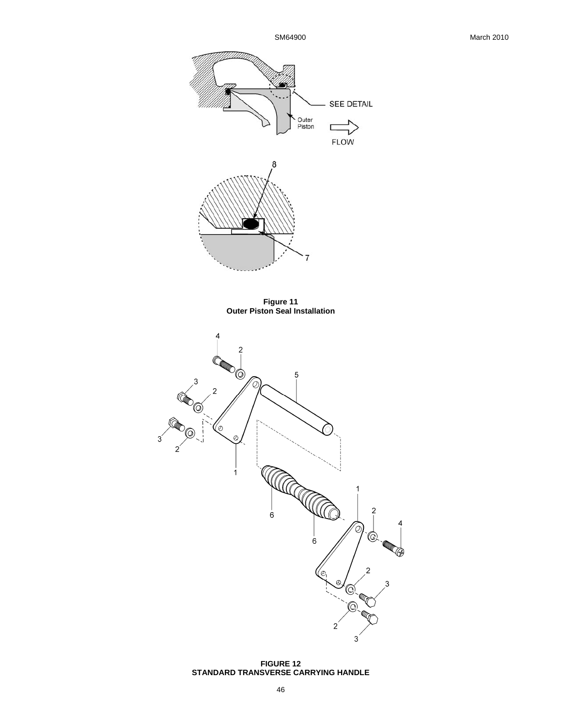**Figure 11**
**Outer Piston Seal Installation**

**FIGURE 12**
**STANDARD TRANSVERSE CARRYING HANDLE**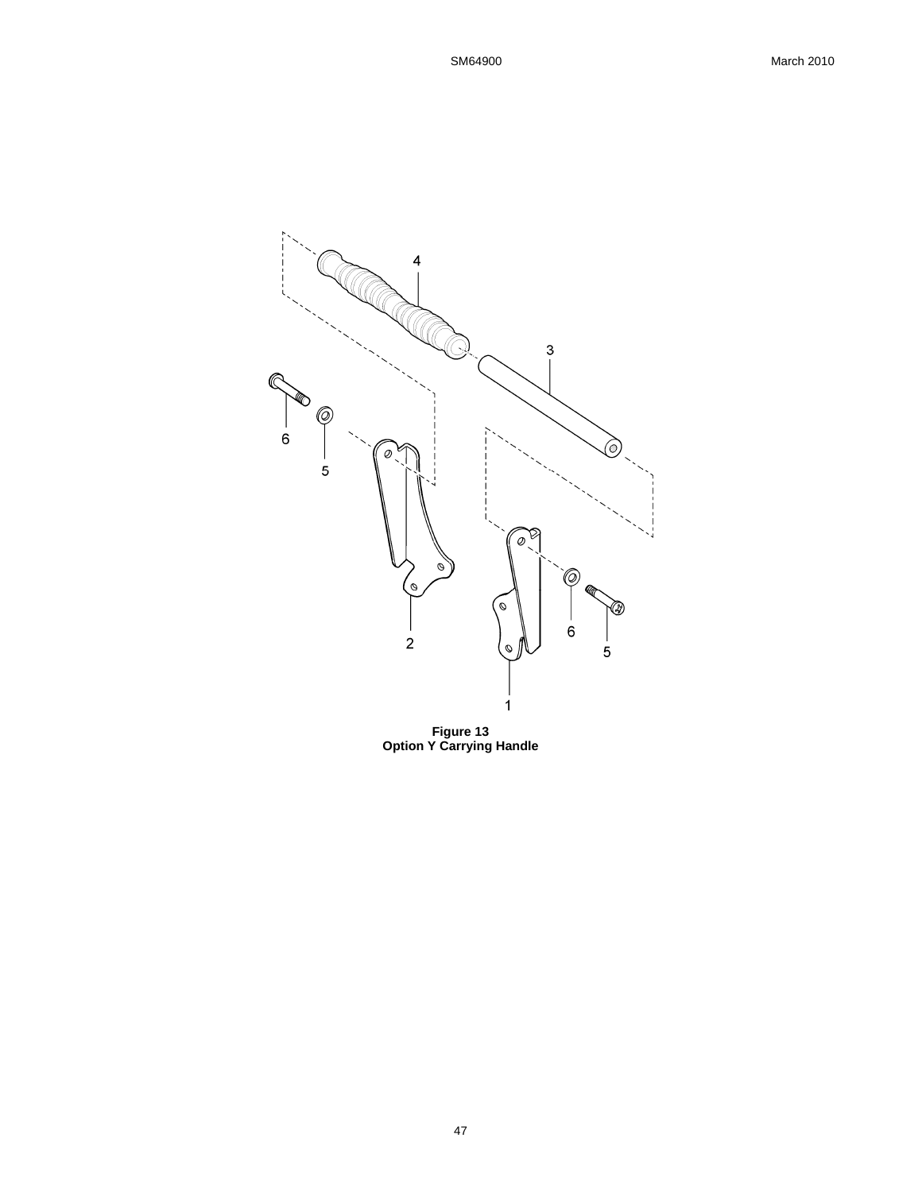**Figure 13**
**Option Y Carrying Handle**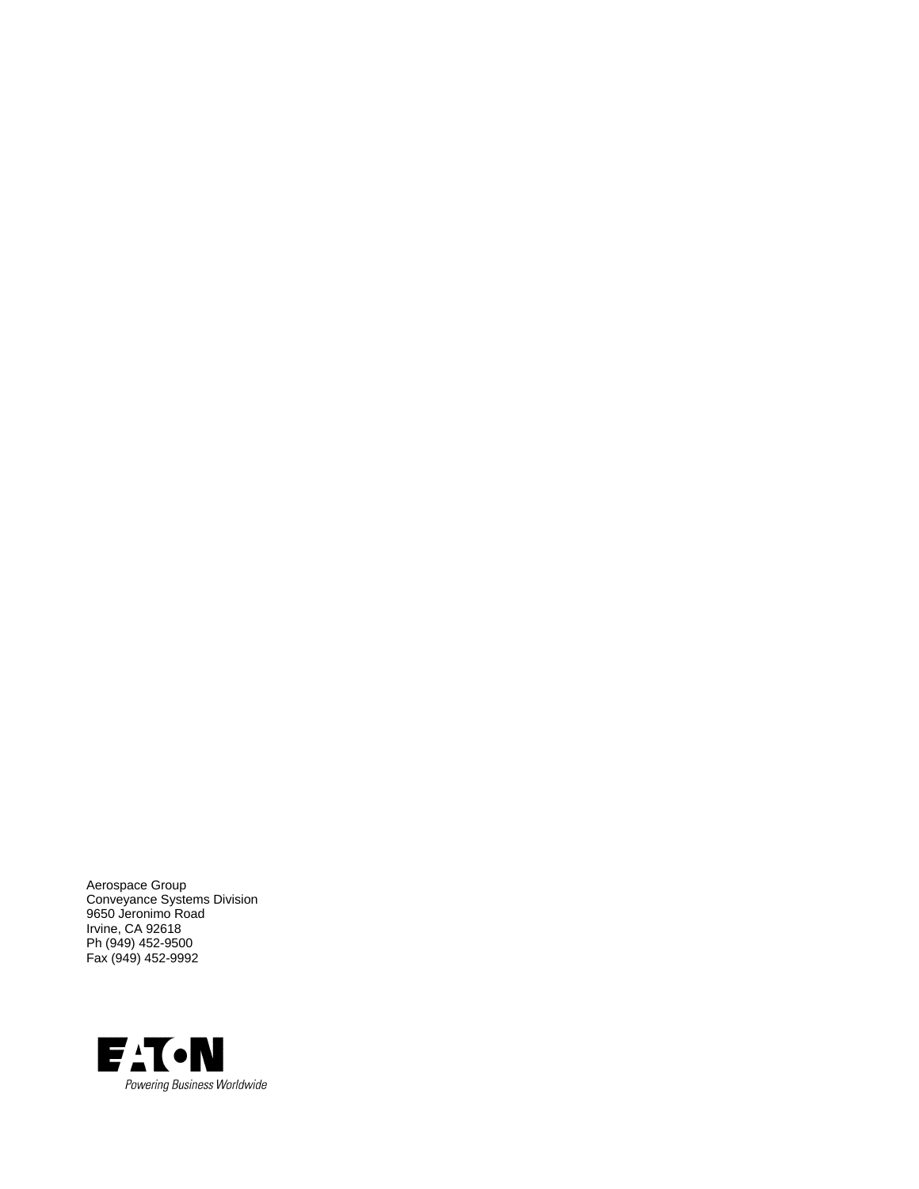Aerospace Group
Conveyance Systems Division
9650 Jeronimo Road
Irvine, CA 92618
Ph (949) 452-9500
Fax (949) 452-9992

EATON
*Powering Business Worldwide*